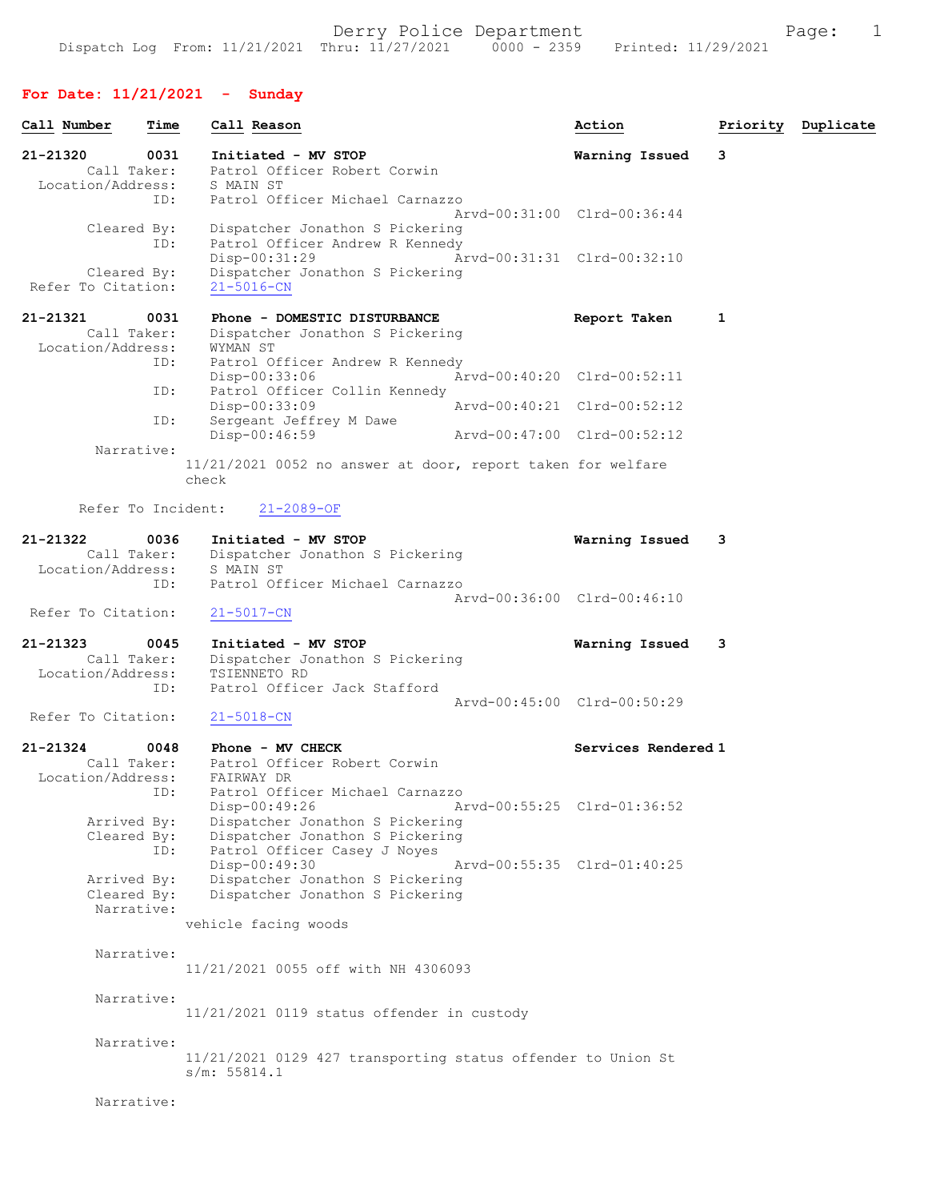Derry Police Department

Dispatch Log From: 11/21/2021 Thru: 11/27/2021 0000 - 2359 Printed: 11/29/2021

## For Date: 11/21/2021 - Sunday

| Call Number | Time | Call Reason | Action | Priority | Duplicate |
|---|---|---|---|---|---|

**21-21320** 0031 **Initiated - MV STOP** — **Warning Issued** — **3**

Call Taker: Patrol Officer Robert Corwin
Location/Address: S MAIN ST
ID: Patrol Officer Michael Carnazzo
Arvd-00:31:00 Clrd-00:36:44
Cleared By: Dispatcher Jonathon S Pickering
ID: Patrol Officer Andrew R Kennedy
Disp-00:31:29 Arvd-00:31:31 Clrd-00:32:10
Cleared By: Dispatcher Jonathon S Pickering
Refer To Citation: 21-5016-CN

**21-21321** 0031 **Phone - DOMESTIC DISTURBANCE** — **Report Taken** — **1**

Call Taker: Dispatcher Jonathon S Pickering
Location/Address: WYMAN ST
ID: Patrol Officer Andrew R Kennedy
Disp-00:33:06 Arvd-00:40:20 Clrd-00:52:11
ID: Patrol Officer Collin Kennedy
Disp-00:33:09 Arvd-00:40:21 Clrd-00:52:12
ID: Sergeant Jeffrey M Dawe
Disp-00:46:59 Arvd-00:47:00 Clrd-00:52:12
Narrative:
11/21/2021 0052 no answer at door, report taken for welfare check

Refer To Incident: 21-2089-OF

**21-21322** 0036 **Initiated - MV STOP** — **Warning Issued** — **3**

Call Taker: Dispatcher Jonathon S Pickering
Location/Address: S MAIN ST
ID: Patrol Officer Michael Carnazzo
Arvd-00:36:00 Clrd-00:46:10
Refer To Citation: 21-5017-CN

**21-21323** 0045 **Initiated - MV STOP** — **Warning Issued** — **3**

Call Taker: Dispatcher Jonathon S Pickering
Location/Address: TSIENNETO RD
ID: Patrol Officer Jack Stafford
Arvd-00:45:00 Clrd-00:50:29
Refer To Citation: 21-5018-CN

**21-21324** 0048 **Phone - MV CHECK** — **Services Rendered** — **1**

Call Taker: Patrol Officer Robert Corwin
Location/Address: FAIRWAY DR
ID: Patrol Officer Michael Carnazzo
Disp-00:49:26 Arvd-00:55:25 Clrd-01:36:52
Arrived By: Dispatcher Jonathon S Pickering
Cleared By: Dispatcher Jonathon S Pickering
ID: Patrol Officer Casey J Noyes
Disp-00:49:30 Arvd-00:55:35 Clrd-01:40:25
Arrived By: Dispatcher Jonathon S Pickering
Cleared By: Dispatcher Jonathon S Pickering
Narrative:
vehicle facing woods

Narrative:
11/21/2021 0055 off with NH 4306093

Narrative:
11/21/2021 0119 status offender in custody

Narrative:
11/21/2021 0129 427 transporting status offender to Union St s/m: 55814.1

Narrative: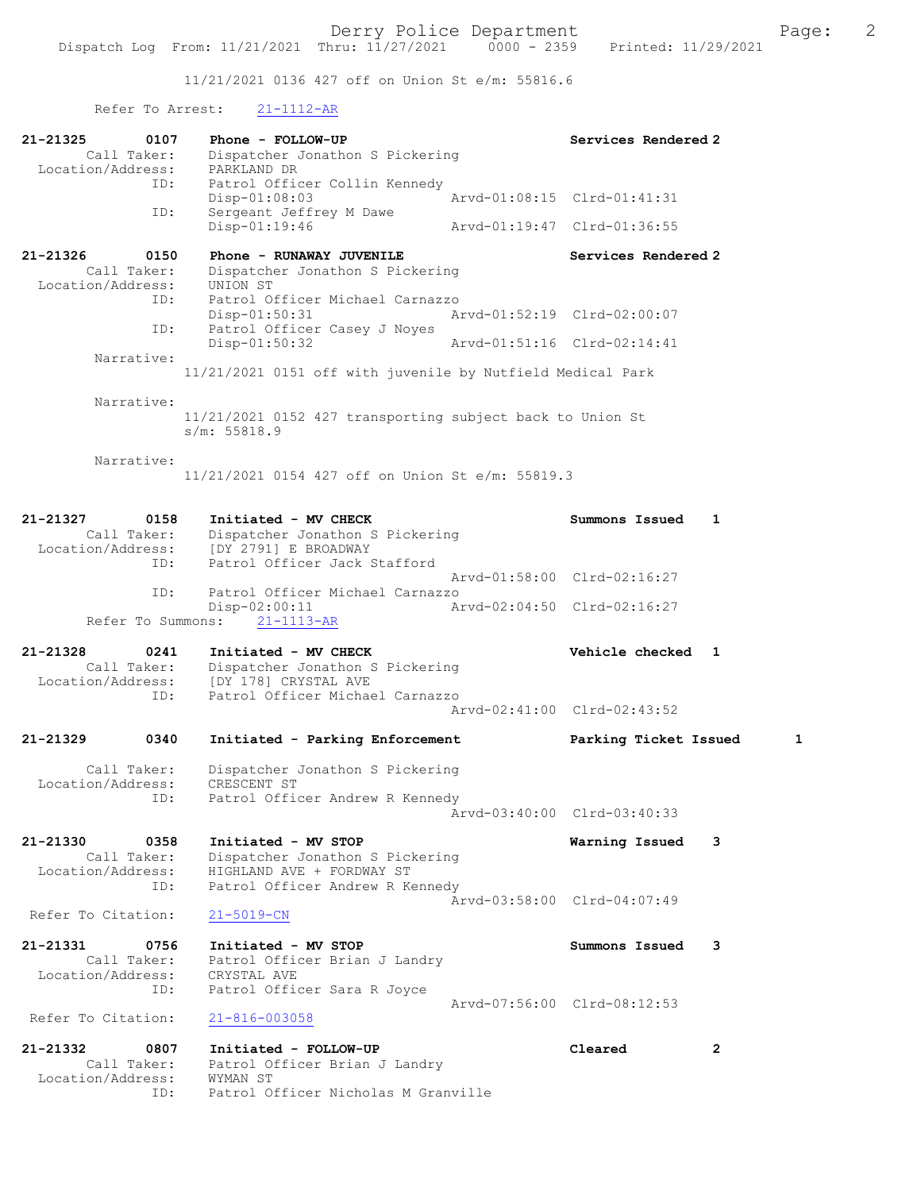11/21/2021 0136 427 off on Union St e/m: 55816.6

Refer To Arrest: 21-1112-AR

21-21325 0107 Phone - FOLLOW-UP Services Rendered 2
Call Taker: Dispatcher Jonathon S Pickering
Location/Address: PARKLAND DR
ID: Patrol Officer Collin Kennedy
Disp-01:08:03 Arvd-01:08:15 Clrd-01:41:31
ID: Sergeant Jeffrey M Dawe
Disp-01:19:46 Arvd-01:19:47 Clrd-01:36:55

21-21326 0150 Phone - RUNAWAY JUVENILE Services Rendered 2
Call Taker: Dispatcher Jonathon S Pickering
Location/Address: UNION ST
ID: Patrol Officer Michael Carnazzo
Disp-01:50:31 Arvd-01:52:19 Clrd-02:00:07
ID: Patrol Officer Casey J Noyes
Disp-01:50:32 Arvd-01:51:16 Clrd-02:14:41
Narrative:
11/21/2021 0151 off with juvenile by Nutfield Medical Park

Narrative:
11/21/2021 0152 427 transporting subject back to Union St s/m: 55818.9

Narrative:
11/21/2021 0154 427 off on Union St e/m: 55819.3

21-21327 0158 Initiated - MV CHECK Summons Issued 1
Call Taker: Dispatcher Jonathon S Pickering
Location/Address: [DY 2791] E BROADWAY
ID: Patrol Officer Jack Stafford
Arvd-01:58:00 Clrd-02:16:27
ID: Patrol Officer Michael Carnazzo
Disp-02:00:11 Arvd-02:04:50 Clrd-02:16:27
Refer To Summons: 21-1113-AR

21-21328 0241 Initiated - MV CHECK Vehicle checked 1
Call Taker: Dispatcher Jonathon S Pickering
Location/Address: [DY 178] CRYSTAL AVE
ID: Patrol Officer Michael Carnazzo
Arvd-02:41:00 Clrd-02:43:52

21-21329 0340 Initiated - Parking Enforcement Parking Ticket Issued 1
Call Taker: Dispatcher Jonathon S Pickering
Location/Address: CRESCENT ST
ID: Patrol Officer Andrew R Kennedy
Arvd-03:40:00 Clrd-03:40:33

21-21330 0358 Initiated - MV STOP Warning Issued 3
Call Taker: Dispatcher Jonathon S Pickering
Location/Address: HIGHLAND AVE + FORDWAY ST
ID: Patrol Officer Andrew R Kennedy
Arvd-03:58:00 Clrd-04:07:49
Refer To Citation: 21-5019-CN

21-21331 0756 Initiated - MV STOP Summons Issued 3
Call Taker: Patrol Officer Brian J Landry
Location/Address: CRYSTAL AVE
ID: Patrol Officer Sara R Joyce
Arvd-07:56:00 Clrd-08:12:53
Refer To Citation: 21-816-003058

21-21332 0807 Initiated - FOLLOW-UP Cleared 2
Call Taker: Patrol Officer Brian J Landry
Location/Address: WYMAN ST
ID: Patrol Officer Nicholas M Granville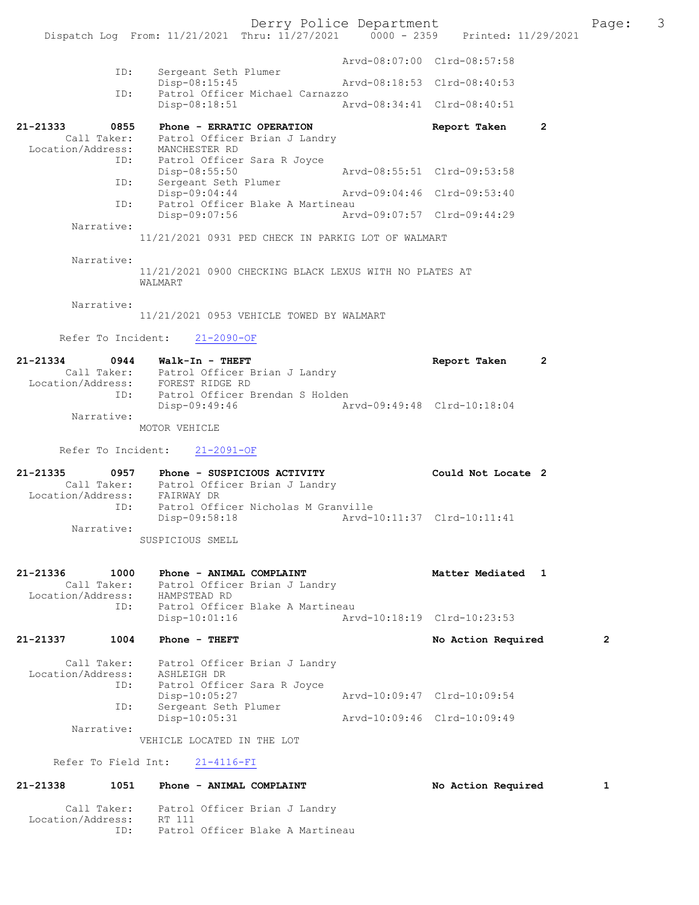```
                                Arvd-08:07:00  Clrd-08:57:58
          ID:     Sergeant Seth Plumer
                  Disp-08:15:45                 Arvd-08:18:53  Clrd-08:40:53
          ID:     Patrol Officer Michael Carnazzo
                  Disp-08:18:51                 Arvd-08:34:41  Clrd-08:40:51

21-21333      0855    Phone - ERRATIC OPERATION                   Report Taken      2
        Call Taker:   Patrol Officer Brian J Landry
  Location/Address:   MANCHESTER RD
                ID:   Patrol Officer Sara R Joyce
                      Disp-08:55:50             Arvd-08:55:51  Clrd-09:53:58
                ID:   Sergeant Seth Plumer
                      Disp-09:04:44             Arvd-09:04:46  Clrd-09:53:40
                ID:   Patrol Officer Blake A Martineau
                      Disp-09:07:56             Arvd-09:07:57  Clrd-09:44:29
         Narrative:
                  11/21/2021 0931 PED CHECK IN PARKIG LOT OF WALMART

         Narrative:
                  11/21/2021 0900 CHECKING BLACK LEXUS WITH NO PLATES AT
                  WALMART

         Narrative:
                  11/21/2021 0953 VEHICLE TOWED BY WALMART

      Refer To Incident:    21-2090-OF

21-21334      0944    Walk-In - THEFT                             Report Taken      2
        Call Taker:   Patrol Officer Brian J Landry
  Location/Address:   FOREST RIDGE RD
                ID:   Patrol Officer Brendan S Holden
                      Disp-09:49:46             Arvd-09:49:48  Clrd-10:18:04
         Narrative:
                  MOTOR VEHICLE

      Refer To Incident:    21-2091-OF

21-21335      0957    Phone - SUSPICIOUS ACTIVITY                 Could Not Locate  2
        Call Taker:   Patrol Officer Brian J Landry
  Location/Address:   FAIRWAY DR
                ID:   Patrol Officer Nicholas M Granville
                      Disp-09:58:18             Arvd-10:11:37  Clrd-10:11:41
         Narrative:
                  SUSPICIOUS SMELL

21-21336      1000    Phone - ANIMAL COMPLAINT                    Matter Mediated   1
        Call Taker:   Patrol Officer Brian J Landry
  Location/Address:   HAMPSTEAD RD
                ID:   Patrol Officer Blake A Martineau
                      Disp-10:01:16             Arvd-10:18:19  Clrd-10:23:53

21-21337      1004    Phone - THEFT                               No Action Required        2

        Call Taker:   Patrol Officer Brian J Landry
  Location/Address:   ASHLEIGH DR
                ID:   Patrol Officer Sara R Joyce
                      Disp-10:05:27             Arvd-10:09:47  Clrd-10:09:54
                ID:   Sergeant Seth Plumer
                      Disp-10:05:31             Arvd-10:09:46  Clrd-10:09:49
         Narrative:
                  VEHICLE LOCATED IN THE LOT

      Refer To Field Int:   21-4116-FI

21-21338      1051    Phone - ANIMAL COMPLAINT                    No Action Required        1

        Call Taker:   Patrol Officer Brian J Landry
  Location/Address:   RT 111
                ID:   Patrol Officer Blake A Martineau
```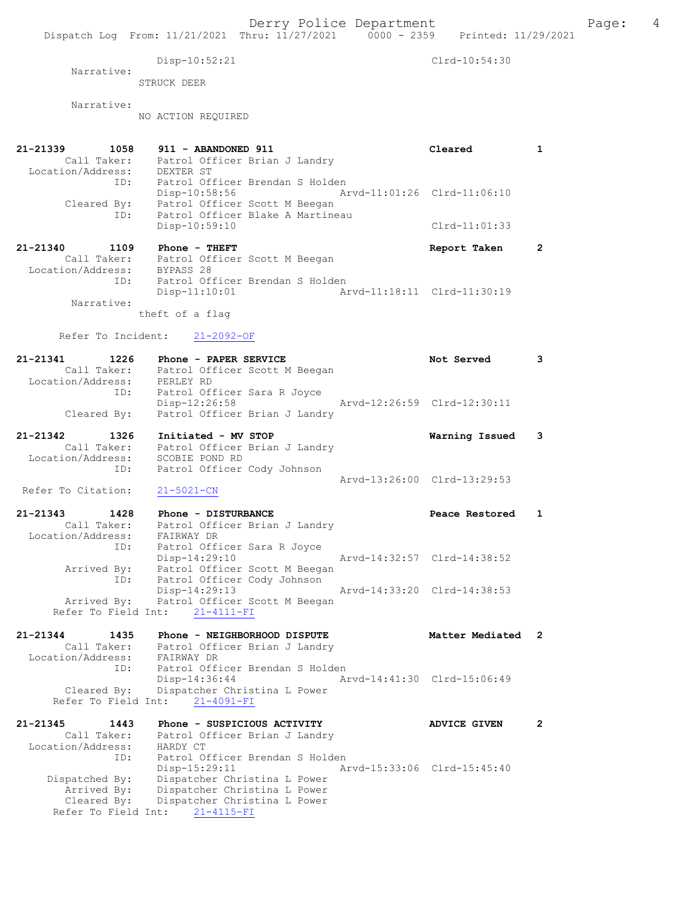Disp-10:52:21 Clrd-10:54:30

Narrative:
STRUCK DEER

Narrative:
NO ACTION REQUIRED

**21-21339 1058 911 - ABANDONED 911 Cleared 1**
Call Taker: Patrol Officer Brian J Landry
Location/Address: DEXTER ST
ID: Patrol Officer Brendan S Holden
Disp-10:58:56 Arvd-11:01:26 Clrd-11:06:10
Cleared By: Patrol Officer Scott M Beegan
ID: Patrol Officer Blake A Martineau
Disp-10:59:10 Clrd-11:01:33

**21-21340 1109 Phone - THEFT Report Taken 2**
Call Taker: Patrol Officer Scott M Beegan
Location/Address: BYPASS 28
ID: Patrol Officer Brendan S Holden
Disp-11:10:01 Arvd-11:18:11 Clrd-11:30:19
Narrative:
theft of a flag

Refer To Incident: 21-2092-OF

**21-21341 1226 Phone - PAPER SERVICE Not Served 3**
Call Taker: Patrol Officer Scott M Beegan
Location/Address: PERLEY RD
ID: Patrol Officer Sara R Joyce
Disp-12:26:58 Arvd-12:26:59 Clrd-12:30:11
Cleared By: Patrol Officer Brian J Landry

**21-21342 1326 Initiated - MV STOP Warning Issued 3**
Call Taker: Patrol Officer Brian J Landry
Location/Address: SCOBIE POND RD
ID: Patrol Officer Cody Johnson
Arvd-13:26:00 Clrd-13:29:53
Refer To Citation: 21-5021-CN

**21-21343 1428 Phone - DISTURBANCE Peace Restored 1**
Call Taker: Patrol Officer Brian J Landry
Location/Address: FAIRWAY DR
ID: Patrol Officer Sara R Joyce
Disp-14:29:10 Arvd-14:32:57 Clrd-14:38:52
Arrived By: Patrol Officer Scott M Beegan
ID: Patrol Officer Cody Johnson
Disp-14:29:13 Arvd-14:33:20 Clrd-14:38:53
Arrived By: Patrol Officer Scott M Beegan
Refer To Field Int: 21-4111-FI

**21-21344 1435 Phone - NEIGHBORHOOD DISPUTE Matter Mediated 2**
Call Taker: Patrol Officer Brian J Landry
Location/Address: FAIRWAY DR
ID: Patrol Officer Brendan S Holden
Disp-14:36:44 Arvd-14:41:30 Clrd-15:06:49
Cleared By: Dispatcher Christina L Power
Refer To Field Int: 21-4091-FI

**21-21345 1443 Phone - SUSPICIOUS ACTIVITY ADVICE GIVEN 2**
Call Taker: Patrol Officer Brian J Landry
Location/Address: HARDY CT
ID: Patrol Officer Brendan S Holden
Disp-15:29:11 Arvd-15:33:06 Clrd-15:45:40
Dispatched By: Dispatcher Christina L Power
Arrived By: Dispatcher Christina L Power
Cleared By: Dispatcher Christina L Power
Refer To Field Int: 21-4115-FI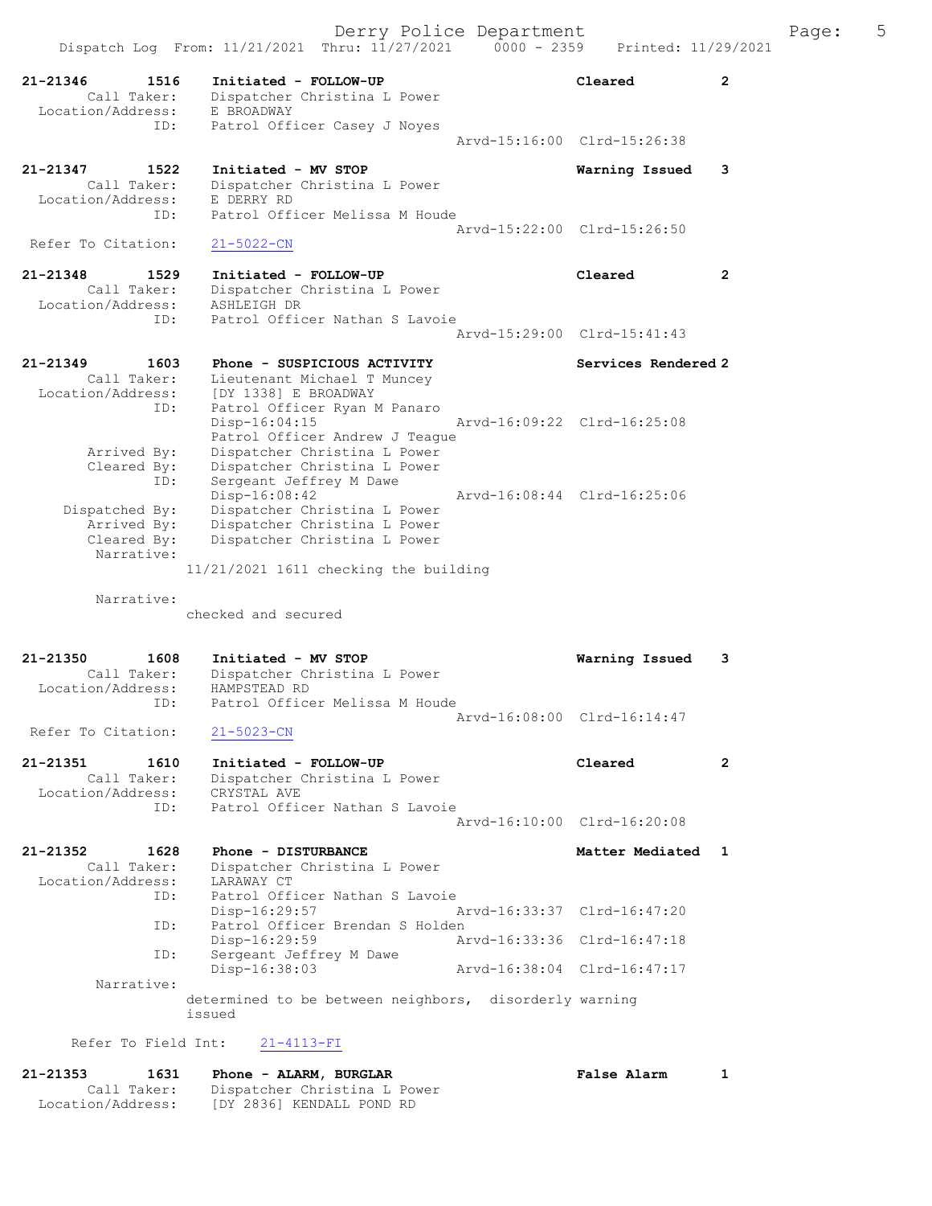21-21346 1516 Initiated - FOLLOW-UP Cleared 2
Call Taker: Dispatcher Christina L Power
Location/Address: E BROADWAY
ID: Patrol Officer Casey J Noyes
Arvd-15:16:00 Clrd-15:26:38

21-21347 1522 Initiated - MV STOP Warning Issued 3
Call Taker: Dispatcher Christina L Power
Location/Address: E DERRY RD
ID: Patrol Officer Melissa M Houde
Arvd-15:22:00 Clrd-15:26:50
Refer To Citation: 21-5022-CN

21-21348 1529 Initiated - FOLLOW-UP Cleared 2
Call Taker: Dispatcher Christina L Power
Location/Address: ASHLEIGH DR
ID: Patrol Officer Nathan S Lavoie
Arvd-15:29:00 Clrd-15:41:43

21-21349 1603 Phone - SUSPICIOUS ACTIVITY Services Rendered 2
Call Taker: Lieutenant Michael T Muncey
Location/Address: [DY 1338] E BROADWAY
ID: Patrol Officer Ryan M Panaro
Disp-16:04:15 Arvd-16:09:22 Clrd-16:25:08
Patrol Officer Andrew J Teague
Arrived By: Dispatcher Christina L Power
Cleared By: Dispatcher Christina L Power
ID: Sergeant Jeffrey M Dawe
Disp-16:08:42 Arvd-16:08:44 Clrd-16:25:06
Dispatched By: Dispatcher Christina L Power
Arrived By: Dispatcher Christina L Power
Cleared By: Dispatcher Christina L Power
Narrative:
11/21/2021 1611 checking the building

Narrative:
checked and secured

21-21350 1608 Initiated - MV STOP Warning Issued 3
Call Taker: Dispatcher Christina L Power
Location/Address: HAMPSTEAD RD
ID: Patrol Officer Melissa M Houde
Arvd-16:08:00 Clrd-16:14:47
Refer To Citation: 21-5023-CN

21-21351 1610 Initiated - FOLLOW-UP Cleared 2
Call Taker: Dispatcher Christina L Power
Location/Address: CRYSTAL AVE
ID: Patrol Officer Nathan S Lavoie
Arvd-16:10:00 Clrd-16:20:08

21-21352 1628 Phone - DISTURBANCE Matter Mediated 1
Call Taker: Dispatcher Christina L Power
Location/Address: LARAWAY CT
ID: Patrol Officer Nathan S Lavoie
Disp-16:29:57 Arvd-16:33:37 Clrd-16:47:20
ID: Patrol Officer Brendan S Holden
Disp-16:29:59 Arvd-16:33:36 Clrd-16:47:18
ID: Sergeant Jeffrey M Dawe
Disp-16:38:03 Arvd-16:38:04 Clrd-16:47:17
Narrative:
determined to be between neighbors, disorderly warning issued

Refer To Field Int: 21-4113-FI

21-21353 1631 Phone - ALARM, BURGLAR False Alarm 1
Call Taker: Dispatcher Christina L Power
Location/Address: [DY 2836] KENDALL POND RD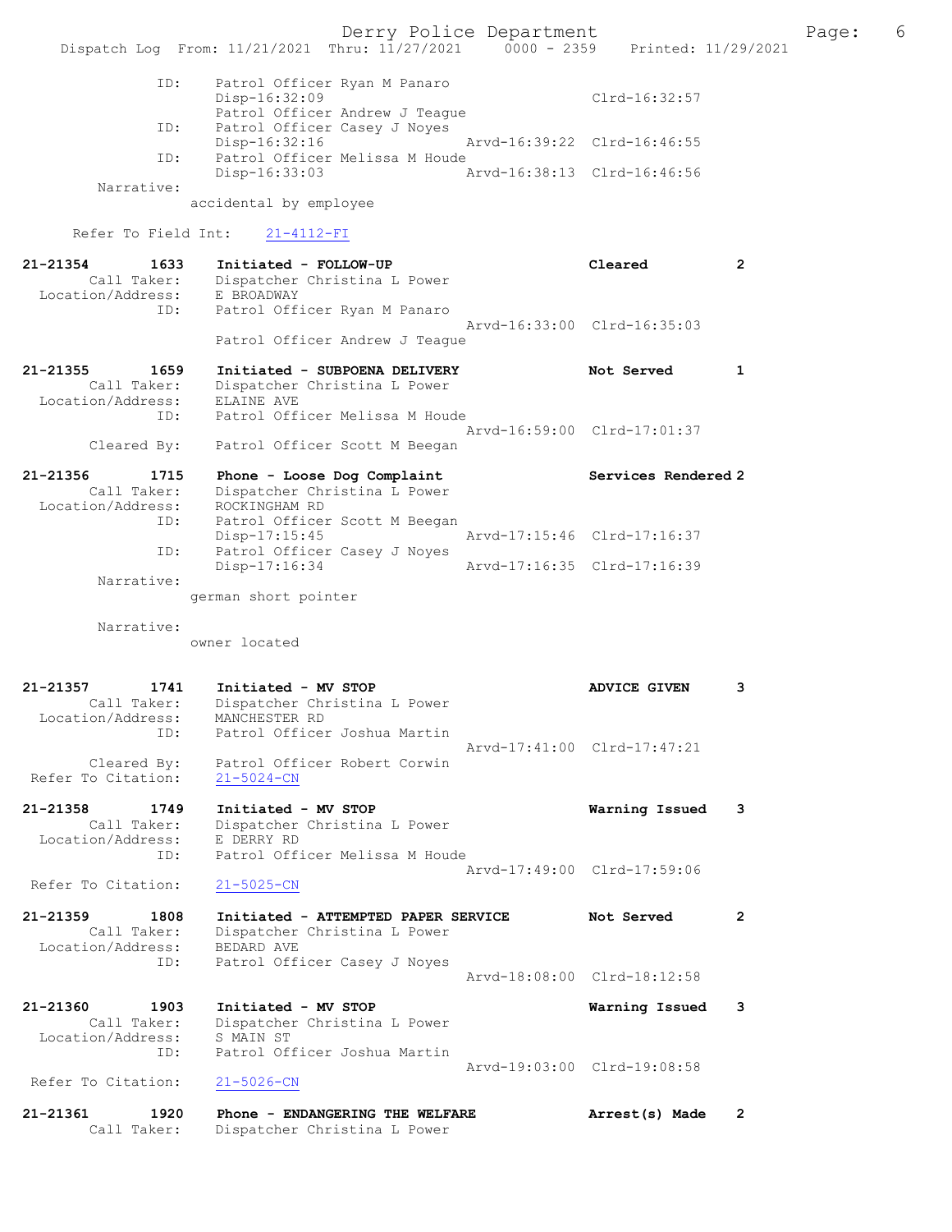```
            ID:     Patrol Officer Ryan M Panaro
                    Disp-16:32:09                             Clrd-16:32:57
                    Patrol Officer Andrew J Teague
            ID:     Patrol Officer Casey J Noyes
                    Disp-16:32:16                 Arvd-16:39:22  Clrd-16:46:55
            ID:     Patrol Officer Melissa M Houde
                    Disp-16:33:03                 Arvd-16:38:13  Clrd-16:46:56
     Narrative:
                  accidental by employee

    Refer To Field Int:    21-4112-FI

21-21354        1633    Initiated - FOLLOW-UP                       Cleared         2
        Call Taker:     Dispatcher Christina L Power
  Location/Address:     E BROADWAY
                ID:     Patrol Officer Ryan M Panaro
                                                  Arvd-16:33:00  Clrd-16:35:03
                        Patrol Officer Andrew J Teague

21-21355        1659    Initiated - SUBPOENA DELIVERY               Not Served      1
        Call Taker:     Dispatcher Christina L Power
  Location/Address:     ELAINE AVE
                ID:     Patrol Officer Melissa M Houde
                                                  Arvd-16:59:00  Clrd-17:01:37
        Cleared By:     Patrol Officer Scott M Beegan

21-21356        1715    Phone - Loose Dog Complaint                 Services Rendered 2
        Call Taker:     Dispatcher Christina L Power
  Location/Address:     ROCKINGHAM RD
                ID:     Patrol Officer Scott M Beegan
                        Disp-17:15:45             Arvd-17:15:46  Clrd-17:16:37
                ID:     Patrol Officer Casey J Noyes
                        Disp-17:16:34             Arvd-17:16:35  Clrd-17:16:39
         Narrative:
                      german short pointer

         Narrative:
                      owner located


21-21357        1741    Initiated - MV STOP                         ADVICE GIVEN    3
        Call Taker:     Dispatcher Christina L Power
  Location/Address:     MANCHESTER RD
                ID:     Patrol Officer Joshua Martin
                                                  Arvd-17:41:00  Clrd-17:47:21
        Cleared By:     Patrol Officer Robert Corwin
 Refer To Citation:     21-5024-CN

21-21358        1749    Initiated - MV STOP                         Warning Issued  3
        Call Taker:     Dispatcher Christina L Power
  Location/Address:     E DERRY RD
                ID:     Patrol Officer Melissa M Houde
                                                  Arvd-17:49:00  Clrd-17:59:06
 Refer To Citation:     21-5025-CN

21-21359        1808    Initiated - ATTEMPTED PAPER SERVICE         Not Served      2
        Call Taker:     Dispatcher Christina L Power
  Location/Address:     BEDARD AVE
                ID:     Patrol Officer Casey J Noyes
                                                  Arvd-18:08:00  Clrd-18:12:58

21-21360        1903    Initiated - MV STOP                         Warning Issued  3
        Call Taker:     Dispatcher Christina L Power
  Location/Address:     S MAIN ST
                ID:     Patrol Officer Joshua Martin
                                                  Arvd-19:03:00  Clrd-19:08:58
 Refer To Citation:     21-5026-CN

21-21361        1920    Phone - ENDANGERING THE WELFARE             Arrest(s) Made  2
        Call Taker:     Dispatcher Christina L Power
```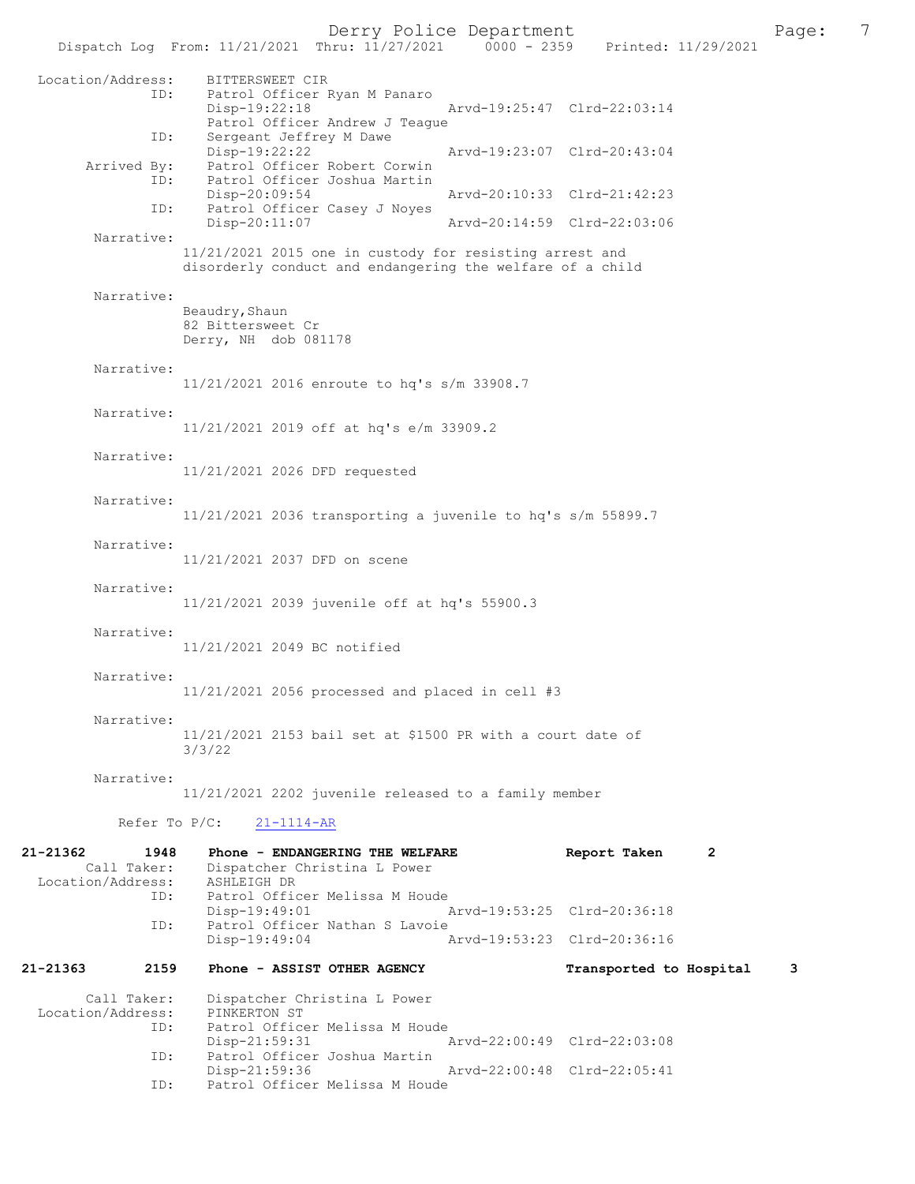Dispatch Log From: 11/21/2021 Thru: 11/27/2021 0000 - 2359 Printed: 11/29/2021

```
 Location/Address:    BITTERSWEET CIR
              ID:     Patrol Officer Ryan M Panaro
                      Disp-19:22:18                 Arvd-19:25:47  Clrd-22:03:14
                      Patrol Officer Andrew J Teague
              ID:     Sergeant Jeffrey M Dawe
                      Disp-19:22:22                 Arvd-19:23:07  Clrd-20:43:04
      Arrived By:     Patrol Officer Robert Corwin
              ID:     Patrol Officer Joshua Martin
                      Disp-20:09:54                 Arvd-20:10:33  Clrd-21:42:23
              ID:     Patrol Officer Casey J Noyes
                      Disp-20:11:07                 Arvd-20:14:59  Clrd-22:03:06
       Narrative:
                    11/21/2021 2015 one in custody for resisting arrest and
                    disorderly conduct and endangering the welfare of a child

       Narrative:
                    Beaudry,Shaun
                    82 Bittersweet Cr
                    Derry, NH  dob 081178

       Narrative:
                    11/21/2021 2016 enroute to hq's s/m 33908.7

       Narrative:
                    11/21/2021 2019 off at hq's e/m 33909.2

       Narrative:
                    11/21/2021 2026 DFD requested

       Narrative:
                    11/21/2021 2036 transporting a juvenile to hq's s/m 55899.7

       Narrative:
                    11/21/2021 2037 DFD on scene

       Narrative:
                    11/21/2021 2039 juvenile off at hq's 55900.3

       Narrative:
                    11/21/2021 2049 BC notified

       Narrative:
                    11/21/2021 2056 processed and placed in cell #3

       Narrative:
                    11/21/2021 2153 bail set at $1500 PR with a court date of
                    3/3/22

       Narrative:
                    11/21/2021 2202 juvenile released to a family member

         Refer To P/C:    21-1114-AR

21-21362        1948    Phone - ENDANGERING THE WELFARE         Report Taken       2
       Call Taker:      Dispatcher Christina L Power
 Location/Address:      ASHLEIGH DR
              ID:       Patrol Officer Melissa M Houde
                        Disp-19:49:01               Arvd-19:53:25  Clrd-20:36:18
              ID:       Patrol Officer Nathan S Lavoie
                        Disp-19:49:04               Arvd-19:53:23  Clrd-20:36:16

21-21363        2159    Phone - ASSIST OTHER AGENCY             Transported to Hospital    3

       Call Taker:      Dispatcher Christina L Power
 Location/Address:      PINKERTON ST
              ID:       Patrol Officer Melissa M Houde
                        Disp-21:59:31               Arvd-22:00:49  Clrd-22:03:08
              ID:       Patrol Officer Joshua Martin
                        Disp-21:59:36               Arvd-22:00:48  Clrd-22:05:41
              ID:       Patrol Officer Melissa M Houde
```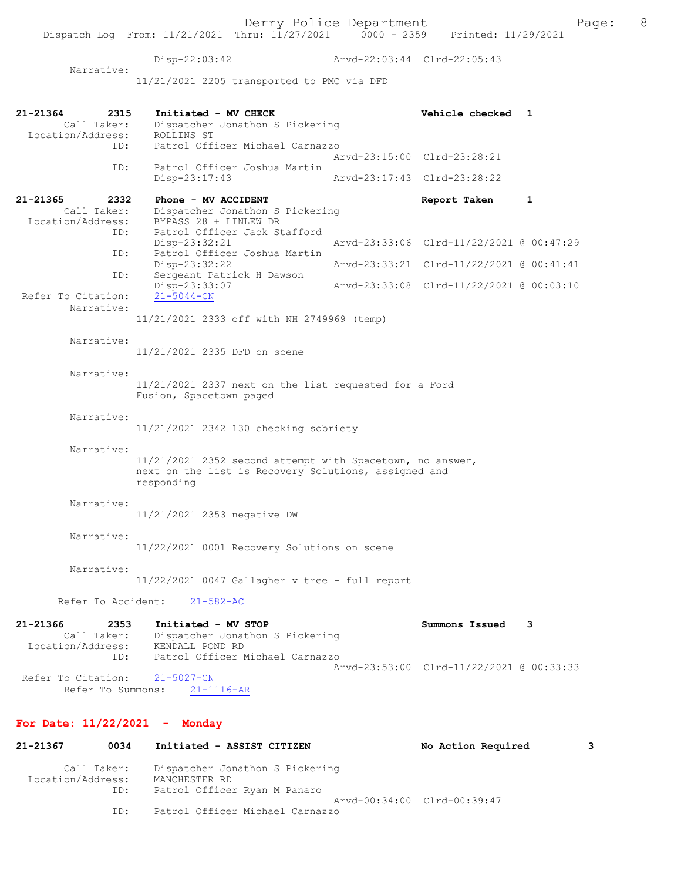Disp-22:03:42 Arvd-22:03:44 Clrd-22:05:43

Narrative:

11/21/2021 2205 transported to PMC via DFD

**21-21364 2315 Initiated - MV CHECK** Vehicle checked 1

Call Taker: Dispatcher Jonathon S Pickering
Location/Address: ROLLINS ST
ID: Patrol Officer Michael Carnazzo
Arvd-23:15:00 Clrd-23:28:21
ID: Patrol Officer Joshua Martin
Disp-23:17:43 Arvd-23:17:43 Clrd-23:28:22

**21-21365 2332 Phone - MV ACCIDENT** Report Taken 1

Call Taker: Dispatcher Jonathon S Pickering
Location/Address: BYPASS 28 + LINLEW DR
ID: Patrol Officer Jack Stafford
Disp-23:32:21 Arvd-23:33:06 Clrd-11/22/2021 @ 00:47:29
ID: Patrol Officer Joshua Martin
Disp-23:32:22 Arvd-23:33:21 Clrd-11/22/2021 @ 00:41:41
ID: Sergeant Patrick H Dawson
Disp-23:33:07 Arvd-23:33:08 Clrd-11/22/2021 @ 00:03:10
Refer To Citation: 21-5044-CN

Narrative:
11/21/2021 2333 off with NH 2749969 (temp)

Narrative:
11/21/2021 2335 DFD on scene

Narrative:
11/21/2021 2337 next on the list requested for a Ford Fusion, Spacetown paged

Narrative:
11/21/2021 2342 130 checking sobriety

Narrative:
11/21/2021 2352 second attempt with Spacetown, no answer, next on the list is Recovery Solutions, assigned and responding

Narrative:
11/21/2021 2353 negative DWI

Narrative:
11/22/2021 0001 Recovery Solutions on scene

Narrative:
11/22/2021 0047 Gallagher v tree - full report

Refer To Accident: 21-582-AC

**21-21366 2353 Initiated - MV STOP** Summons Issued 3

Call Taker: Dispatcher Jonathon S Pickering
Location/Address: KENDALL POND RD
ID: Patrol Officer Michael Carnazzo
Arvd-23:53:00 Clrd-11/22/2021 @ 00:33:33
Refer To Citation: 21-5027-CN
Refer To Summons: 21-1116-AR

## For Date: 11/22/2021 - Monday

**21-21367 0034 Initiated - ASSIST CITIZEN** No Action Required 3

Call Taker: Dispatcher Jonathon S Pickering
Location/Address: MANCHESTER RD
ID: Patrol Officer Ryan M Panaro
Arvd-00:34:00 Clrd-00:39:47
ID: Patrol Officer Michael Carnazzo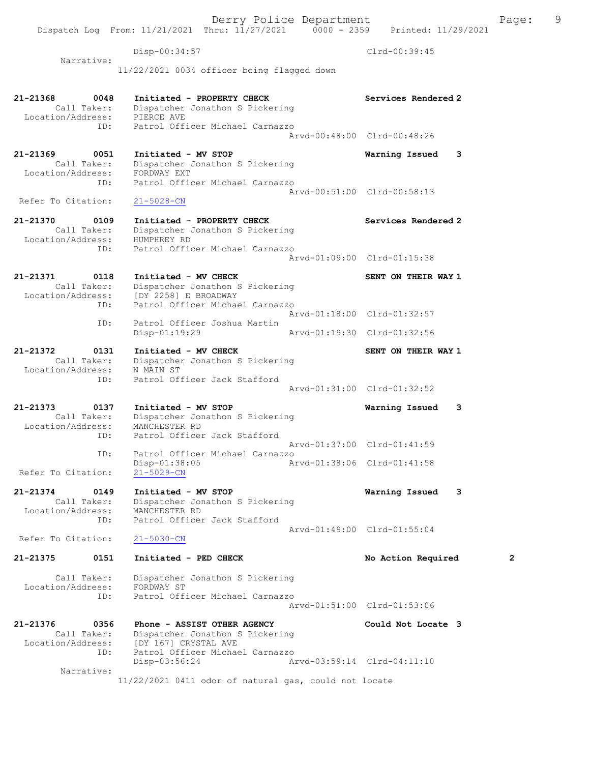Disp-00:34:57 Clrd-00:39:45

Narrative:
11/22/2021 0034 officer being flagged down

```
21-21368        0048    Initiated - PROPERTY CHECK                  Services Rendered 2
        Call Taker:     Dispatcher Jonathon S Pickering
  Location/Address:     PIERCE AVE
                ID:     Patrol Officer Michael Carnazzo
                                                 Arvd-00:48:00  Clrd-00:48:26

21-21369        0051    Initiated - MV STOP                         Warning Issued    3
        Call Taker:     Dispatcher Jonathon S Pickering
  Location/Address:     FORDWAY EXT
                ID:     Patrol Officer Michael Carnazzo
                                                 Arvd-00:51:00  Clrd-00:58:13
  Refer To Citation:    21-5028-CN

21-21370        0109    Initiated - PROPERTY CHECK                  Services Rendered 2
        Call Taker:     Dispatcher Jonathon S Pickering
  Location/Address:     HUMPHREY RD
                ID:     Patrol Officer Michael Carnazzo
                                                 Arvd-01:09:00  Clrd-01:15:38

21-21371        0118    Initiated - MV CHECK                        SENT ON THEIR WAY 1
        Call Taker:     Dispatcher Jonathon S Pickering
  Location/Address:     [DY 2258] E BROADWAY
                ID:     Patrol Officer Michael Carnazzo
                                                 Arvd-01:18:00  Clrd-01:32:57
                ID:     Patrol Officer Joshua Martin
                        Disp-01:19:29            Arvd-01:19:30  Clrd-01:32:56

21-21372        0131    Initiated - MV CHECK                        SENT ON THEIR WAY 1
        Call Taker:     Dispatcher Jonathon S Pickering
  Location/Address:     N MAIN ST
                ID:     Patrol Officer Jack Stafford
                                                 Arvd-01:31:00  Clrd-01:32:52

21-21373        0137    Initiated - MV STOP                         Warning Issued    3
        Call Taker:     Dispatcher Jonathon S Pickering
  Location/Address:     MANCHESTER RD
                ID:     Patrol Officer Jack Stafford
                                                 Arvd-01:37:00  Clrd-01:41:59
                ID:     Patrol Officer Michael Carnazzo
                        Disp-01:38:05            Arvd-01:38:06  Clrd-01:41:58
  Refer To Citation:    21-5029-CN

21-21374        0149    Initiated - MV STOP                         Warning Issued    3
        Call Taker:     Dispatcher Jonathon S Pickering
  Location/Address:     MANCHESTER RD
                ID:     Patrol Officer Jack Stafford
                                                 Arvd-01:49:00  Clrd-01:55:04
  Refer To Citation:    21-5030-CN

21-21375        0151    Initiated - PED CHECK                       No Action Required        2

        Call Taker:     Dispatcher Jonathon S Pickering
  Location/Address:     FORDWAY ST
                ID:     Patrol Officer Michael Carnazzo
                                                 Arvd-01:51:00  Clrd-01:53:06

21-21376        0356    Phone - ASSIST OTHER AGENCY                 Could Not Locate  3
        Call Taker:     Dispatcher Jonathon S Pickering
  Location/Address:     [DY 167] CRYSTAL AVE
                ID:     Patrol Officer Michael Carnazzo
                        Disp-03:56:24            Arvd-03:59:14  Clrd-04:11:10
         Narrative:
                        11/22/2021 0411 odor of natural gas, could not locate
```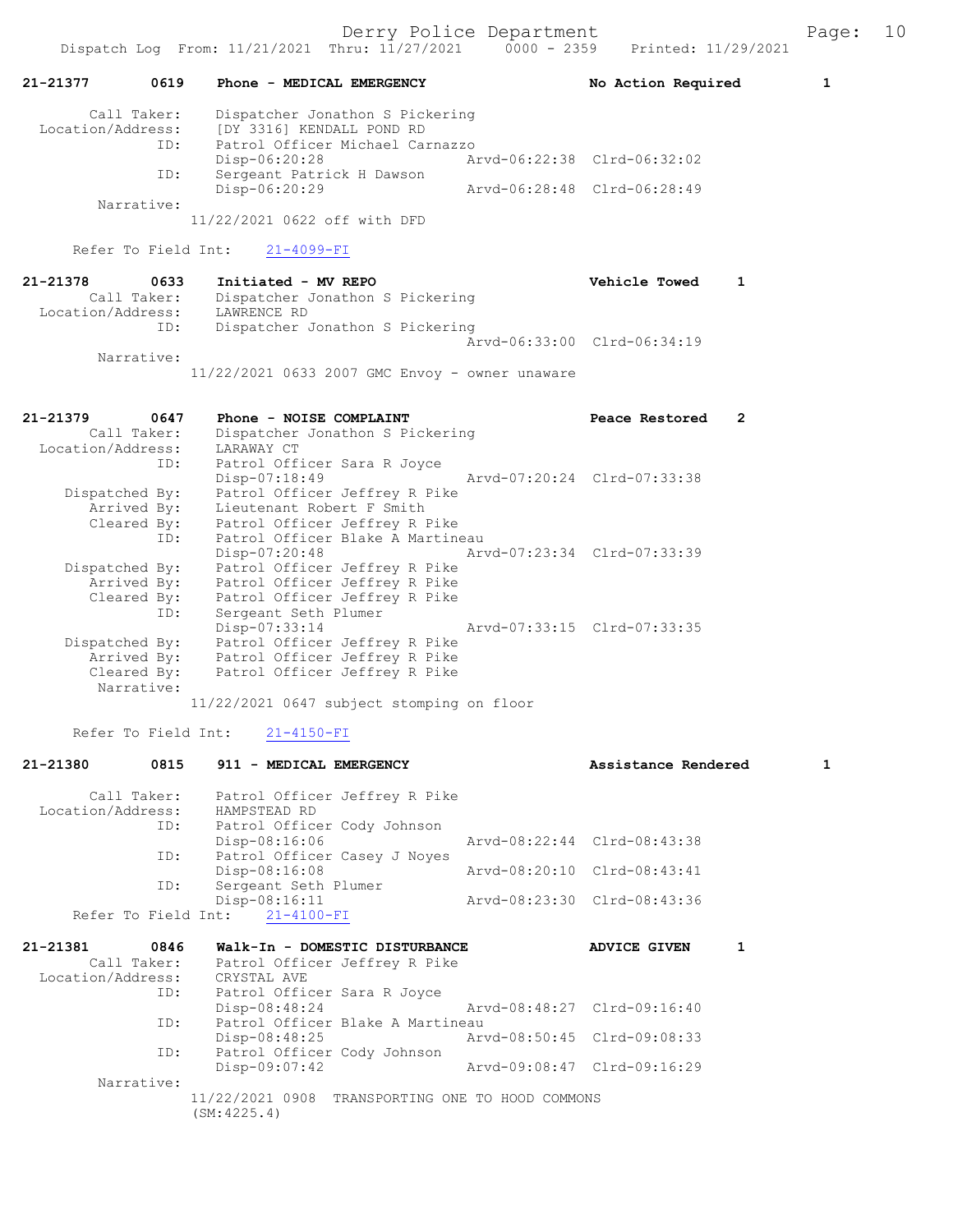**21-21377 0619 Phone - MEDICAL EMERGENCY — No Action Required 1**

Call Taker: Dispatcher Jonathon S Pickering
Location/Address: [DY 3316] KENDALL POND RD
ID: Patrol Officer Michael Carnazzo
Disp-06:20:28 Arvd-06:22:38 Clrd-06:32:02
ID: Sergeant Patrick H Dawson
Disp-06:20:29 Arvd-06:28:48 Clrd-06:28:49
Narrative:
11/22/2021 0622 off with DFD

Refer To Field Int: 21-4099-FI

**21-21378 0633 Initiated - MV REPO — Vehicle Towed 1**

Call Taker: Dispatcher Jonathon S Pickering
Location/Address: LAWRENCE RD
ID: Dispatcher Jonathon S Pickering
Arvd-06:33:00 Clrd-06:34:19
Narrative:
11/22/2021 0633 2007 GMC Envoy - owner unaware

**21-21379 0647 Phone - NOISE COMPLAINT — Peace Restored 2**

Call Taker: Dispatcher Jonathon S Pickering
Location/Address: LARAWAY CT
ID: Patrol Officer Sara R Joyce
Disp-07:18:49 Arvd-07:20:24 Clrd-07:33:38
Dispatched By: Patrol Officer Jeffrey R Pike
Arrived By: Lieutenant Robert F Smith
Cleared By: Patrol Officer Jeffrey R Pike
ID: Patrol Officer Blake A Martineau
Disp-07:20:48 Arvd-07:23:34 Clrd-07:33:39
Dispatched By: Patrol Officer Jeffrey R Pike
Arrived By: Patrol Officer Jeffrey R Pike
Cleared By: Patrol Officer Jeffrey R Pike
ID: Sergeant Seth Plumer
Disp-07:33:14 Arvd-07:33:15 Clrd-07:33:35
Dispatched By: Patrol Officer Jeffrey R Pike
Arrived By: Patrol Officer Jeffrey R Pike
Cleared By: Patrol Officer Jeffrey R Pike
Narrative:
11/22/2021 0647 subject stomping on floor

Refer To Field Int: 21-4150-FI

**21-21380 0815 911 - MEDICAL EMERGENCY — Assistance Rendered 1**

Call Taker: Patrol Officer Jeffrey R Pike
Location/Address: HAMPSTEAD RD
ID: Patrol Officer Cody Johnson
Disp-08:16:06 Arvd-08:22:44 Clrd-08:43:38
ID: Patrol Officer Casey J Noyes
Disp-08:16:08 Arvd-08:20:10 Clrd-08:43:41
ID: Sergeant Seth Plumer
Disp-08:16:11 Arvd-08:23:30 Clrd-08:43:36
Refer To Field Int: 21-4100-FI

**21-21381 0846 Walk-In - DOMESTIC DISTURBANCE — ADVICE GIVEN 1**

Call Taker: Patrol Officer Jeffrey R Pike
Location/Address: CRYSTAL AVE
ID: Patrol Officer Sara R Joyce
Disp-08:48:24 Arvd-08:48:27 Clrd-09:16:40
ID: Patrol Officer Blake A Martineau
Disp-08:48:25 Arvd-08:50:45 Clrd-09:08:33
ID: Patrol Officer Cody Johnson
Disp-09:07:42 Arvd-09:08:47 Clrd-09:16:29
Narrative:
11/22/2021 0908 TRANSPORTING ONE TO HOOD COMMONS (SM:4225.4)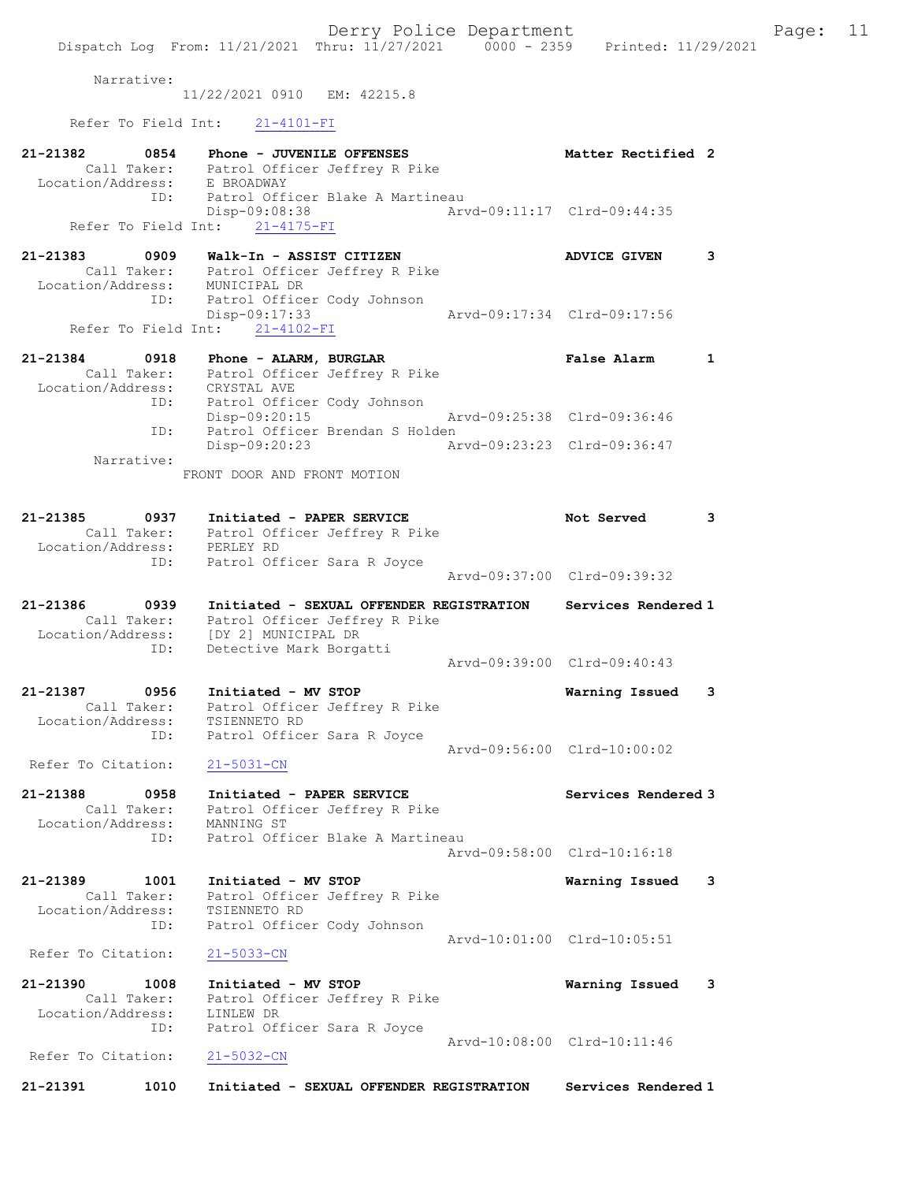Narrative:
11/22/2021 0910 EM: 42215.8

Refer To Field Int: 21-4101-FI

**21-21382 0854 Phone - JUVENILE OFFENSES** Matter Rectified 2
Call Taker: Patrol Officer Jeffrey R Pike
Location/Address: E BROADWAY
ID: Patrol Officer Blake A Martineau
Disp-09:08:38 Arvd-09:11:17 Clrd-09:44:35
Refer To Field Int: 21-4175-FI

**21-21383 0909 Walk-In - ASSIST CITIZEN** ADVICE GIVEN 3
Call Taker: Patrol Officer Jeffrey R Pike
Location/Address: MUNICIPAL DR
ID: Patrol Officer Cody Johnson
Disp-09:17:33 Arvd-09:17:34 Clrd-09:17:56
Refer To Field Int: 21-4102-FI

**21-21384 0918 Phone - ALARM, BURGLAR** False Alarm 1
Call Taker: Patrol Officer Jeffrey R Pike
Location/Address: CRYSTAL AVE
ID: Patrol Officer Cody Johnson
Disp-09:20:15 Arvd-09:25:38 Clrd-09:36:46
ID: Patrol Officer Brendan S Holden
Disp-09:20:23 Arvd-09:23:23 Clrd-09:36:47
Narrative:
FRONT DOOR AND FRONT MOTION

**21-21385 0937 Initiated - PAPER SERVICE** Not Served 3
Call Taker: Patrol Officer Jeffrey R Pike
Location/Address: PERLEY RD
ID: Patrol Officer Sara R Joyce
Arvd-09:37:00 Clrd-09:39:32

**21-21386 0939 Initiated - SEXUAL OFFENDER REGISTRATION** Services Rendered 1
Call Taker: Patrol Officer Jeffrey R Pike
Location/Address: [DY 2] MUNICIPAL DR
ID: Detective Mark Borgatti
Arvd-09:39:00 Clrd-09:40:43

**21-21387 0956 Initiated - MV STOP** Warning Issued 3
Call Taker: Patrol Officer Jeffrey R Pike
Location/Address: TSIENNETO RD
ID: Patrol Officer Sara R Joyce
Arvd-09:56:00 Clrd-10:00:02
Refer To Citation: 21-5031-CN

**21-21388 0958 Initiated - PAPER SERVICE** Services Rendered 3
Call Taker: Patrol Officer Jeffrey R Pike
Location/Address: MANNING ST
ID: Patrol Officer Blake A Martineau
Arvd-09:58:00 Clrd-10:16:18

**21-21389 1001 Initiated - MV STOP** Warning Issued 3
Call Taker: Patrol Officer Jeffrey R Pike
Location/Address: TSIENNETO RD
ID: Patrol Officer Cody Johnson
Arvd-10:01:00 Clrd-10:05:51
Refer To Citation: 21-5033-CN

**21-21390 1008 Initiated - MV STOP** Warning Issued 3
Call Taker: Patrol Officer Jeffrey R Pike
Location/Address: LINLEW DR
ID: Patrol Officer Sara R Joyce
Arvd-10:08:00 Clrd-10:11:46
Refer To Citation: 21-5032-CN

**21-21391 1010 Initiated - SEXUAL OFFENDER REGISTRATION** Services Rendered 1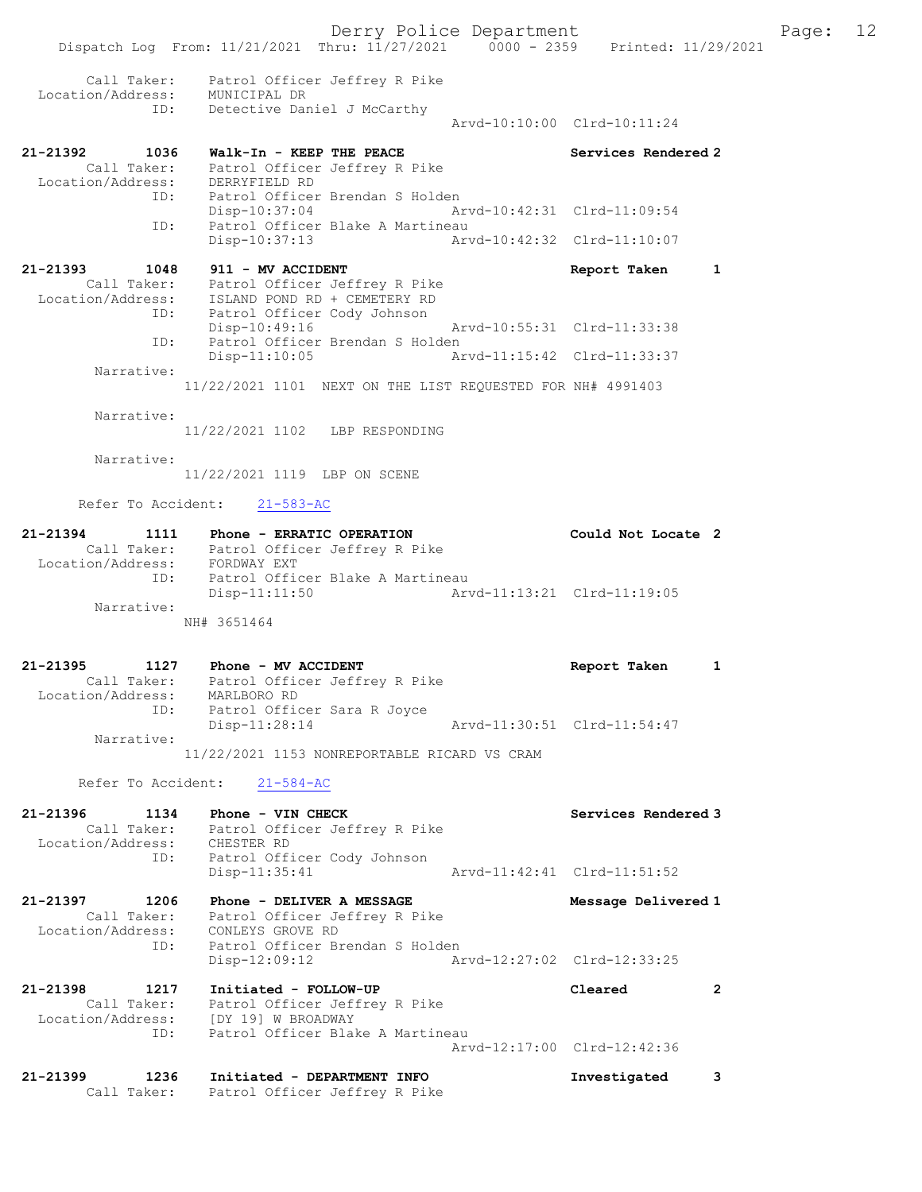```
        Call Taker:    Patrol Officer Jeffrey R Pike
  Location/Address:    MUNICIPAL DR
                ID:    Detective Daniel J McCarthy
                                               Arvd-10:10:00  Clrd-10:11:24

21-21392        1036   Walk-In - KEEP THE PEACE                   Services Rendered 2
        Call Taker:    Patrol Officer Jeffrey R Pike
  Location/Address:    DERRYFIELD RD
                ID:    Patrol Officer Brendan S Holden
                       Disp-10:37:04           Arvd-10:42:31  Clrd-11:09:54
                ID:    Patrol Officer Blake A Martineau
                       Disp-10:37:13           Arvd-10:42:32  Clrd-11:10:07

21-21393        1048   911 - MV ACCIDENT                          Report Taken      1
        Call Taker:    Patrol Officer Jeffrey R Pike
  Location/Address:    ISLAND POND RD + CEMETERY RD
                ID:    Patrol Officer Cody Johnson
                       Disp-10:49:16           Arvd-10:55:31  Clrd-11:33:38
                ID:    Patrol Officer Brendan S Holden
                       Disp-11:10:05           Arvd-11:15:42  Clrd-11:33:37
         Narrative:
                    11/22/2021 1101  NEXT ON THE LIST REQUESTED FOR NH# 4991403

         Narrative:
                    11/22/2021 1102   LBP RESPONDING

         Narrative:
                    11/22/2021 1119  LBP ON SCENE

      Refer To Accident:    21-583-AC

21-21394        1111   Phone - ERRATIC OPERATION                  Could Not Locate  2
        Call Taker:    Patrol Officer Jeffrey R Pike
  Location/Address:    FORDWAY EXT
                ID:    Patrol Officer Blake A Martineau
                       Disp-11:11:50           Arvd-11:13:21  Clrd-11:19:05
         Narrative:
                    NH# 3651464

21-21395        1127   Phone - MV ACCIDENT                        Report Taken      1
        Call Taker:    Patrol Officer Jeffrey R Pike
  Location/Address:    MARLBORO RD
                ID:    Patrol Officer Sara R Joyce
                       Disp-11:28:14           Arvd-11:30:51  Clrd-11:54:47
         Narrative:
                    11/22/2021 1153 NONREPORTABLE RICARD VS CRAM

      Refer To Accident:    21-584-AC

21-21396        1134   Phone - VIN CHECK                          Services Rendered 3
        Call Taker:    Patrol Officer Jeffrey R Pike
  Location/Address:    CHESTER RD
                ID:    Patrol Officer Cody Johnson
                       Disp-11:35:41           Arvd-11:42:41  Clrd-11:51:52

21-21397        1206   Phone - DELIVER A MESSAGE                  Message Delivered 1
        Call Taker:    Patrol Officer Jeffrey R Pike
  Location/Address:    CONLEYS GROVE RD
                ID:    Patrol Officer Brendan S Holden
                       Disp-12:09:12           Arvd-12:27:02  Clrd-12:33:25

21-21398        1217   Initiated - FOLLOW-UP                      Cleared           2
        Call Taker:    Patrol Officer Jeffrey R Pike
  Location/Address:    [DY 19] W BROADWAY
                ID:    Patrol Officer Blake A Martineau
                                               Arvd-12:17:00  Clrd-12:42:36

21-21399        1236   Initiated - DEPARTMENT INFO                Investigated      3
        Call Taker:    Patrol Officer Jeffrey R Pike
```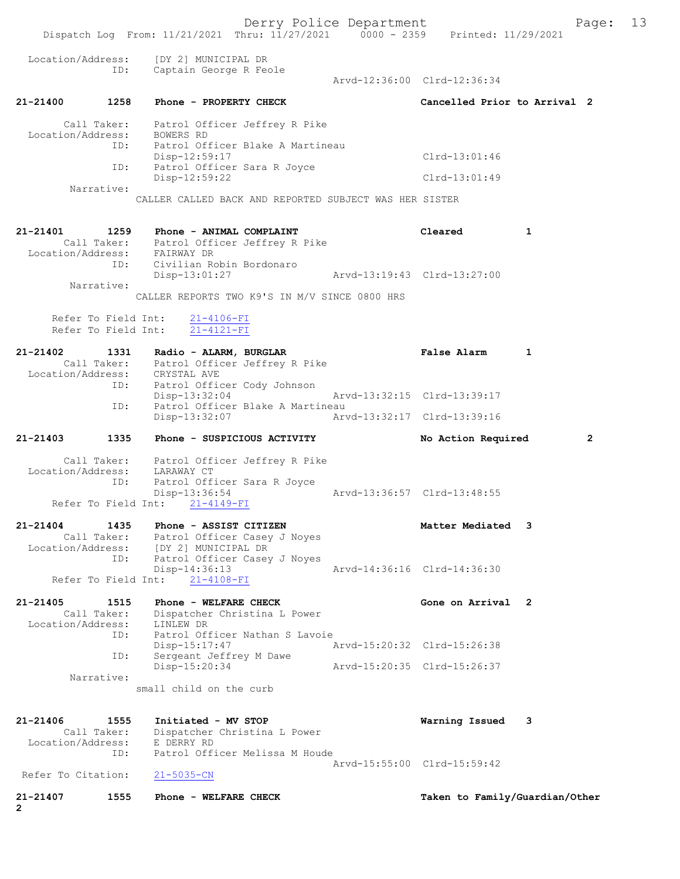Location/Address: [DY 2] MUNICIPAL DR
ID: Captain George R Feole
Arvd-12:36:00 Clrd-12:36:34

**21-21400 1258 Phone - PROPERTY CHECK** — Cancelled Prior to Arrival 2

Call Taker: Patrol Officer Jeffrey R Pike
Location/Address: BOWERS RD
ID: Patrol Officer Blake A Martineau
Disp-12:59:17 Clrd-13:01:46
ID: Patrol Officer Sara R Joyce
Disp-12:59:22 Clrd-13:01:49
Narrative:
CALLER CALLED BACK AND REPORTED SUBJECT WAS HER SISTER

**21-21401 1259 Phone - ANIMAL COMPLAINT** — Cleared 1

Call Taker: Patrol Officer Jeffrey R Pike
Location/Address: FAIRWAY DR
ID: Civilian Robin Bordonaro
Disp-13:01:27 Arvd-13:19:43 Clrd-13:27:00
Narrative:
CALLER REPORTS TWO K9'S IN M/V SINCE 0800 HRS

Refer To Field Int: 21-4106-FI
Refer To Field Int: 21-4121-FI

**21-21402 1331 Radio - ALARM, BURGLAR** — False Alarm 1

Call Taker: Patrol Officer Jeffrey R Pike
Location/Address: CRYSTAL AVE
ID: Patrol Officer Cody Johnson
Disp-13:32:04 Arvd-13:32:15 Clrd-13:39:17
ID: Patrol Officer Blake A Martineau
Disp-13:32:07 Arvd-13:32:17 Clrd-13:39:16

**21-21403 1335 Phone - SUSPICIOUS ACTIVITY** — No Action Required 2

Call Taker: Patrol Officer Jeffrey R Pike
Location/Address: LARAWAY CT
ID: Patrol Officer Sara R Joyce
Disp-13:36:54 Arvd-13:36:57 Clrd-13:48:55
Refer To Field Int: 21-4149-FI

**21-21404 1435 Phone - ASSIST CITIZEN** — Matter Mediated 3

Call Taker: Patrol Officer Casey J Noyes
Location/Address: [DY 2] MUNICIPAL DR
ID: Patrol Officer Casey J Noyes
Disp-14:36:13 Arvd-14:36:16 Clrd-14:36:30
Refer To Field Int: 21-4108-FI

**21-21405 1515 Phone - WELFARE CHECK** — Gone on Arrival 2

Call Taker: Dispatcher Christina L Power
Location/Address: LINLEW DR
ID: Patrol Officer Nathan S Lavoie
Disp-15:17:47 Arvd-15:20:32 Clrd-15:26:38
ID: Sergeant Jeffrey M Dawe
Disp-15:20:34 Arvd-15:20:35 Clrd-15:26:37
Narrative:
small child on the curb

**21-21406 1555 Initiated - MV STOP** — Warning Issued 3

Call Taker: Dispatcher Christina L Power
Location/Address: E DERRY RD
ID: Patrol Officer Melissa M Houde
Arvd-15:55:00 Clrd-15:59:42
Refer To Citation: 21-5035-CN

**21-21407 1555 Phone - WELFARE CHECK** — Taken to Family/Guardian/Other 2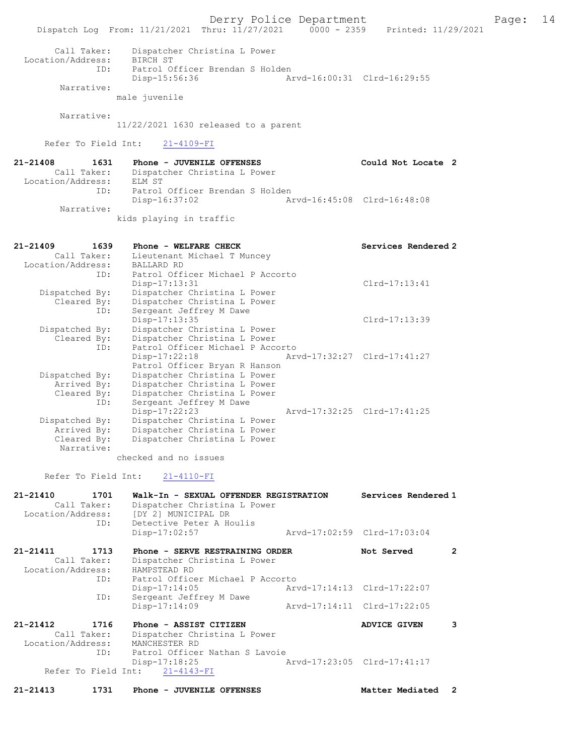```
        Call Taker:    Dispatcher Christina L Power
  Location/Address:    BIRCH ST
                ID:    Patrol Officer Brendan S Holden
                       Disp-15:56:36                 Arvd-16:00:31  Clrd-16:29:55
         Narrative:
                     male juvenile

         Narrative:
                     11/22/2021 1630 released to a parent

      Refer To Field Int:     21-4109-FI

21-21408        1631     Phone - JUVENILE OFFENSES                    Could Not Locate  2
        Call Taker:    Dispatcher Christina L Power
  Location/Address:    ELM ST
                ID:    Patrol Officer Brendan S Holden
                       Disp-16:37:02                 Arvd-16:45:08  Clrd-16:48:08
         Narrative:
                     kids playing in traffic

21-21409        1639     Phone - WELFARE CHECK                        Services Rendered 2
        Call Taker:    Lieutenant Michael T Muncey
  Location/Address:    BALLARD RD
                ID:    Patrol Officer Michael P Accorto
                       Disp-17:13:31                                Clrd-17:13:41
     Dispatched By:    Dispatcher Christina L Power
        Cleared By:    Dispatcher Christina L Power
                ID:    Sergeant Jeffrey M Dawe
                       Disp-17:13:35                                Clrd-17:13:39
     Dispatched By:    Dispatcher Christina L Power
        Cleared By:    Dispatcher Christina L Power
                ID:    Patrol Officer Michael P Accorto
                       Disp-17:22:18                 Arvd-17:32:27  Clrd-17:41:27
                       Patrol Officer Bryan R Hanson
     Dispatched By:    Dispatcher Christina L Power
        Arrived By:    Dispatcher Christina L Power
        Cleared By:    Dispatcher Christina L Power
                ID:    Sergeant Jeffrey M Dawe
                       Disp-17:22:23                 Arvd-17:32:25  Clrd-17:41:25
     Dispatched By:    Dispatcher Christina L Power
        Arrived By:    Dispatcher Christina L Power
        Cleared By:    Dispatcher Christina L Power
         Narrative:
                     checked and no issues

      Refer To Field Int:     21-4110-FI

21-21410        1701     Walk-In - SEXUAL OFFENDER REGISTRATION       Services Rendered 1
        Call Taker:    Dispatcher Christina L Power
  Location/Address:    [DY 2] MUNICIPAL DR
                ID:    Detective Peter A Houlis
                       Disp-17:02:57                 Arvd-17:02:59  Clrd-17:03:04

21-21411        1713     Phone - SERVE RESTRAINING ORDER              Not Served        2
        Call Taker:    Dispatcher Christina L Power
  Location/Address:    HAMPSTEAD RD
                ID:    Patrol Officer Michael P Accorto
                       Disp-17:14:05                 Arvd-17:14:13  Clrd-17:22:07
                ID:    Sergeant Jeffrey M Dawe
                       Disp-17:14:09                 Arvd-17:14:11  Clrd-17:22:05

21-21412        1716     Phone - ASSIST CITIZEN                       ADVICE GIVEN      3
        Call Taker:    Dispatcher Christina L Power
  Location/Address:    MANCHESTER RD
                ID:    Patrol Officer Nathan S Lavoie
                       Disp-17:18:25                 Arvd-17:23:05  Clrd-17:41:17
      Refer To Field Int:     21-4143-FI

21-21413        1731     Phone - JUVENILE OFFENSES                    Matter Mediated   2
```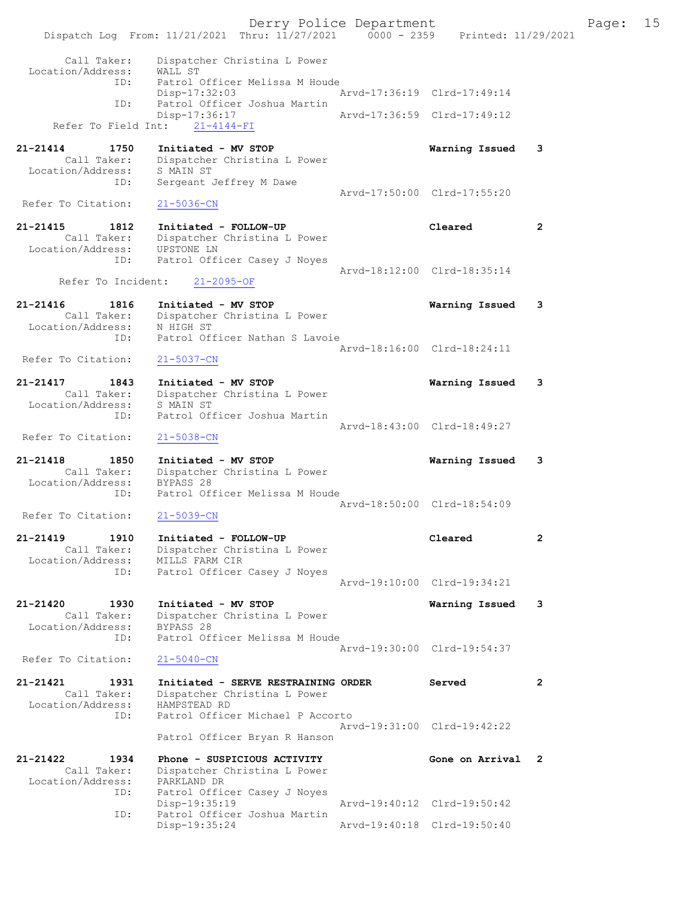Derry Police Department

Dispatch Log From: 11/21/2021 Thru: 11/27/2021 0000 - 2359 Printed: 11/29/2021

```
        Call Taker:    Dispatcher Christina L Power
  Location/Address:    WALL ST
               ID:     Patrol Officer Melissa M Houde
                       Disp-17:32:03                  Arvd-17:36:19  Clrd-17:49:14
               ID:     Patrol Officer Joshua Martin
                       Disp-17:36:17                  Arvd-17:36:59  Clrd-17:49:12
     Refer To Field Int:    21-4144-FI

21-21414        1750   Initiated - MV STOP                          Warning Issued    3
        Call Taker:    Dispatcher Christina L Power
  Location/Address:    S MAIN ST
               ID:     Sergeant Jeffrey M Dawe
                                                      Arvd-17:50:00  Clrd-17:55:20
 Refer To Citation:    21-5036-CN

21-21415        1812   Initiated - FOLLOW-UP                        Cleared           2
        Call Taker:    Dispatcher Christina L Power
  Location/Address:    UPSTONE LN
               ID:     Patrol Officer Casey J Noyes
                                                      Arvd-18:12:00  Clrd-18:35:14
      Refer To Incident:    21-2095-OF

21-21416        1816   Initiated - MV STOP                          Warning Issued    3
        Call Taker:    Dispatcher Christina L Power
  Location/Address:    N HIGH ST
               ID:     Patrol Officer Nathan S Lavoie
                                                      Arvd-18:16:00  Clrd-18:24:11
 Refer To Citation:    21-5037-CN

21-21417        1843   Initiated - MV STOP                          Warning Issued    3
        Call Taker:    Dispatcher Christina L Power
  Location/Address:    S MAIN ST
               ID:     Patrol Officer Joshua Martin
                                                      Arvd-18:43:00  Clrd-18:49:27
 Refer To Citation:    21-5038-CN

21-21418        1850   Initiated - MV STOP                          Warning Issued    3
        Call Taker:    Dispatcher Christina L Power
  Location/Address:    BYPASS 28
               ID:     Patrol Officer Melissa M Houde
                                                      Arvd-18:50:00  Clrd-18:54:09
 Refer To Citation:    21-5039-CN

21-21419        1910   Initiated - FOLLOW-UP                        Cleared           2
        Call Taker:    Dispatcher Christina L Power
  Location/Address:    MILLS FARM CIR
               ID:     Patrol Officer Casey J Noyes
                                                      Arvd-19:10:00  Clrd-19:34:21

21-21420        1930   Initiated - MV STOP                          Warning Issued    3
        Call Taker:    Dispatcher Christina L Power
  Location/Address:    BYPASS 28
               ID:     Patrol Officer Melissa M Houde
                                                      Arvd-19:30:00  Clrd-19:54:37
 Refer To Citation:    21-5040-CN

21-21421        1931   Initiated - SERVE RESTRAINING ORDER          Served            2
        Call Taker:    Dispatcher Christina L Power
  Location/Address:    HAMPSTEAD RD
               ID:     Patrol Officer Michael P Accorto
                                                      Arvd-19:31:00  Clrd-19:42:22
                       Patrol Officer Bryan R Hanson

21-21422        1934   Phone - SUSPICIOUS ACTIVITY                  Gone on Arrival   2
        Call Taker:    Dispatcher Christina L Power
  Location/Address:    PARKLAND DR
               ID:     Patrol Officer Casey J Noyes
                       Disp-19:35:19                  Arvd-19:40:12  Clrd-19:50:42
               ID:     Patrol Officer Joshua Martin
                       Disp-19:35:24                  Arvd-19:40:18  Clrd-19:50:40
```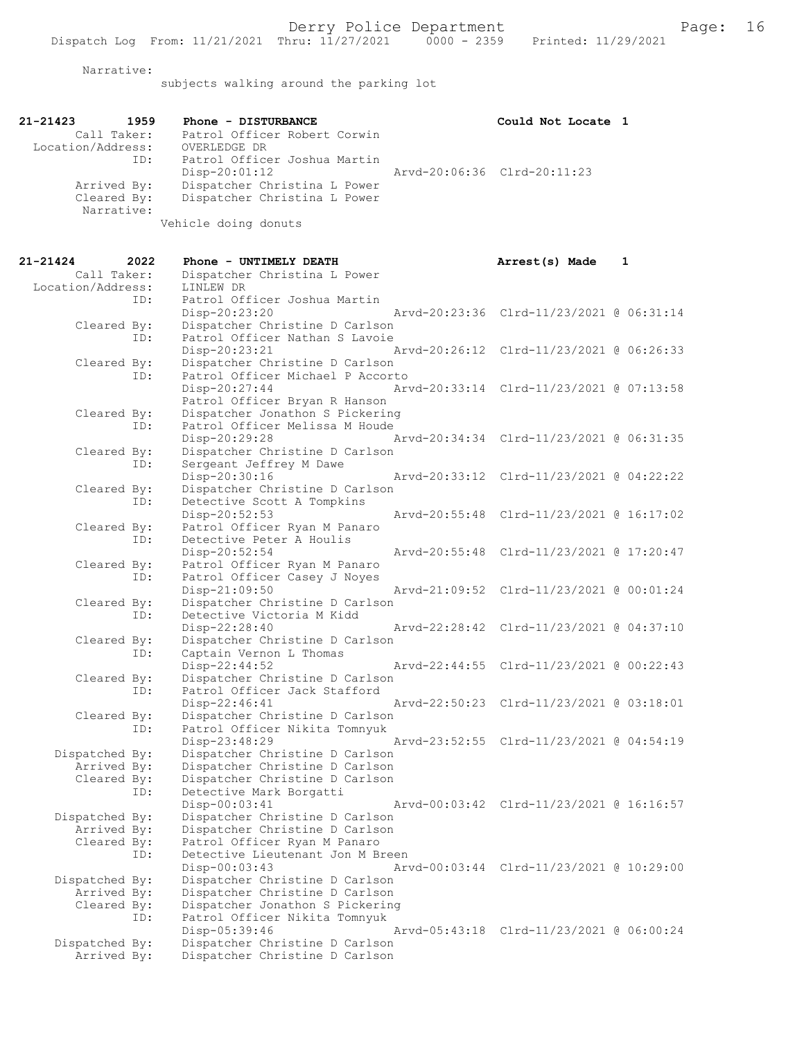Narrative:
subjects walking around the parking lot

```
21-21423        1959    Phone - DISTURBANCE                        Could Not Locate 1
        Call Taker:     Patrol Officer Robert Corwin
  Location/Address:     OVERLEDGE DR
                ID:     Patrol Officer Joshua Martin
                        Disp-20:01:12                  Arvd-20:06:36  Clrd-20:11:23
        Arrived By:     Dispatcher Christina L Power
        Cleared By:     Dispatcher Christina L Power
         Narrative:
                        Vehicle doing donuts

21-21424        2022    Phone - UNTIMELY DEATH                     Arrest(s) Made    1
        Call Taker:     Dispatcher Christina L Power
  Location/Address:     LINLEW DR
                ID:     Patrol Officer Joshua Martin
                        Disp-20:23:20                  Arvd-20:23:36  Clrd-11/23/2021 @ 06:31:14
        Cleared By:     Dispatcher Christine D Carlson
                ID:     Patrol Officer Nathan S Lavoie
                        Disp-20:23:21                  Arvd-20:26:12  Clrd-11/23/2021 @ 06:26:33
        Cleared By:     Dispatcher Christine D Carlson
                ID:     Patrol Officer Michael P Accorto
                        Disp-20:27:44                  Arvd-20:33:14  Clrd-11/23/2021 @ 07:13:58
                        Patrol Officer Bryan R Hanson
        Cleared By:     Dispatcher Jonathon S Pickering
                ID:     Patrol Officer Melissa M Houde
                        Disp-20:29:28                  Arvd-20:34:34  Clrd-11/23/2021 @ 06:31:35
        Cleared By:     Dispatcher Christine D Carlson
                ID:     Sergeant Jeffrey M Dawe
                        Disp-20:30:16                  Arvd-20:33:12  Clrd-11/23/2021 @ 04:22:22
        Cleared By:     Dispatcher Christine D Carlson
                ID:     Detective Scott A Tompkins
                        Disp-20:52:53                  Arvd-20:55:48  Clrd-11/23/2021 @ 16:17:02
        Cleared By:     Patrol Officer Ryan M Panaro
                ID:     Detective Peter A Houlis
                        Disp-20:52:54                  Arvd-20:55:48  Clrd-11/23/2021 @ 17:20:47
        Cleared By:     Patrol Officer Ryan M Panaro
                ID:     Patrol Officer Casey J Noyes
                        Disp-21:09:50                  Arvd-21:09:52  Clrd-11/23/2021 @ 00:01:24
        Cleared By:     Dispatcher Christine D Carlson
                ID:     Detective Victoria M Kidd
                        Disp-22:28:40                  Arvd-22:28:42  Clrd-11/23/2021 @ 04:37:10
        Cleared By:     Dispatcher Christine D Carlson
                ID:     Captain Vernon L Thomas
                        Disp-22:44:52                  Arvd-22:44:55  Clrd-11/23/2021 @ 00:22:43
        Cleared By:     Dispatcher Christine D Carlson
                ID:     Patrol Officer Jack Stafford
                        Disp-22:46:41                  Arvd-22:50:23  Clrd-11/23/2021 @ 03:18:01
        Cleared By:     Dispatcher Christine D Carlson
                ID:     Patrol Officer Nikita Tomnyuk
                        Disp-23:48:29                  Arvd-23:52:55  Clrd-11/23/2021 @ 04:54:19
     Dispatched By:     Dispatcher Christine D Carlson
        Arrived By:     Dispatcher Christine D Carlson
        Cleared By:     Dispatcher Christine D Carlson
                ID:     Detective Mark Borgatti
                        Disp-00:03:41                  Arvd-00:03:42  Clrd-11/23/2021 @ 16:16:57
     Dispatched By:     Dispatcher Christine D Carlson
        Arrived By:     Dispatcher Christine D Carlson
        Cleared By:     Patrol Officer Ryan M Panaro
                ID:     Detective Lieutenant Jon M Breen
                        Disp-00:03:43                  Arvd-00:03:44  Clrd-11/23/2021 @ 10:29:00
     Dispatched By:     Dispatcher Christine D Carlson
        Arrived By:     Dispatcher Christine D Carlson
        Cleared By:     Dispatcher Jonathon S Pickering
                ID:     Patrol Officer Nikita Tomnyuk
                        Disp-05:39:46                  Arvd-05:43:18  Clrd-11/23/2021 @ 06:00:24
     Dispatched By:     Dispatcher Christine D Carlson
        Arrived By:     Dispatcher Christine D Carlson
```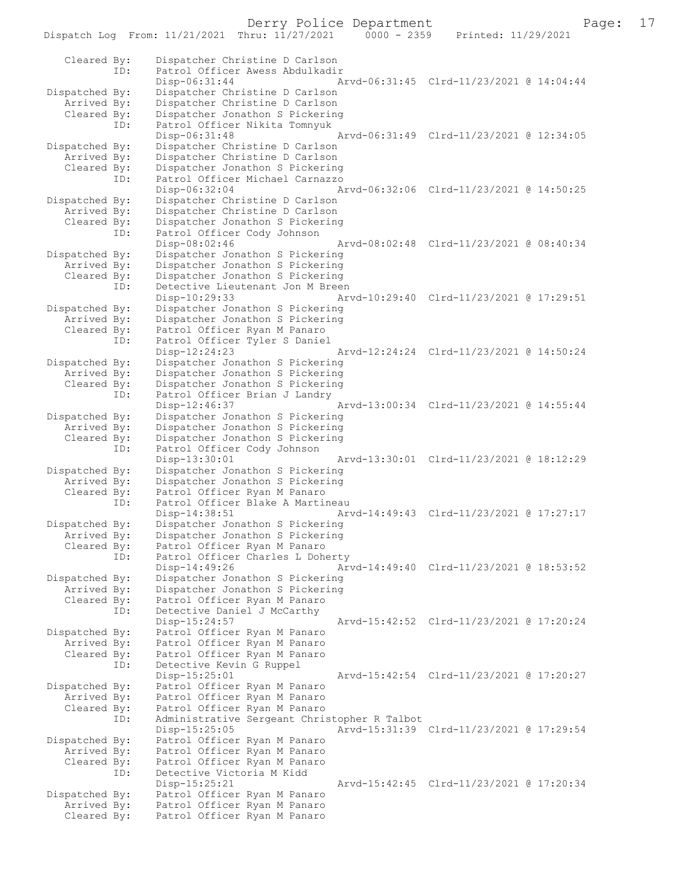```
   Cleared By:     Dispatcher Christine D Carlson
           ID:     Patrol Officer Awess Abdulkadir
                   Disp-06:31:44              Arvd-06:31:45  Clrd-11/23/2021 @ 14:04:44
Dispatched By:     Dispatcher Christine D Carlson
   Arrived By:     Dispatcher Christine D Carlson
   Cleared By:     Dispatcher Jonathon S Pickering
           ID:     Patrol Officer Nikita Tomnyuk
                   Disp-06:31:48              Arvd-06:31:49  Clrd-11/23/2021 @ 12:34:05
Dispatched By:     Dispatcher Christine D Carlson
   Arrived By:     Dispatcher Christine D Carlson
   Cleared By:     Dispatcher Jonathon S Pickering
           ID:     Patrol Officer Michael Carnazzo
                   Disp-06:32:04              Arvd-06:32:06  Clrd-11/23/2021 @ 14:50:25
Dispatched By:     Dispatcher Christine D Carlson
   Arrived By:     Dispatcher Christine D Carlson
   Cleared By:     Dispatcher Jonathon S Pickering
           ID:     Patrol Officer Cody Johnson
                   Disp-08:02:46              Arvd-08:02:48  Clrd-11/23/2021 @ 08:40:34
Dispatched By:     Dispatcher Jonathon S Pickering
   Arrived By:     Dispatcher Jonathon S Pickering
   Cleared By:     Dispatcher Jonathon S Pickering
           ID:     Detective Lieutenant Jon M Breen
                   Disp-10:29:33              Arvd-10:29:40  Clrd-11/23/2021 @ 17:29:51
Dispatched By:     Dispatcher Jonathon S Pickering
   Arrived By:     Dispatcher Jonathon S Pickering
   Cleared By:     Patrol Officer Ryan M Panaro
           ID:     Patrol Officer Tyler S Daniel
                   Disp-12:24:23              Arvd-12:24:24  Clrd-11/23/2021 @ 14:50:24
Dispatched By:     Dispatcher Jonathon S Pickering
   Arrived By:     Dispatcher Jonathon S Pickering
   Cleared By:     Dispatcher Jonathon S Pickering
           ID:     Patrol Officer Brian J Landry
                   Disp-12:46:37              Arvd-13:00:34  Clrd-11/23/2021 @ 14:55:44
Dispatched By:     Dispatcher Jonathon S Pickering
   Arrived By:     Dispatcher Jonathon S Pickering
   Cleared By:     Dispatcher Jonathon S Pickering
           ID:     Patrol Officer Cody Johnson
                   Disp-13:30:01              Arvd-13:30:01  Clrd-11/23/2021 @ 18:12:29
Dispatched By:     Dispatcher Jonathon S Pickering
   Arrived By:     Dispatcher Jonathon S Pickering
   Cleared By:     Patrol Officer Ryan M Panaro
           ID:     Patrol Officer Blake A Martineau
                   Disp-14:38:51              Arvd-14:49:43  Clrd-11/23/2021 @ 17:27:17
Dispatched By:     Dispatcher Jonathon S Pickering
   Arrived By:     Dispatcher Jonathon S Pickering
   Cleared By:     Patrol Officer Ryan M Panaro
           ID:     Patrol Officer Charles L Doherty
                   Disp-14:49:26              Arvd-14:49:40  Clrd-11/23/2021 @ 18:53:52
Dispatched By:     Dispatcher Jonathon S Pickering
   Arrived By:     Dispatcher Jonathon S Pickering
   Cleared By:     Patrol Officer Ryan M Panaro
           ID:     Detective Daniel J McCarthy
                   Disp-15:24:57              Arvd-15:42:52  Clrd-11/23/2021 @ 17:20:24
Dispatched By:     Patrol Officer Ryan M Panaro
   Arrived By:     Patrol Officer Ryan M Panaro
   Cleared By:     Patrol Officer Ryan M Panaro
           ID:     Detective Kevin G Ruppel
                   Disp-15:25:01              Arvd-15:42:54  Clrd-11/23/2021 @ 17:20:27
Dispatched By:     Patrol Officer Ryan M Panaro
   Arrived By:     Patrol Officer Ryan M Panaro
   Cleared By:     Patrol Officer Ryan M Panaro
           ID:     Administrative Sergeant Christopher R Talbot
                   Disp-15:25:05              Arvd-15:31:39  Clrd-11/23/2021 @ 17:29:54
Dispatched By:     Patrol Officer Ryan M Panaro
   Arrived By:     Patrol Officer Ryan M Panaro
   Cleared By:     Patrol Officer Ryan M Panaro
           ID:     Detective Victoria M Kidd
                   Disp-15:25:21              Arvd-15:42:45  Clrd-11/23/2021 @ 17:20:34
Dispatched By:     Patrol Officer Ryan M Panaro
   Arrived By:     Patrol Officer Ryan M Panaro
   Cleared By:     Patrol Officer Ryan M Panaro
```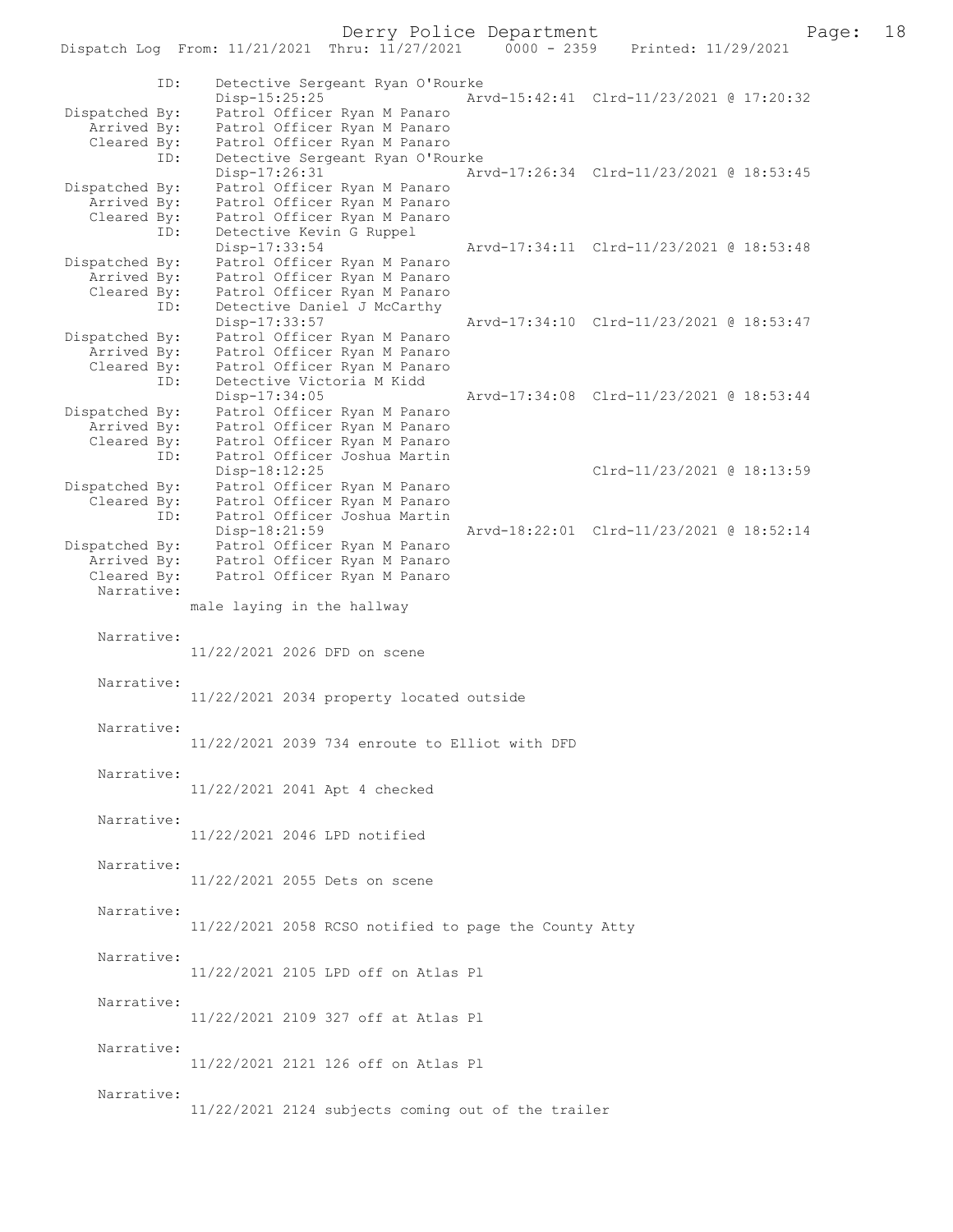ID: Detective Sergeant Ryan O'Rourke
Disp-15:25:25 Arvd-15:42:41 Clrd-11/23/2021 @ 17:20:32
Dispatched By: Patrol Officer Ryan M Panaro
Arrived By: Patrol Officer Ryan M Panaro
Cleared By: Patrol Officer Ryan M Panaro

ID: Detective Sergeant Ryan O'Rourke
Disp-17:26:31 Arvd-17:26:34 Clrd-11/23/2021 @ 18:53:45
Dispatched By: Patrol Officer Ryan M Panaro
Arrived By: Patrol Officer Ryan M Panaro
Cleared By: Patrol Officer Ryan M Panaro

ID: Detective Kevin G Ruppel
Disp-17:33:54 Arvd-17:34:11 Clrd-11/23/2021 @ 18:53:48
Dispatched By: Patrol Officer Ryan M Panaro
Arrived By: Patrol Officer Ryan M Panaro
Cleared By: Patrol Officer Ryan M Panaro

ID: Detective Daniel J McCarthy
Disp-17:33:57 Arvd-17:34:10 Clrd-11/23/2021 @ 18:53:47
Dispatched By: Patrol Officer Ryan M Panaro
Arrived By: Patrol Officer Ryan M Panaro
Cleared By: Patrol Officer Ryan M Panaro

ID: Detective Victoria M Kidd
Disp-17:34:05 Arvd-17:34:08 Clrd-11/23/2021 @ 18:53:44
Dispatched By: Patrol Officer Ryan M Panaro
Arrived By: Patrol Officer Ryan M Panaro
Cleared By: Patrol Officer Ryan M Panaro

ID: Patrol Officer Joshua Martin
Disp-18:12:25 Clrd-11/23/2021 @ 18:13:59
Dispatched By: Patrol Officer Ryan M Panaro
Cleared By: Patrol Officer Ryan M Panaro

ID: Patrol Officer Joshua Martin
Disp-18:21:59 Arvd-18:22:01 Clrd-11/23/2021 @ 18:52:14
Dispatched By: Patrol Officer Ryan M Panaro
Arrived By: Patrol Officer Ryan M Panaro
Cleared By: Patrol Officer Ryan M Panaro

Narrative:
male laying in the hallway

Narrative:
11/22/2021 2026 DFD on scene

Narrative:
11/22/2021 2034 property located outside

Narrative:
11/22/2021 2039 734 enroute to Elliot with DFD

Narrative:
11/22/2021 2041 Apt 4 checked

Narrative:
11/22/2021 2046 LPD notified

Narrative:
11/22/2021 2055 Dets on scene

Narrative:
11/22/2021 2058 RCSO notified to page the County Atty

Narrative:
11/22/2021 2105 LPD off on Atlas Pl

Narrative:
11/22/2021 2109 327 off at Atlas Pl

Narrative:
11/22/2021 2121 126 off on Atlas Pl

Narrative:
11/22/2021 2124 subjects coming out of the trailer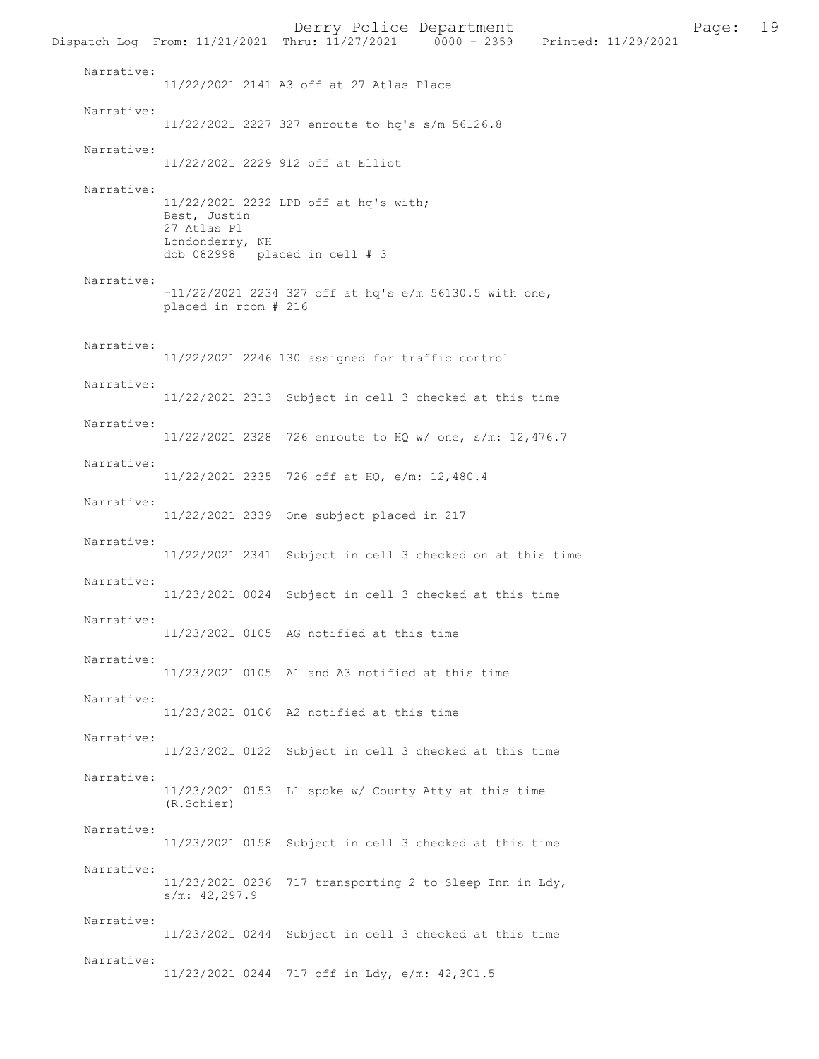Narrative:
11/22/2021 2141 A3 off at 27 Atlas Place

Narrative:
11/22/2021 2227 327 enroute to hq's s/m 56126.8

Narrative:
11/22/2021 2229 912 off at Elliot

Narrative:
11/22/2021 2232 LPD off at hq's with;
Best, Justin
27 Atlas Pl
Londonderry, NH
dob 082998   placed in cell # 3

Narrative:
=11/22/2021 2234 327 off at hq's e/m 56130.5 with one,
placed in room # 216

Narrative:
11/22/2021 2246 130 assigned for traffic control

Narrative:
11/22/2021 2313  Subject in cell 3 checked at this time

Narrative:
11/22/2021 2328  726 enroute to HQ w/ one, s/m: 12,476.7

Narrative:
11/22/2021 2335  726 off at HQ, e/m: 12,480.4

Narrative:
11/22/2021 2339  One subject placed in 217

Narrative:
11/22/2021 2341  Subject in cell 3 checked on at this time

Narrative:
11/23/2021 0024  Subject in cell 3 checked at this time

Narrative:
11/23/2021 0105  AG notified at this time

Narrative:
11/23/2021 0105  A1 and A3 notified at this time

Narrative:
11/23/2021 0106  A2 notified at this time

Narrative:
11/23/2021 0122  Subject in cell 3 checked at this time

Narrative:
11/23/2021 0153  L1 spoke w/ County Atty at this time
(R.Schier)

Narrative:
11/23/2021 0158  Subject in cell 3 checked at this time

Narrative:
11/23/2021 0236  717 transporting 2 to Sleep Inn in Ldy,
s/m: 42,297.9

Narrative:
11/23/2021 0244  Subject in cell 3 checked at this time

Narrative:
11/23/2021 0244  717 off in Ldy, e/m: 42,301.5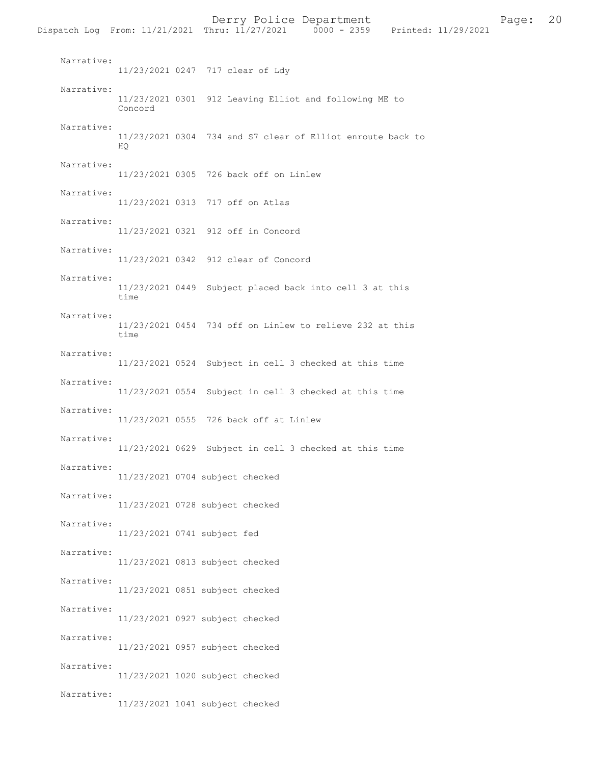Narrative:
11/23/2021 0247 717 clear of Ldy

Narrative:
11/23/2021 0301 912 Leaving Elliot and following ME to Concord

Narrative:
11/23/2021 0304 734 and S7 clear of Elliot enroute back to HQ

Narrative:
11/23/2021 0305 726 back off on Linlew

Narrative:
11/23/2021 0313 717 off on Atlas

Narrative:
11/23/2021 0321 912 off in Concord

Narrative:
11/23/2021 0342 912 clear of Concord

Narrative:
11/23/2021 0449 Subject placed back into cell 3 at this time

Narrative:
11/23/2021 0454 734 off on Linlew to relieve 232 at this time

Narrative:
11/23/2021 0524 Subject in cell 3 checked at this time

Narrative:
11/23/2021 0554 Subject in cell 3 checked at this time

Narrative:
11/23/2021 0555 726 back off at Linlew

Narrative:
11/23/2021 0629 Subject in cell 3 checked at this time

Narrative:
11/23/2021 0704 subject checked

Narrative:
11/23/2021 0728 subject checked

Narrative:
11/23/2021 0741 subject fed

Narrative:
11/23/2021 0813 subject checked

Narrative:
11/23/2021 0851 subject checked

Narrative:
11/23/2021 0927 subject checked

Narrative:
11/23/2021 0957 subject checked

Narrative:
11/23/2021 1020 subject checked

Narrative:
11/23/2021 1041 subject checked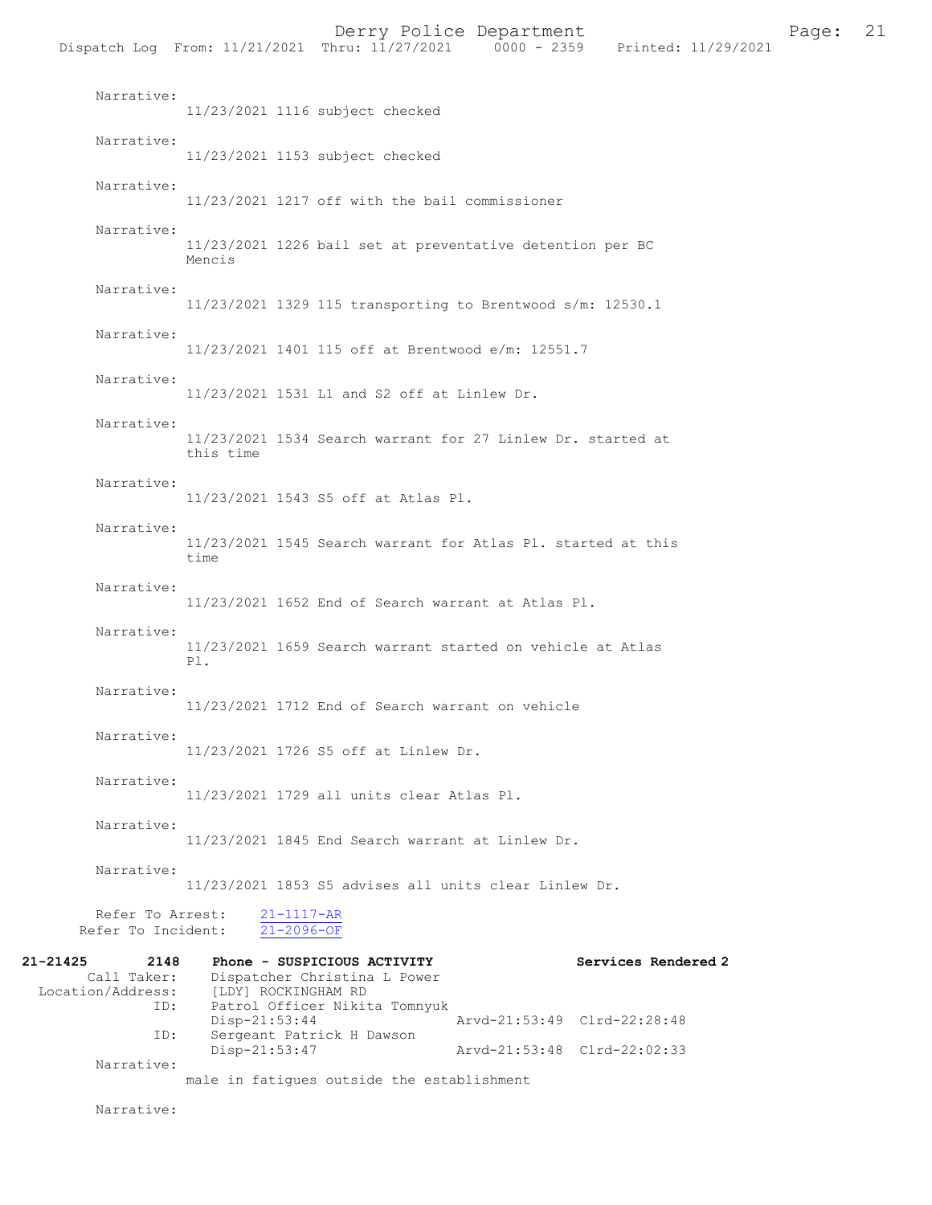Narrative:
11/23/2021 1116 subject checked

Narrative:
11/23/2021 1153 subject checked

Narrative:
11/23/2021 1217 off with the bail commissioner

Narrative:
11/23/2021 1226 bail set at preventative detention per BC Mencis

Narrative:
11/23/2021 1329 115 transporting to Brentwood s/m: 12530.1

Narrative:
11/23/2021 1401 115 off at Brentwood e/m: 12551.7

Narrative:
11/23/2021 1531 L1 and S2 off at Linlew Dr.

Narrative:
11/23/2021 1534 Search warrant for 27 Linlew Dr. started at this time

Narrative:
11/23/2021 1543 S5 off at Atlas Pl.

Narrative:
11/23/2021 1545 Search warrant for Atlas Pl. started at this time

Narrative:
11/23/2021 1652 End of Search warrant at Atlas Pl.

Narrative:
11/23/2021 1659 Search warrant started on vehicle at Atlas Pl.

Narrative:
11/23/2021 1712 End of Search warrant on vehicle

Narrative:
11/23/2021 1726 S5 off at Linlew Dr.

Narrative:
11/23/2021 1729 all units clear Atlas Pl.

Narrative:
11/23/2021 1845 End Search warrant at Linlew Dr.

Narrative:
11/23/2021 1853 S5 advises all units clear Linlew Dr.

Refer To Arrest: 21-1117-AR
Refer To Incident: 21-2096-OF

**21-21425 2148 Phone - SUSPICIOUS ACTIVITY Services Rendered 2**

Call Taker: Dispatcher Christina L Power
Location/Address: [LDY] ROCKINGHAM RD
ID: Patrol Officer Nikita Tomnyuk
Disp-21:53:44 Arvd-21:53:49 Clrd-22:28:48
ID: Sergeant Patrick H Dawson
Disp-21:53:47 Arvd-21:53:48 Clrd-22:02:33

Narrative:
male in fatigues outside the establishment

Narrative: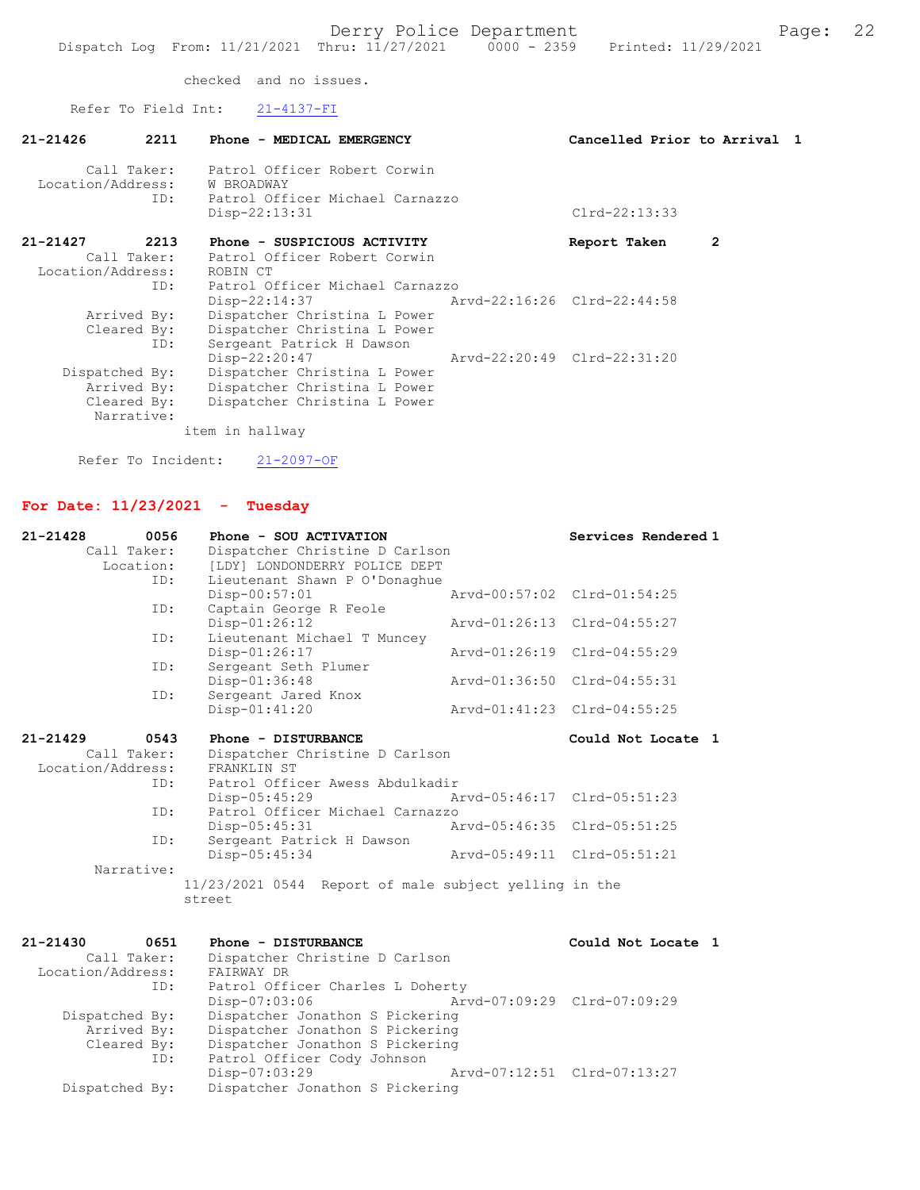checked and no issues.

Refer To Field Int: 21-4137-FI

**21-21426 2211 Phone - MEDICAL EMERGENCY — Cancelled Prior to Arrival 1**

Call Taker: Patrol Officer Robert Corwin
Location/Address: W BROADWAY
ID: Patrol Officer Michael Carnazzo
Disp-22:13:31 Clrd-22:13:33

**21-21427 2213 Phone - SUSPICIOUS ACTIVITY — Report Taken 2**

Call Taker: Patrol Officer Robert Corwin
Location/Address: ROBIN CT
ID: Patrol Officer Michael Carnazzo
Disp-22:14:37 Arvd-22:16:26 Clrd-22:44:58
Arrived By: Dispatcher Christina L Power
Cleared By: Dispatcher Christina L Power
ID: Sergeant Patrick H Dawson
Disp-22:20:47 Arvd-22:20:49 Clrd-22:31:20
Dispatched By: Dispatcher Christina L Power
Arrived By: Dispatcher Christina L Power
Cleared By: Dispatcher Christina L Power
Narrative:
item in hallway

Refer To Incident: 21-2097-OF

## For Date: 11/23/2021 - Tuesday

**21-21428 0056 Phone - SOU ACTIVATION — Services Rendered 1**

Call Taker: Dispatcher Christine D Carlson
Location: [LDY] LONDONDERRY POLICE DEPT
ID: Lieutenant Shawn P O'Donaghue
Disp-00:57:01 Arvd-00:57:02 Clrd-01:54:25
ID: Captain George R Feole
Disp-01:26:12 Arvd-01:26:13 Clrd-04:55:27
ID: Lieutenant Michael T Muncey
Disp-01:26:17 Arvd-01:26:19 Clrd-04:55:29
ID: Sergeant Seth Plumer
Disp-01:36:48 Arvd-01:36:50 Clrd-04:55:31
ID: Sergeant Jared Knox
Disp-01:41:20 Arvd-01:41:23 Clrd-04:55:25

**21-21429 0543 Phone - DISTURBANCE — Could Not Locate 1**

Call Taker: Dispatcher Christine D Carlson
Location/Address: FRANKLIN ST
ID: Patrol Officer Awess Abdulkadir
Disp-05:45:29 Arvd-05:46:17 Clrd-05:51:23
ID: Patrol Officer Michael Carnazzo
Disp-05:45:31 Arvd-05:46:35 Clrd-05:51:25
ID: Sergeant Patrick H Dawson
Disp-05:45:34 Arvd-05:49:11 Clrd-05:51:21
Narrative:
11/23/2021 0544 Report of male subject yelling in the street

**21-21430 0651 Phone - DISTURBANCE — Could Not Locate 1**

Call Taker: Dispatcher Christine D Carlson
Location/Address: FAIRWAY DR
ID: Patrol Officer Charles L Doherty
Disp-07:03:06 Arvd-07:09:29 Clrd-07:09:29
Dispatched By: Dispatcher Jonathon S Pickering
Arrived By: Dispatcher Jonathon S Pickering
Cleared By: Dispatcher Jonathon S Pickering
ID: Patrol Officer Cody Johnson
Disp-07:03:29 Arvd-07:12:51 Clrd-07:13:27
Dispatched By: Dispatcher Jonathon S Pickering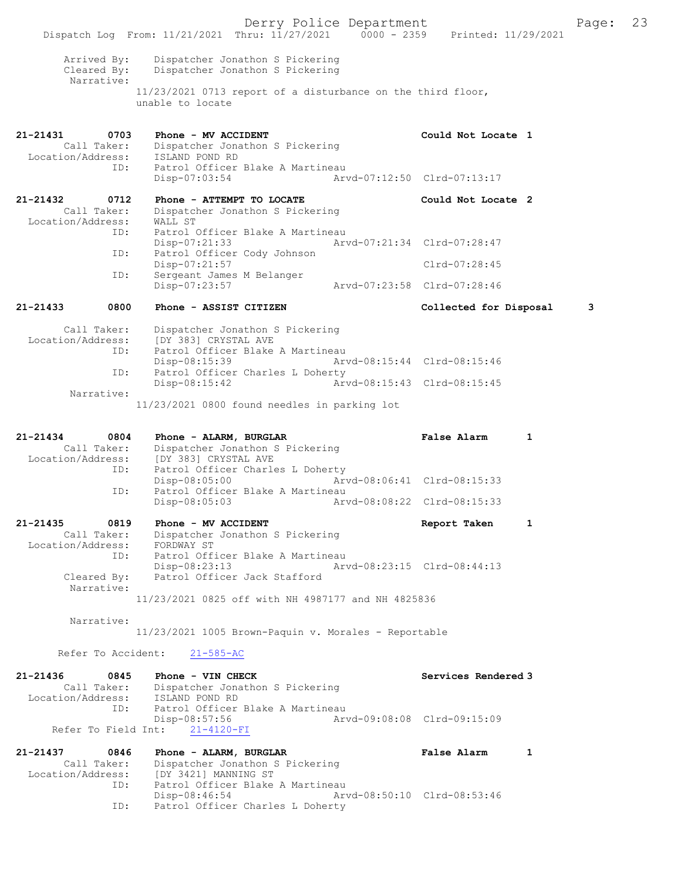Arrived By: Dispatcher Jonathon S Pickering
Cleared By: Dispatcher Jonathon S Pickering
Narrative:
11/23/2021 0713 report of a disturbance on the third floor, unable to locate

**21-21431** 0703 **Phone - MV ACCIDENT** **Could Not Locate 1**
Call Taker: Dispatcher Jonathon S Pickering
Location/Address: ISLAND POND RD
ID: Patrol Officer Blake A Martineau
Disp-07:03:54 Arvd-07:12:50 Clrd-07:13:17

**21-21432** 0712 **Phone - ATTEMPT TO LOCATE** **Could Not Locate 2**
Call Taker: Dispatcher Jonathon S Pickering
Location/Address: WALL ST
ID: Patrol Officer Blake A Martineau
Disp-07:21:33 Arvd-07:21:34 Clrd-07:28:47
ID: Patrol Officer Cody Johnson
Disp-07:21:57 Clrd-07:28:45
ID: Sergeant James M Belanger
Disp-07:23:57 Arvd-07:23:58 Clrd-07:28:46

**21-21433** 0800 **Phone - ASSIST CITIZEN** **Collected for Disposal 3**
Call Taker: Dispatcher Jonathon S Pickering
Location/Address: [DY 383] CRYSTAL AVE
ID: Patrol Officer Blake A Martineau
Disp-08:15:39 Arvd-08:15:44 Clrd-08:15:46
ID: Patrol Officer Charles L Doherty
Disp-08:15:42 Arvd-08:15:43 Clrd-08:15:45
Narrative:
11/23/2021 0800 found needles in parking lot

**21-21434** 0804 **Phone - ALARM, BURGLAR** **False Alarm 1**
Call Taker: Dispatcher Jonathon S Pickering
Location/Address: [DY 383] CRYSTAL AVE
ID: Patrol Officer Charles L Doherty
Disp-08:05:00 Arvd-08:06:41 Clrd-08:15:33
ID: Patrol Officer Blake A Martineau
Disp-08:05:03 Arvd-08:08:22 Clrd-08:15:33

**21-21435** 0819 **Phone - MV ACCIDENT** **Report Taken 1**
Call Taker: Dispatcher Jonathon S Pickering
Location/Address: FORDWAY ST
ID: Patrol Officer Blake A Martineau
Disp-08:23:13 Arvd-08:23:15 Clrd-08:44:13
Cleared By: Patrol Officer Jack Stafford
Narrative:
11/23/2021 0825 off with NH 4987177 and NH 4825836

Narrative:
11/23/2021 1005 Brown-Paquin v. Morales - Reportable

Refer To Accident: 21-585-AC

**21-21436** 0845 **Phone - VIN CHECK** **Services Rendered 3**
Call Taker: Dispatcher Jonathon S Pickering
Location/Address: ISLAND POND RD
ID: Patrol Officer Blake A Martineau
Disp-08:57:56 Arvd-09:08:08 Clrd-09:15:09
Refer To Field Int: 21-4120-FI

**21-21437** 0846 **Phone - ALARM, BURGLAR** **False Alarm 1**
Call Taker: Dispatcher Jonathon S Pickering
Location/Address: [DY 3421] MANNING ST
ID: Patrol Officer Blake A Martineau
Disp-08:46:54 Arvd-08:50:10 Clrd-08:53:46
ID: Patrol Officer Charles L Doherty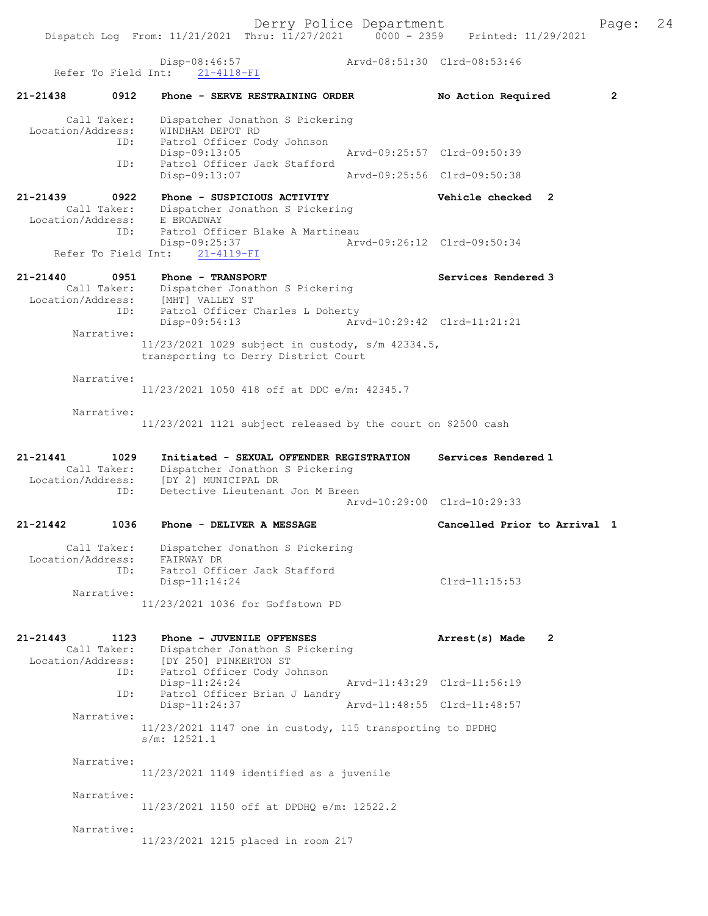Disp-08:46:57 Arvd-08:51:30 Clrd-08:53:46
Refer To Field Int: 21-4118-FI

**21-21438 0912 Phone - SERVE RESTRAINING ORDER No Action Required 2**

Call Taker: Dispatcher Jonathon S Pickering
Location/Address: WINDHAM DEPOT RD
ID: Patrol Officer Cody Johnson
Disp-09:13:05 Arvd-09:25:57 Clrd-09:50:39
ID: Patrol Officer Jack Stafford
Disp-09:13:07 Arvd-09:25:56 Clrd-09:50:38

**21-21439 0922 Phone - SUSPICIOUS ACTIVITY Vehicle checked 2**

Call Taker: Dispatcher Jonathon S Pickering
Location/Address: E BROADWAY
ID: Patrol Officer Blake A Martineau
Disp-09:25:37 Arvd-09:26:12 Clrd-09:50:34
Refer To Field Int: 21-4119-FI

**21-21440 0951 Phone - TRANSPORT Services Rendered 3**

Call Taker: Dispatcher Jonathon S Pickering
Location/Address: [MHT] VALLEY ST
ID: Patrol Officer Charles L Doherty
Disp-09:54:13 Arvd-10:29:42 Clrd-11:21:21
Narrative:
11/23/2021 1029 subject in custody, s/m 42334.5, transporting to Derry District Court

Narrative:
11/23/2021 1050 418 off at DDC e/m: 42345.7

Narrative:
11/23/2021 1121 subject released by the court on $2500 cash

**21-21441 1029 Initiated - SEXUAL OFFENDER REGISTRATION Services Rendered 1**

Call Taker: Dispatcher Jonathon S Pickering
Location/Address: [DY 2] MUNICIPAL DR
ID: Detective Lieutenant Jon M Breen
Arvd-10:29:00 Clrd-10:29:33

**21-21442 1036 Phone - DELIVER A MESSAGE Cancelled Prior to Arrival 1**

Call Taker: Dispatcher Jonathon S Pickering
Location/Address: FAIRWAY DR
ID: Patrol Officer Jack Stafford
Disp-11:14:24 Clrd-11:15:53
Narrative:
11/23/2021 1036 for Goffstown PD

**21-21443 1123 Phone - JUVENILE OFFENSES Arrest(s) Made 2**

Call Taker: Dispatcher Jonathon S Pickering
Location/Address: [DY 250] PINKERTON ST
ID: Patrol Officer Cody Johnson
Disp-11:24:24 Arvd-11:43:29 Clrd-11:56:19
ID: Patrol Officer Brian J Landry
Disp-11:24:37 Arvd-11:48:55 Clrd-11:48:57
Narrative:
11/23/2021 1147 one in custody, 115 transporting to DPDHQ s/m: 12521.1

Narrative:
11/23/2021 1149 identified as a juvenile

Narrative:
11/23/2021 1150 off at DPDHQ e/m: 12522.2

Narrative:
11/23/2021 1215 placed in room 217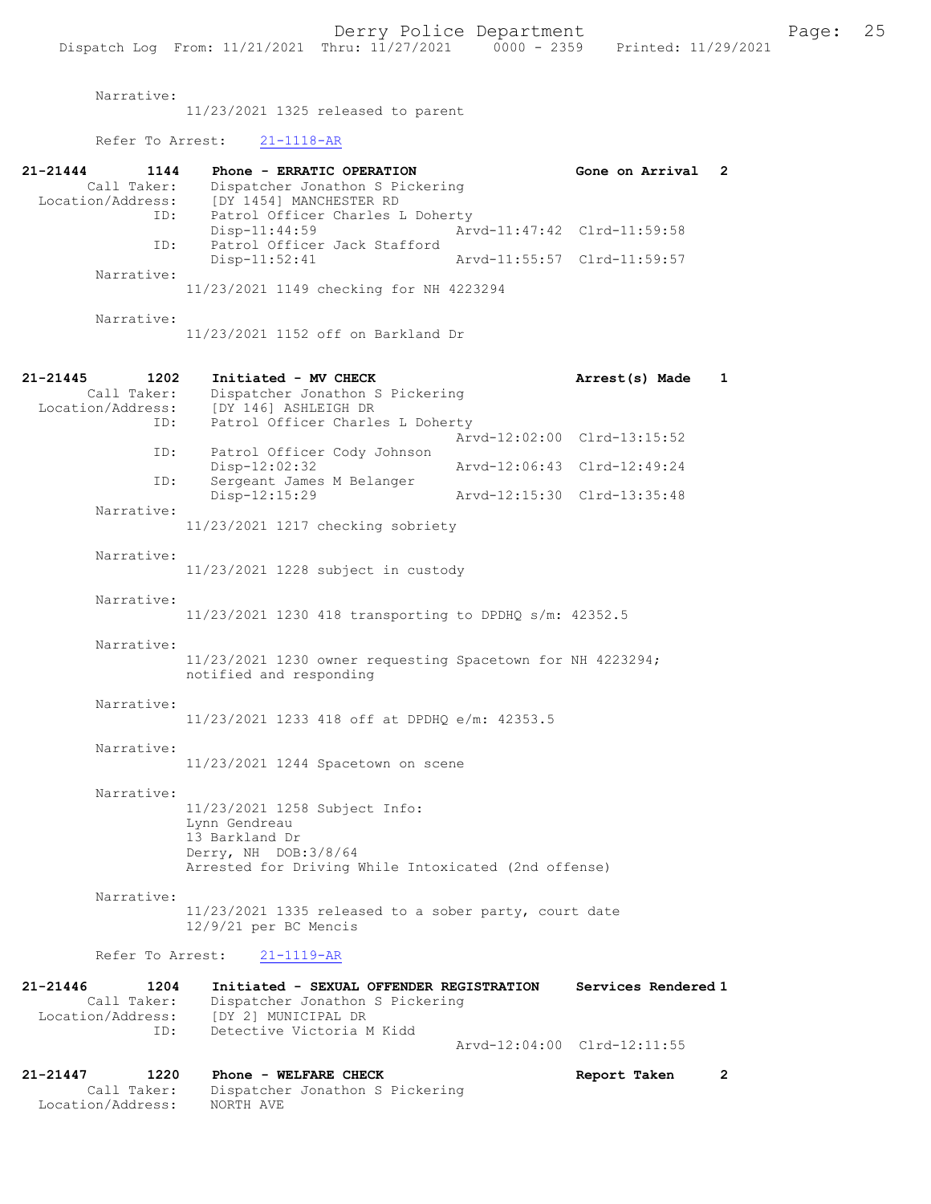Narrative:
11/23/2021 1325 released to parent

Refer To Arrest: 21-1118-AR

**21-21444 1144 Phone - ERRATIC OPERATION Gone on Arrival 2**

Call Taker: Dispatcher Jonathon S Pickering
Location/Address: [DY 1454] MANCHESTER RD
ID: Patrol Officer Charles L Doherty
Disp-11:44:59 Arvd-11:47:42 Clrd-11:59:58
ID: Patrol Officer Jack Stafford
Disp-11:52:41 Arvd-11:55:57 Clrd-11:59:57

Narrative:
11/23/2021 1149 checking for NH 4223294

Narrative:
11/23/2021 1152 off on Barkland Dr

**21-21445 1202 Initiated - MV CHECK Arrest(s) Made 1**

Call Taker: Dispatcher Jonathon S Pickering
Location/Address: [DY 146] ASHLEIGH DR
ID: Patrol Officer Charles L Doherty
Arvd-12:02:00 Clrd-13:15:52
ID: Patrol Officer Cody Johnson
Disp-12:02:32 Arvd-12:06:43 Clrd-12:49:24
ID: Sergeant James M Belanger
Disp-12:15:29 Arvd-12:15:30 Clrd-13:35:48

Narrative:
11/23/2021 1217 checking sobriety

Narrative:
11/23/2021 1228 subject in custody

Narrative:
11/23/2021 1230 418 transporting to DPDHQ s/m: 42352.5

Narrative:
11/23/2021 1230 owner requesting Spacetown for NH 4223294; notified and responding

Narrative:
11/23/2021 1233 418 off at DPDHQ e/m: 42353.5

Narrative:
11/23/2021 1244 Spacetown on scene

Narrative:
11/23/2021 1258 Subject Info:
Lynn Gendreau
13 Barkland Dr
Derry, NH DOB:3/8/64
Arrested for Driving While Intoxicated (2nd offense)

Narrative:
11/23/2021 1335 released to a sober party, court date 12/9/21 per BC Mencis

Refer To Arrest: 21-1119-AR

**21-21446 1204 Initiated - SEXUAL OFFENDER REGISTRATION Services Rendered 1**

Call Taker: Dispatcher Jonathon S Pickering
Location/Address: [DY 2] MUNICIPAL DR
ID: Detective Victoria M Kidd
Arvd-12:04:00 Clrd-12:11:55

**21-21447 1220 Phone - WELFARE CHECK Report Taken 2**

Call Taker: Dispatcher Jonathon S Pickering
Location/Address: NORTH AVE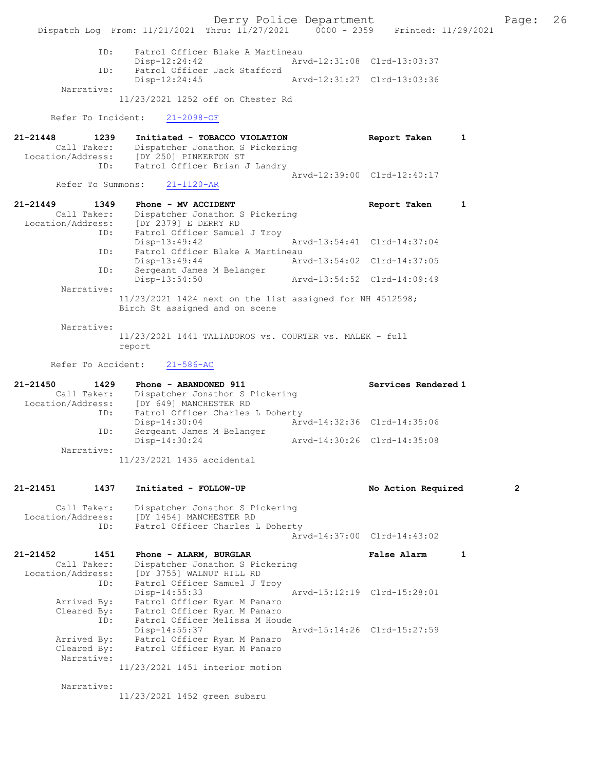ID: Patrol Officer Blake A Martineau
Disp-12:24:42 Arvd-12:31:08 Clrd-13:03:37
ID: Patrol Officer Jack Stafford
Disp-12:24:45 Arvd-12:31:27 Clrd-13:03:36
Narrative:
11/23/2021 1252 off on Chester Rd

Refer To Incident: 21-2098-OF

**21-21448 1239 Initiated - TOBACCO VIOLATION Report Taken 1**
Call Taker: Dispatcher Jonathon S Pickering
Location/Address: [DY 250] PINKERTON ST
ID: Patrol Officer Brian J Landry
Arvd-12:39:00 Clrd-12:40:17
Refer To Summons: 21-1120-AR

**21-21449 1349 Phone - MV ACCIDENT Report Taken 1**
Call Taker: Dispatcher Jonathon S Pickering
Location/Address: [DY 2379] E DERRY RD
ID: Patrol Officer Samuel J Troy
Disp-13:49:42 Arvd-13:54:41 Clrd-14:37:04
ID: Patrol Officer Blake A Martineau
Disp-13:49:44 Arvd-13:54:02 Clrd-14:37:05
ID: Sergeant James M Belanger
Disp-13:54:50 Arvd-13:54:52 Clrd-14:09:49
Narrative:
11/23/2021 1424 next on the list assigned for NH 4512598; Birch St assigned and on scene

Narrative:
11/23/2021 1441 TALIADOROS vs. COURTER vs. MALEK - full report

Refer To Accident: 21-586-AC

**21-21450 1429 Phone - ABANDONED 911 Services Rendered 1**
Call Taker: Dispatcher Jonathon S Pickering
Location/Address: [DY 649] MANCHESTER RD
ID: Patrol Officer Charles L Doherty
Disp-14:30:04 Arvd-14:32:36 Clrd-14:35:06
ID: Sergeant James M Belanger
Disp-14:30:24 Arvd-14:30:26 Clrd-14:35:08
Narrative:
11/23/2021 1435 accidental

**21-21451 1437 Initiated - FOLLOW-UP No Action Required 2**
Call Taker: Dispatcher Jonathon S Pickering
Location/Address: [DY 1454] MANCHESTER RD
ID: Patrol Officer Charles L Doherty
Arvd-14:37:00 Clrd-14:43:02

**21-21452 1451 Phone - ALARM, BURGLAR False Alarm 1**
Call Taker: Dispatcher Jonathon S Pickering
Location/Address: [DY 3755] WALNUT HILL RD
ID: Patrol Officer Samuel J Troy
Disp-14:55:33 Arvd-15:12:19 Clrd-15:28:01
Arrived By: Patrol Officer Ryan M Panaro
Cleared By: Patrol Officer Ryan M Panaro
ID: Patrol Officer Melissa M Houde
Disp-14:55:37 Arvd-15:14:26 Clrd-15:27:59
Arrived By: Patrol Officer Ryan M Panaro
Cleared By: Patrol Officer Ryan M Panaro
Narrative:
11/23/2021 1451 interior motion

Narrative:
11/23/2021 1452 green subaru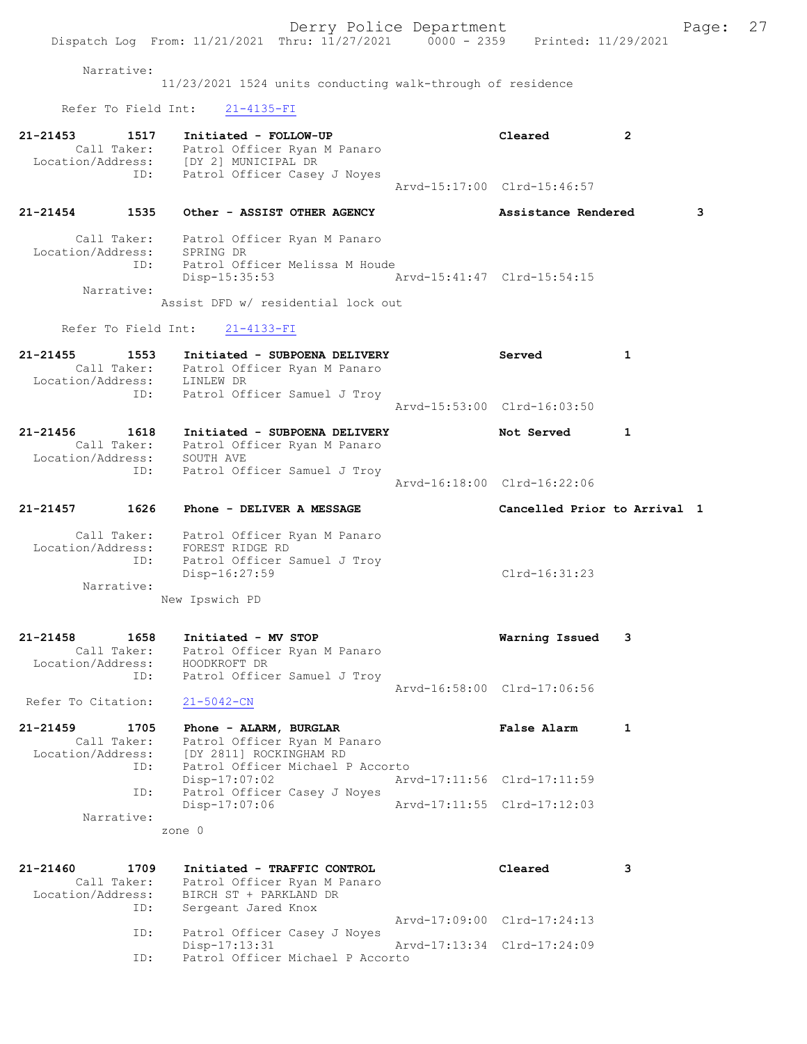Narrative:
11/23/2021 1524 units conducting walk-through of residence

Refer To Field Int: 21-4135-FI

**21-21453 1517 Initiated - FOLLOW-UP** — Cleared 2
Call Taker: Patrol Officer Ryan M Panaro
Location/Address: [DY 2] MUNICIPAL DR
ID: Patrol Officer Casey J Noyes
Arvd-15:17:00 Clrd-15:46:57

**21-21454 1535 Other - ASSIST OTHER AGENCY** — Assistance Rendered 3
Call Taker: Patrol Officer Ryan M Panaro
Location/Address: SPRING DR
ID: Patrol Officer Melissa M Houde
Disp-15:35:53 Arvd-15:41:47 Clrd-15:54:15
Narrative:
Assist DFD w/ residential lock out

Refer To Field Int: 21-4133-FI

**21-21455 1553 Initiated - SUBPOENA DELIVERY** — Served 1
Call Taker: Patrol Officer Ryan M Panaro
Location/Address: LINLEW DR
ID: Patrol Officer Samuel J Troy
Arvd-15:53:00 Clrd-16:03:50

**21-21456 1618 Initiated - SUBPOENA DELIVERY** — Not Served 1
Call Taker: Patrol Officer Ryan M Panaro
Location/Address: SOUTH AVE
ID: Patrol Officer Samuel J Troy
Arvd-16:18:00 Clrd-16:22:06

**21-21457 1626 Phone - DELIVER A MESSAGE** — Cancelled Prior to Arrival 1
Call Taker: Patrol Officer Ryan M Panaro
Location/Address: FOREST RIDGE RD
ID: Patrol Officer Samuel J Troy
Disp-16:27:59 Clrd-16:31:23
Narrative:
New Ipswich PD

**21-21458 1658 Initiated - MV STOP** — Warning Issued 3
Call Taker: Patrol Officer Ryan M Panaro
Location/Address: HOODKROFT DR
ID: Patrol Officer Samuel J Troy
Arvd-16:58:00 Clrd-17:06:56
Refer To Citation: 21-5042-CN

**21-21459 1705 Phone - ALARM, BURGLAR** — False Alarm 1
Call Taker: Patrol Officer Ryan M Panaro
Location/Address: [DY 2811] ROCKINGHAM RD
ID: Patrol Officer Michael P Accorto
Disp-17:07:02 Arvd-17:11:56 Clrd-17:11:59
ID: Patrol Officer Casey J Noyes
Disp-17:07:06 Arvd-17:11:55 Clrd-17:12:03
Narrative:
zone 0

**21-21460 1709 Initiated - TRAFFIC CONTROL** — Cleared 3
Call Taker: Patrol Officer Ryan M Panaro
Location/Address: BIRCH ST + PARKLAND DR
ID: Sergeant Jared Knox
Arvd-17:09:00 Clrd-17:24:13
ID: Patrol Officer Casey J Noyes
Disp-17:13:31 Arvd-17:13:34 Clrd-17:24:09
ID: Patrol Officer Michael P Accorto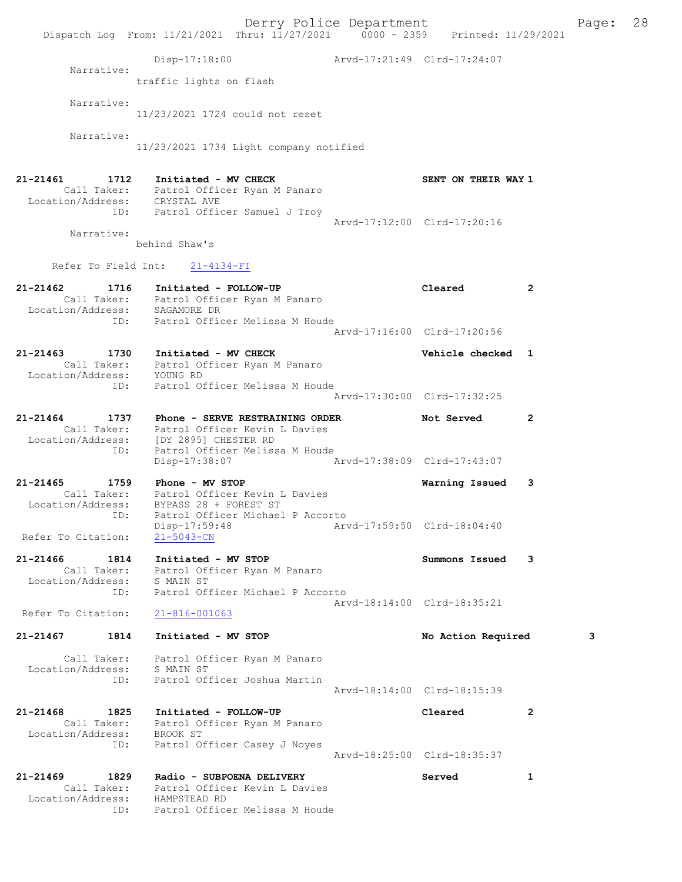```
            Disp-17:18:00                Arvd-17:21:49  Clrd-17:24:07
        Narrative:
            traffic lights on flash

        Narrative:
            11/23/2021 1724 could not reset

        Narrative:
            11/23/2021 1734 Light company notified


21-21461       1712    Initiated - MV CHECK                     SENT ON THEIR WAY 1
        Call Taker:    Patrol Officer Ryan M Panaro
  Location/Address:    CRYSTAL AVE
               ID:     Patrol Officer Samuel J Troy
                                                 Arvd-17:12:00  Clrd-17:20:16
        Narrative:
            behind Shaw's

     Refer To Field Int:    21-4134-FI

21-21462       1716    Initiated - FOLLOW-UP                    Cleared          2
        Call Taker:    Patrol Officer Ryan M Panaro
  Location/Address:    SAGAMORE DR
               ID:     Patrol Officer Melissa M Houde
                                                 Arvd-17:16:00  Clrd-17:20:56

21-21463       1730    Initiated - MV CHECK                     Vehicle checked  1
        Call Taker:    Patrol Officer Ryan M Panaro
  Location/Address:    YOUNG RD
               ID:     Patrol Officer Melissa M Houde
                                                 Arvd-17:30:00  Clrd-17:32:25

21-21464       1737    Phone - SERVE RESTRAINING ORDER          Not Served       2
        Call Taker:    Patrol Officer Kevin L Davies
  Location/Address:    [DY 2895] CHESTER RD
               ID:     Patrol Officer Melissa M Houde
                       Disp-17:38:07                Arvd-17:38:09  Clrd-17:43:07

21-21465       1759    Phone - MV STOP                          Warning Issued   3
        Call Taker:    Patrol Officer Kevin L Davies
  Location/Address:    BYPASS 28 + FOREST ST
               ID:     Patrol Officer Michael P Accorto
                       Disp-17:59:48                Arvd-17:59:50  Clrd-18:04:40
 Refer To Citation:    21-5043-CN

21-21466       1814    Initiated - MV STOP                      Summons Issued   3
        Call Taker:    Patrol Officer Ryan M Panaro
  Location/Address:    S MAIN ST
               ID:     Patrol Officer Michael P Accorto
                                                 Arvd-18:14:00  Clrd-18:35:21
 Refer To Citation:    21-816-001063

21-21467       1814    Initiated - MV STOP                      No Action Required         3

        Call Taker:    Patrol Officer Ryan M Panaro
  Location/Address:    S MAIN ST
               ID:     Patrol Officer Joshua Martin
                                                 Arvd-18:14:00  Clrd-18:15:39

21-21468       1825    Initiated - FOLLOW-UP                    Cleared          2
        Call Taker:    Patrol Officer Ryan M Panaro
  Location/Address:    BROOK ST
               ID:     Patrol Officer Casey J Noyes
                                                 Arvd-18:25:00  Clrd-18:35:37

21-21469       1829    Radio - SUBPOENA DELIVERY                Served           1
        Call Taker:    Patrol Officer Kevin L Davies
  Location/Address:    HAMPSTEAD RD
               ID:     Patrol Officer Melissa M Houde
```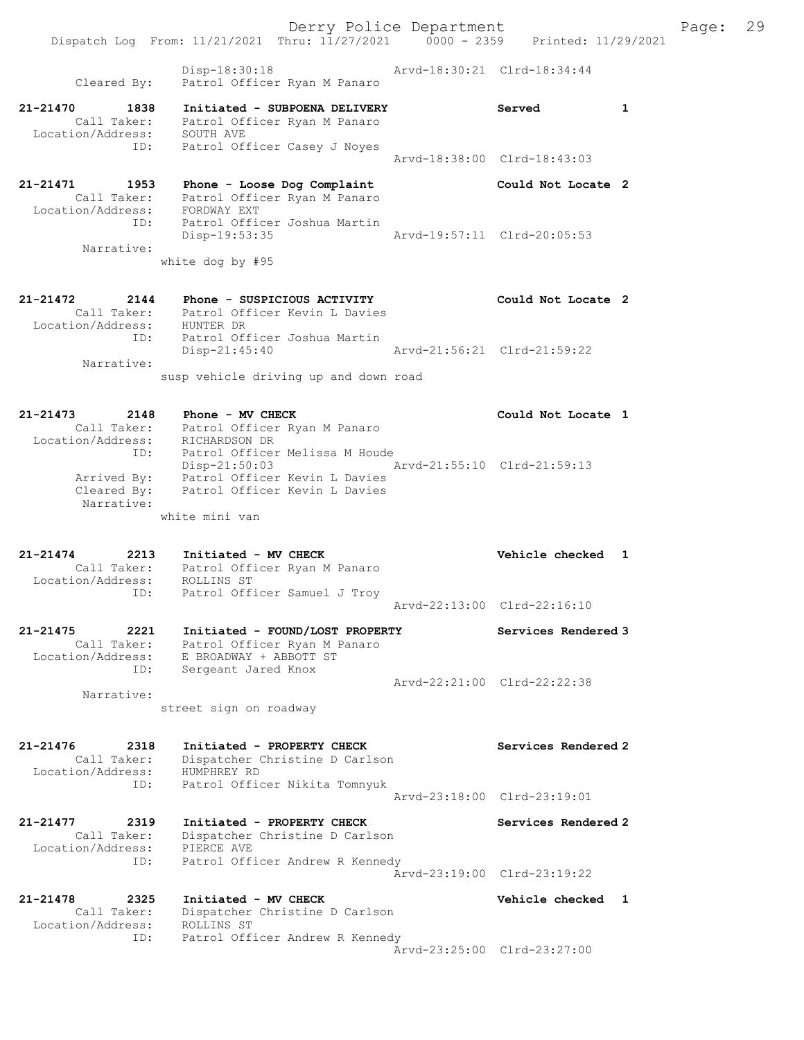```
            Disp-18:30:18                Arvd-18:30:21  Clrd-18:34:44
     Cleared By:   Patrol Officer Ryan M Panaro

21-21470       1838    Initiated - SUBPOENA DELIVERY            Served            1
     Call Taker:   Patrol Officer Ryan M Panaro
 Location/Address:   SOUTH AVE
            ID:    Patrol Officer Casey J Noyes
                                                 Arvd-18:38:00  Clrd-18:43:03

21-21471       1953    Phone - Loose Dog Complaint              Could Not Locate  2
     Call Taker:   Patrol Officer Ryan M Panaro
 Location/Address:   FORDWAY EXT
            ID:    Patrol Officer Joshua Martin
                   Disp-19:53:35                Arvd-19:57:11  Clrd-20:05:53
      Narrative:
                   white dog by #95

21-21472       2144    Phone - SUSPICIOUS ACTIVITY              Could Not Locate  2
     Call Taker:   Patrol Officer Kevin L Davies
 Location/Address:   HUNTER DR
            ID:    Patrol Officer Joshua Martin
                   Disp-21:45:40                Arvd-21:56:21  Clrd-21:59:22
      Narrative:
                   susp vehicle driving up and down road

21-21473       2148    Phone - MV CHECK                         Could Not Locate  1
     Call Taker:   Patrol Officer Ryan M Panaro
 Location/Address:   RICHARDSON DR
            ID:    Patrol Officer Melissa M Houde
                   Disp-21:50:03                Arvd-21:55:10  Clrd-21:59:13
     Arrived By:   Patrol Officer Kevin L Davies
     Cleared By:   Patrol Officer Kevin L Davies
      Narrative:
                   white mini van

21-21474       2213    Initiated - MV CHECK                     Vehicle checked   1
     Call Taker:   Patrol Officer Ryan M Panaro
 Location/Address:   ROLLINS ST
            ID:    Patrol Officer Samuel J Troy
                                                 Arvd-22:13:00  Clrd-22:16:10

21-21475       2221    Initiated - FOUND/LOST PROPERTY          Services Rendered 3
     Call Taker:   Patrol Officer Ryan M Panaro
 Location/Address:   E BROADWAY + ABBOTT ST
            ID:    Sergeant Jared Knox
                                                 Arvd-22:21:00  Clrd-22:22:38
      Narrative:
                   street sign on roadway

21-21476       2318    Initiated - PROPERTY CHECK               Services Rendered 2
     Call Taker:   Dispatcher Christine D Carlson
 Location/Address:   HUMPHREY RD
            ID:    Patrol Officer Nikita Tomnyuk
                                                 Arvd-23:18:00  Clrd-23:19:01

21-21477       2319    Initiated - PROPERTY CHECK               Services Rendered 2
     Call Taker:   Dispatcher Christine D Carlson
 Location/Address:   PIERCE AVE
            ID:    Patrol Officer Andrew R Kennedy
                                                 Arvd-23:19:00  Clrd-23:19:22

21-21478       2325    Initiated - MV CHECK                     Vehicle checked   1
     Call Taker:   Dispatcher Christine D Carlson
 Location/Address:   ROLLINS ST
            ID:    Patrol Officer Andrew R Kennedy
                                                 Arvd-23:25:00  Clrd-23:27:00
```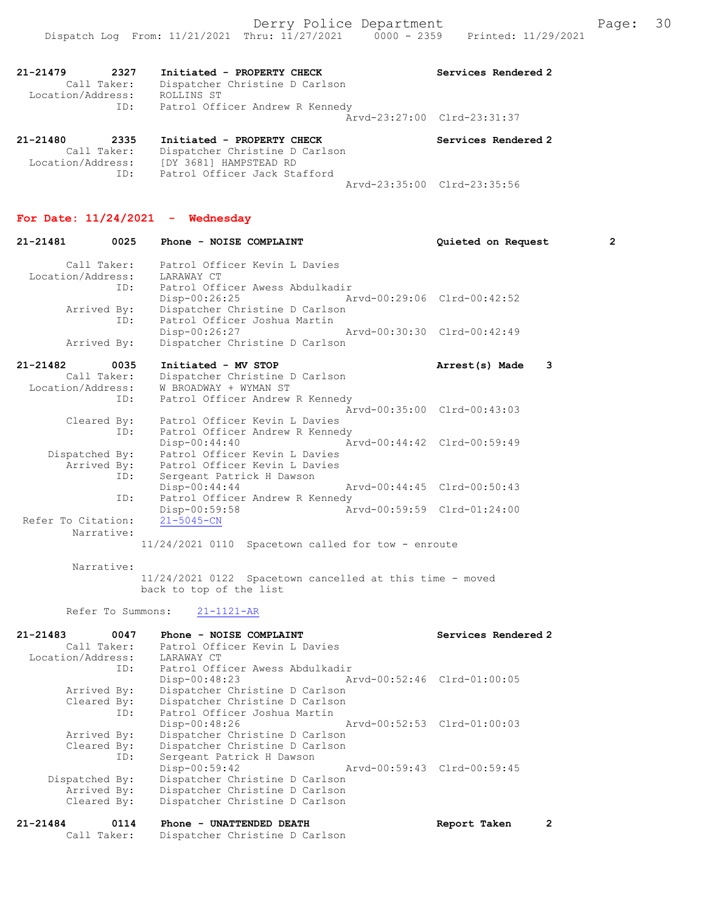21-21479 2327 Initiated - PROPERTY CHECK Services Rendered 2
Call Taker: Dispatcher Christine D Carlson
Location/Address: ROLLINS ST
ID: Patrol Officer Andrew R Kennedy
Arvd-23:27:00 Clrd-23:31:37

21-21480 2335 Initiated - PROPERTY CHECK Services Rendered 2
Call Taker: Dispatcher Christine D Carlson
Location/Address: [DY 3681] HAMPSTEAD RD
ID: Patrol Officer Jack Stafford
Arvd-23:35:00 Clrd-23:35:56

## For Date: 11/24/2021 - Wednesday

21-21481 0025 Phone - NOISE COMPLAINT Quieted on Request 2
Call Taker: Patrol Officer Kevin L Davies
Location/Address: LARAWAY CT
ID: Patrol Officer Awess Abdulkadir
Disp-00:26:25 Arvd-00:29:06 Clrd-00:42:52
Arrived By: Dispatcher Christine D Carlson
ID: Patrol Officer Joshua Martin
Disp-00:26:27 Arvd-00:30:30 Clrd-00:42:49
Arrived By: Dispatcher Christine D Carlson

21-21482 0035 Initiated - MV STOP Arrest(s) Made 3
Call Taker: Dispatcher Christine D Carlson
Location/Address: W BROADWAY + WYMAN ST
ID: Patrol Officer Andrew R Kennedy
Arvd-00:35:00 Clrd-00:43:03
Cleared By: Patrol Officer Kevin L Davies
ID: Patrol Officer Andrew R Kennedy
Disp-00:44:40 Arvd-00:44:42 Clrd-00:59:49
Dispatched By: Patrol Officer Kevin L Davies
Arrived By: Patrol Officer Kevin L Davies
ID: Sergeant Patrick H Dawson
Disp-00:44:44 Arvd-00:44:45 Clrd-00:50:43
ID: Patrol Officer Andrew R Kennedy
Disp-00:59:58 Arvd-00:59:59 Clrd-01:24:00
Refer To Citation: 21-5045-CN
Narrative:
11/24/2021 0110 Spacetown called for tow - enroute

Narrative:
11/24/2021 0122 Spacetown cancelled at this time - moved back to top of the list

Refer To Summons: 21-1121-AR

21-21483 0047 Phone - NOISE COMPLAINT Services Rendered 2
Call Taker: Patrol Officer Kevin L Davies
Location/Address: LARAWAY CT
ID: Patrol Officer Awess Abdulkadir
Disp-00:48:23 Arvd-00:52:46 Clrd-01:00:05
Arrived By: Dispatcher Christine D Carlson
Cleared By: Dispatcher Christine D Carlson
ID: Patrol Officer Joshua Martin
Disp-00:48:26 Arvd-00:52:53 Clrd-01:00:03
Arrived By: Dispatcher Christine D Carlson
Cleared By: Dispatcher Christine D Carlson
ID: Sergeant Patrick H Dawson
Disp-00:59:42 Arvd-00:59:43 Clrd-00:59:45
Dispatched By: Dispatcher Christine D Carlson
Arrived By: Dispatcher Christine D Carlson
Cleared By: Dispatcher Christine D Carlson

21-21484 0114 Phone - UNATTENDED DEATH Report Taken 2
Call Taker: Dispatcher Christine D Carlson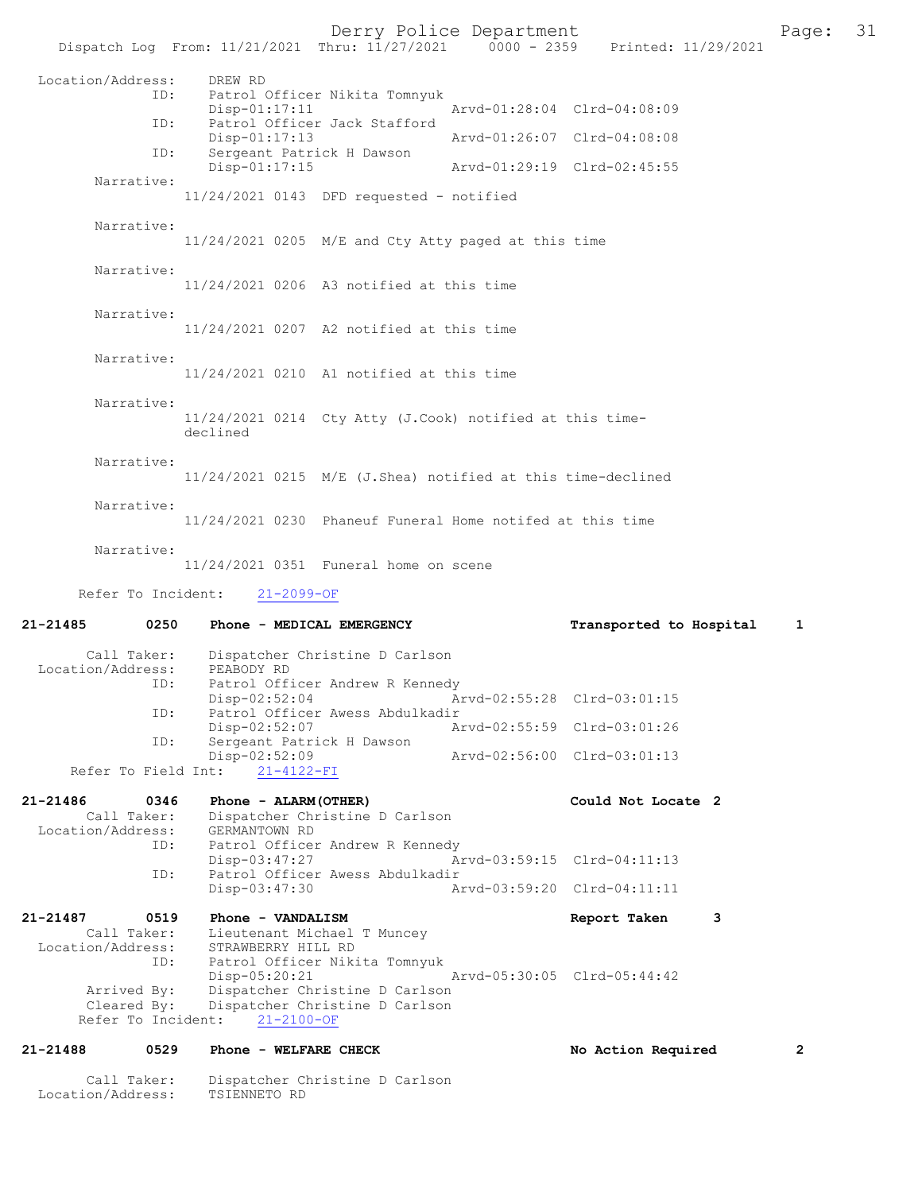Location/Address: DREW RD
ID: Patrol Officer Nikita Tomnyuk
Disp-01:17:11 Arvd-01:28:04 Clrd-04:08:09
ID: Patrol Officer Jack Stafford
Disp-01:17:13 Arvd-01:26:07 Clrd-04:08:08
ID: Sergeant Patrick H Dawson
Disp-01:17:15 Arvd-01:29:19 Clrd-02:45:55

Narrative:
11/24/2021 0143 DFD requested - notified

Narrative:
11/24/2021 0205 M/E and Cty Atty paged at this time

Narrative:
11/24/2021 0206 A3 notified at this time

Narrative:
11/24/2021 0207 A2 notified at this time

Narrative:
11/24/2021 0210 A1 notified at this time

Narrative:
11/24/2021 0214 Cty Atty (J.Cook) notified at this time-declined

Narrative:
11/24/2021 0215 M/E (J.Shea) notified at this time-declined

Narrative:
11/24/2021 0230 Phaneuf Funeral Home notifed at this time

Narrative:
11/24/2021 0351 Funeral home on scene

Refer To Incident: 21-2099-OF

**21-21485 0250 Phone - MEDICAL EMERGENCY Transported to Hospital 1**

Call Taker: Dispatcher Christine D Carlson
Location/Address: PEABODY RD
ID: Patrol Officer Andrew R Kennedy
Disp-02:52:04 Arvd-02:55:28 Clrd-03:01:15
ID: Patrol Officer Awess Abdulkadir
Disp-02:52:07 Arvd-02:55:59 Clrd-03:01:26
ID: Sergeant Patrick H Dawson
Disp-02:52:09 Arvd-02:56:00 Clrd-03:01:13
Refer To Field Int: 21-4122-FI

**21-21486 0346 Phone - ALARM(OTHER) Could Not Locate 2**

Call Taker: Dispatcher Christine D Carlson
Location/Address: GERMANTOWN RD
ID: Patrol Officer Andrew R Kennedy
Disp-03:47:27 Arvd-03:59:15 Clrd-04:11:13
ID: Patrol Officer Awess Abdulkadir
Disp-03:47:30 Arvd-03:59:20 Clrd-04:11:11

**21-21487 0519 Phone - VANDALISM Report Taken 3**

Call Taker: Lieutenant Michael T Muncey
Location/Address: STRAWBERRY HILL RD
ID: Patrol Officer Nikita Tomnyuk
Disp-05:20:21 Arvd-05:30:05 Clrd-05:44:42
Arrived By: Dispatcher Christine D Carlson
Cleared By: Dispatcher Christine D Carlson
Refer To Incident: 21-2100-OF

**21-21488 0529 Phone - WELFARE CHECK No Action Required 2**

Call Taker: Dispatcher Christine D Carlson
Location/Address: TSIENNETO RD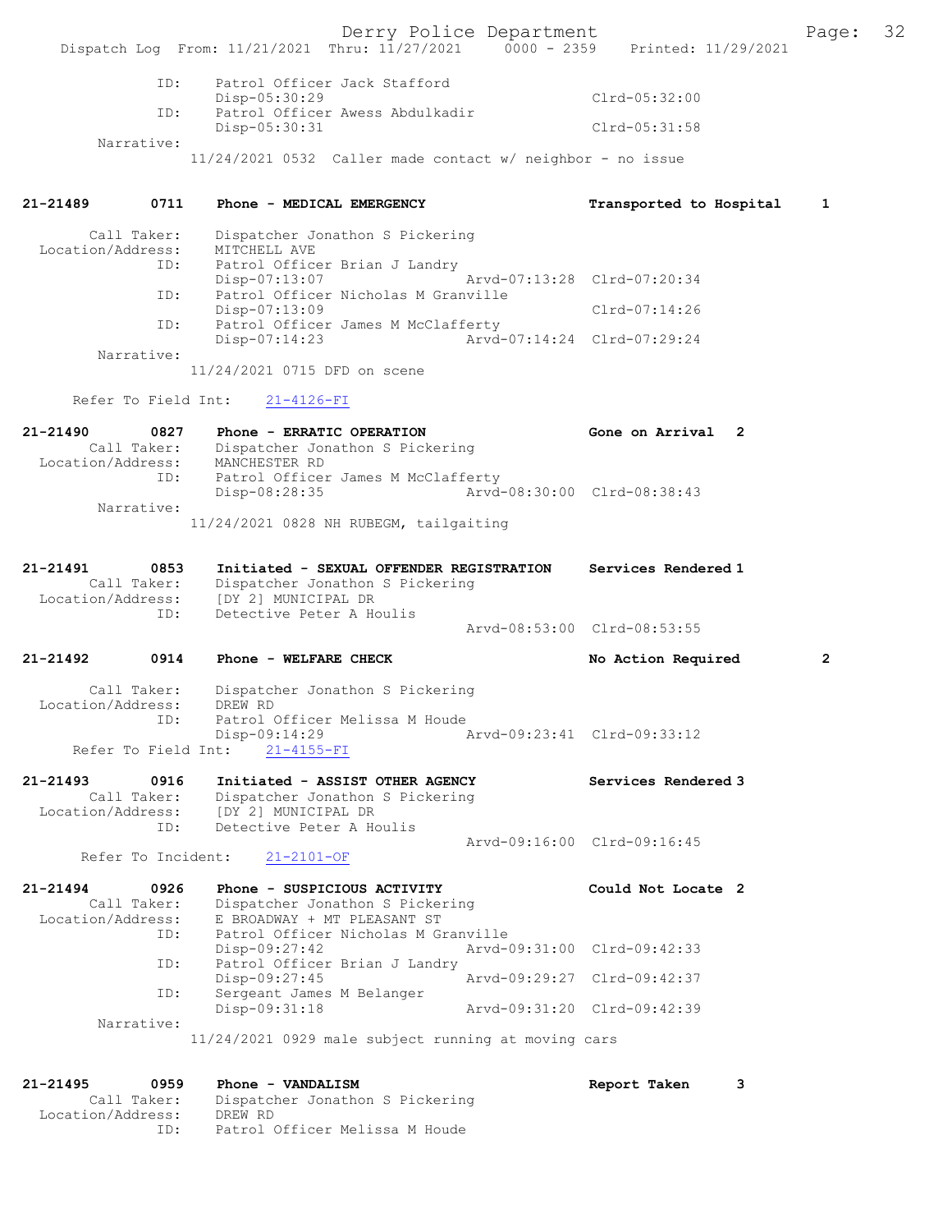ID: Patrol Officer Jack Stafford
Disp-05:30:29 Clrd-05:32:00
ID: Patrol Officer Awess Abdulkadir
Disp-05:30:31 Clrd-05:31:58
Narrative:
11/24/2021 0532 Caller made contact w/ neighbor - no issue

**21-21489 0711 Phone - MEDICAL EMERGENCY** — Transported to Hospital 1

Call Taker: Dispatcher Jonathon S Pickering
Location/Address: MITCHELL AVE
ID: Patrol Officer Brian J Landry
Disp-07:13:07 Arvd-07:13:28 Clrd-07:20:34
ID: Patrol Officer Nicholas M Granville
Disp-07:13:09 Clrd-07:14:26
ID: Patrol Officer James M McClafferty
Disp-07:14:23 Arvd-07:14:24 Clrd-07:29:24
Narrative:
11/24/2021 0715 DFD on scene

Refer To Field Int: 21-4126-FI

**21-21490 0827 Phone - ERRATIC OPERATION** — Gone on Arrival 2
Call Taker: Dispatcher Jonathon S Pickering
Location/Address: MANCHESTER RD
ID: Patrol Officer James M McClafferty
Disp-08:28:35 Arvd-08:30:00 Clrd-08:38:43
Narrative:
11/24/2021 0828 NH RUBEGM, tailgaiting

**21-21491 0853 Initiated - SEXUAL OFFENDER REGISTRATION** — Services Rendered 1
Call Taker: Dispatcher Jonathon S Pickering
Location/Address: [DY 2] MUNICIPAL DR
ID: Detective Peter A Houlis
Arvd-08:53:00 Clrd-08:53:55

**21-21492 0914 Phone - WELFARE CHECK** — No Action Required 2

Call Taker: Dispatcher Jonathon S Pickering
Location/Address: DREW RD
ID: Patrol Officer Melissa M Houde
Disp-09:14:29 Arvd-09:23:41 Clrd-09:33:12
Refer To Field Int: 21-4155-FI

**21-21493 0916 Initiated - ASSIST OTHER AGENCY** — Services Rendered 3
Call Taker: Dispatcher Jonathon S Pickering
Location/Address: [DY 2] MUNICIPAL DR
ID: Detective Peter A Houlis
Arvd-09:16:00 Clrd-09:16:45
Refer To Incident: 21-2101-OF

**21-21494 0926 Phone - SUSPICIOUS ACTIVITY** — Could Not Locate 2
Call Taker: Dispatcher Jonathon S Pickering
Location/Address: E BROADWAY + MT PLEASANT ST
ID: Patrol Officer Nicholas M Granville
Disp-09:27:42 Arvd-09:31:00 Clrd-09:42:33
ID: Patrol Officer Brian J Landry
Disp-09:27:45 Arvd-09:29:27 Clrd-09:42:37
ID: Sergeant James M Belanger
Disp-09:31:18 Arvd-09:31:20 Clrd-09:42:39
Narrative:
11/24/2021 0929 male subject running at moving cars

**21-21495 0959 Phone - VANDALISM** — Report Taken 3
Call Taker: Dispatcher Jonathon S Pickering
Location/Address: DREW RD
ID: Patrol Officer Melissa M Houde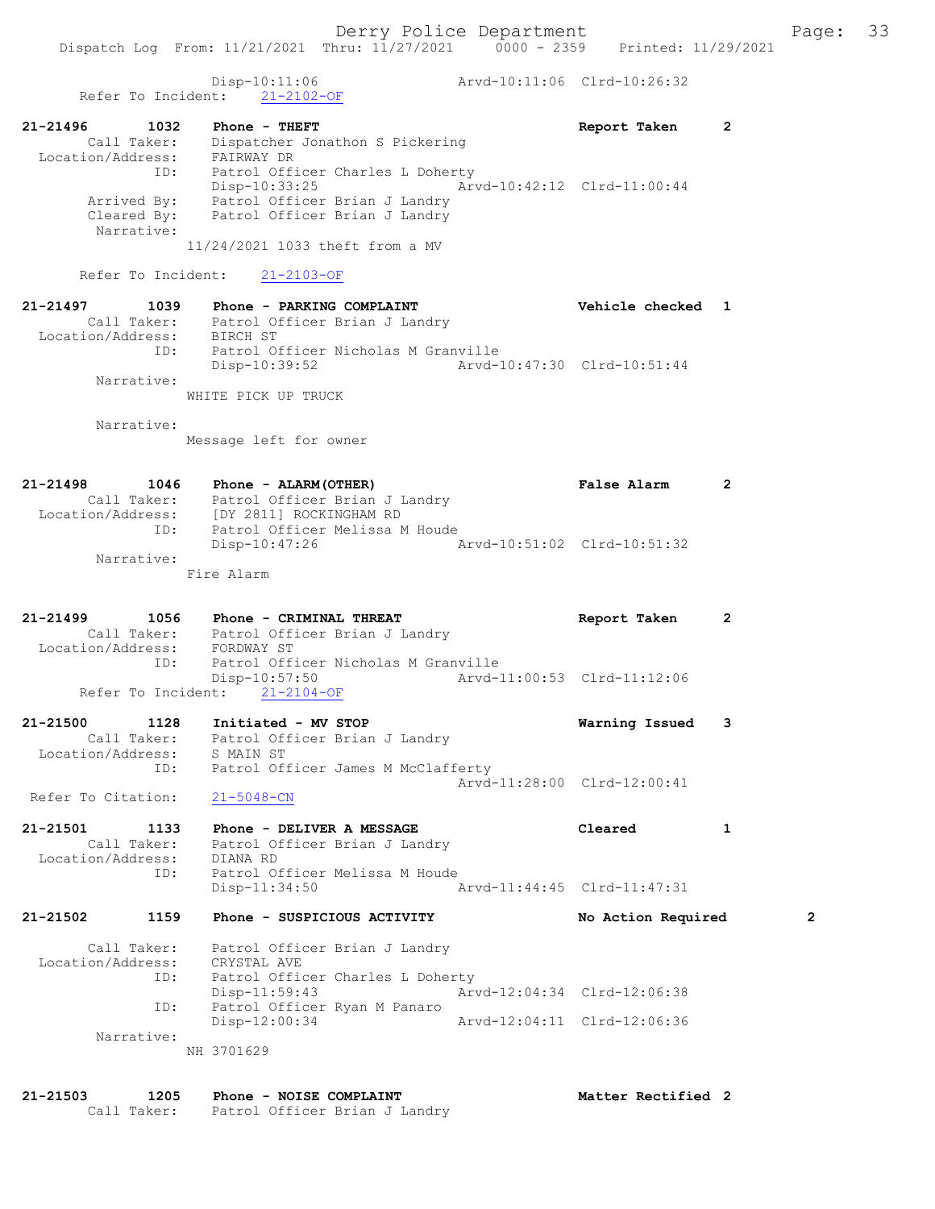Disp-10:11:06 Arvd-10:11:06 Clrd-10:26:32
Refer To Incident: 21-2102-OF

21-21496 1032 Phone - THEFT Report Taken 2
Call Taker: Dispatcher Jonathon S Pickering
Location/Address: FAIRWAY DR
ID: Patrol Officer Charles L Doherty
Disp-10:33:25 Arvd-10:42:12 Clrd-11:00:44
Arrived By: Patrol Officer Brian J Landry
Cleared By: Patrol Officer Brian J Landry
Narrative:
11/24/2021 1033 theft from a MV

Refer To Incident: 21-2103-OF

21-21497 1039 Phone - PARKING COMPLAINT Vehicle checked 1
Call Taker: Patrol Officer Brian J Landry
Location/Address: BIRCH ST
ID: Patrol Officer Nicholas M Granville
Disp-10:39:52 Arvd-10:47:30 Clrd-10:51:44
Narrative:
WHITE PICK UP TRUCK

Narrative:
Message left for owner

21-21498 1046 Phone - ALARM(OTHER) False Alarm 2
Call Taker: Patrol Officer Brian J Landry
Location/Address: [DY 2811] ROCKINGHAM RD
ID: Patrol Officer Melissa M Houde
Disp-10:47:26 Arvd-10:51:02 Clrd-10:51:32
Narrative:
Fire Alarm

21-21499 1056 Phone - CRIMINAL THREAT Report Taken 2
Call Taker: Patrol Officer Brian J Landry
Location/Address: FORDWAY ST
ID: Patrol Officer Nicholas M Granville
Disp-10:57:50 Arvd-11:00:53 Clrd-11:12:06
Refer To Incident: 21-2104-OF

21-21500 1128 Initiated - MV STOP Warning Issued 3
Call Taker: Patrol Officer Brian J Landry
Location/Address: S MAIN ST
ID: Patrol Officer James M McClafferty
Arvd-11:28:00 Clrd-12:00:41
Refer To Citation: 21-5048-CN

21-21501 1133 Phone - DELIVER A MESSAGE Cleared 1
Call Taker: Patrol Officer Brian J Landry
Location/Address: DIANA RD
ID: Patrol Officer Melissa M Houde
Disp-11:34:50 Arvd-11:44:45 Clrd-11:47:31

21-21502 1159 Phone - SUSPICIOUS ACTIVITY No Action Required 2
Call Taker: Patrol Officer Brian J Landry
Location/Address: CRYSTAL AVE
ID: Patrol Officer Charles L Doherty
Disp-11:59:43 Arvd-12:04:34 Clrd-12:06:38
ID: Patrol Officer Ryan M Panaro
Disp-12:00:34 Arvd-12:04:11 Clrd-12:06:36
Narrative:
NH 3701629

21-21503 1205 Phone - NOISE COMPLAINT Matter Rectified 2
Call Taker: Patrol Officer Brian J Landry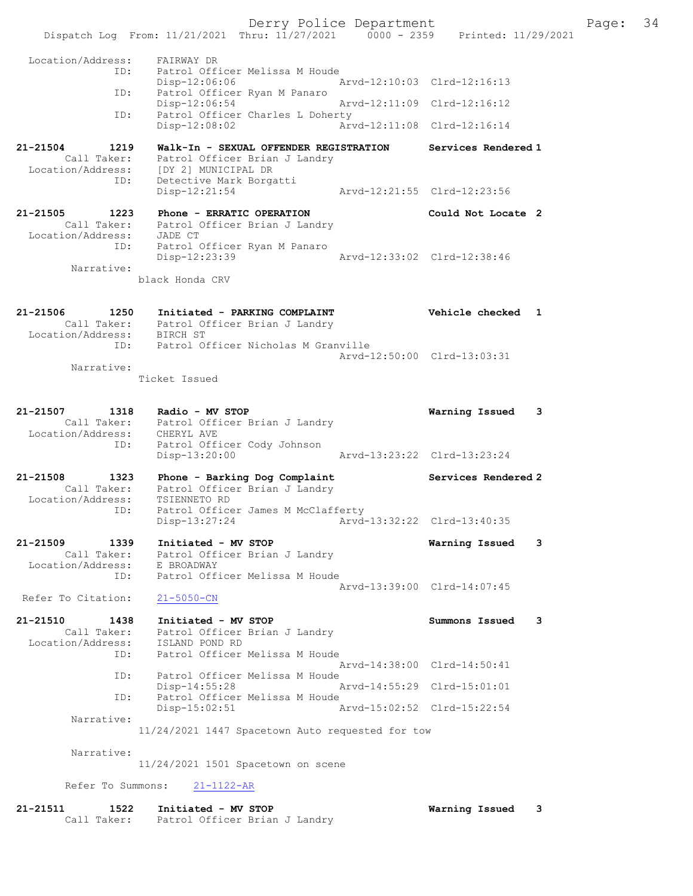```
Location/Address:    FAIRWAY DR
              ID:    Patrol Officer Melissa M Houde
                     Disp-12:06:06              Arvd-12:10:03  Clrd-12:16:13
              ID:    Patrol Officer Ryan M Panaro
                     Disp-12:06:54              Arvd-12:11:09  Clrd-12:16:12
              ID:    Patrol Officer Charles L Doherty
                     Disp-12:08:02              Arvd-12:11:08  Clrd-12:16:14

21-21504       1219  Walk-In - SEXUAL OFFENDER REGISTRATION      Services Rendered 1
       Call Taker:   Patrol Officer Brian J Landry
 Location/Address:   [DY 2] MUNICIPAL DR
              ID:    Detective Mark Borgatti
                     Disp-12:21:54              Arvd-12:21:55  Clrd-12:23:56

21-21505       1223  Phone - ERRATIC OPERATION                   Could Not Locate  2
       Call Taker:   Patrol Officer Brian J Landry
 Location/Address:   JADE CT
              ID:    Patrol Officer Ryan M Panaro
                     Disp-12:23:39              Arvd-12:33:02  Clrd-12:38:46
        Narrative:
                  black Honda CRV

21-21506       1250  Initiated - PARKING COMPLAINT               Vehicle checked   1
       Call Taker:   Patrol Officer Brian J Landry
 Location/Address:   BIRCH ST
              ID:    Patrol Officer Nicholas M Granville
                                                Arvd-12:50:00  Clrd-13:03:31
        Narrative:
                  Ticket Issued

21-21507       1318  Radio - MV STOP                             Warning Issued    3
       Call Taker:   Patrol Officer Brian J Landry
 Location/Address:   CHERYL AVE
              ID:    Patrol Officer Cody Johnson
                     Disp-13:20:00              Arvd-13:23:22  Clrd-13:23:24

21-21508       1323  Phone - Barking Dog Complaint               Services Rendered 2
       Call Taker:   Patrol Officer Brian J Landry
 Location/Address:   TSIENNETO RD
              ID:    Patrol Officer James M McClafferty
                     Disp-13:27:24              Arvd-13:32:22  Clrd-13:40:35

21-21509       1339  Initiated - MV STOP                         Warning Issued    3
       Call Taker:   Patrol Officer Brian J Landry
 Location/Address:   E BROADWAY
              ID:    Patrol Officer Melissa M Houde
                                                Arvd-13:39:00  Clrd-14:07:45
 Refer To Citation:  21-5050-CN

21-21510       1438  Initiated - MV STOP                         Summons Issued    3
       Call Taker:   Patrol Officer Brian J Landry
 Location/Address:   ISLAND POND RD
              ID:    Patrol Officer Melissa M Houde
                                                Arvd-14:38:00  Clrd-14:50:41
              ID:    Patrol Officer Melissa M Houde
                     Disp-14:55:28              Arvd-14:55:29  Clrd-15:01:01
              ID:    Patrol Officer Melissa M Houde
                     Disp-15:02:51              Arvd-15:02:52  Clrd-15:22:54
        Narrative:
                  11/24/2021 1447 Spacetown Auto requested for tow

        Narrative:
                  11/24/2021 1501 Spacetown on scene

       Refer To Summons:   21-1122-AR

21-21511       1522  Initiated - MV STOP                         Warning Issued    3
       Call Taker:   Patrol Officer Brian J Landry
```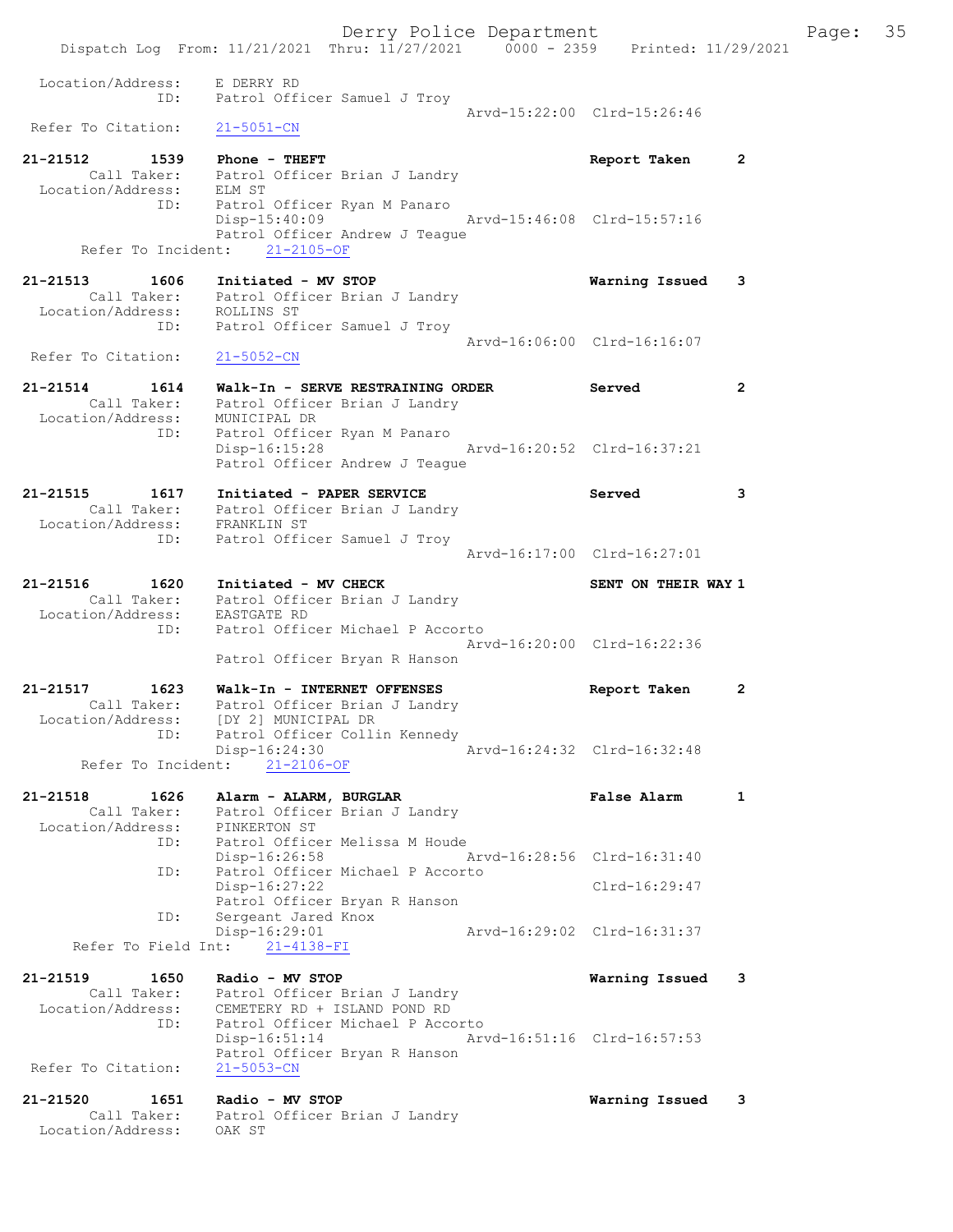```
Location/Address:    E DERRY RD
              ID:    Patrol Officer Samuel J Troy
                                              Arvd-15:22:00  Clrd-15:26:46
 Refer To Citation:    21-5051-CN

21-21512       1539    Phone - THEFT                                 Report Taken       2
       Call Taker:    Patrol Officer Brian J Landry
 Location/Address:    ELM ST
              ID:    Patrol Officer Ryan M Panaro
                     Disp-15:40:09              Arvd-15:46:08  Clrd-15:57:16
                     Patrol Officer Andrew J Teague
     Refer To Incident:    21-2105-OF

21-21513       1606    Initiated - MV STOP                           Warning Issued     3
       Call Taker:    Patrol Officer Brian J Landry
 Location/Address:    ROLLINS ST
              ID:    Patrol Officer Samuel J Troy
                                              Arvd-16:06:00  Clrd-16:16:07
 Refer To Citation:    21-5052-CN

21-21514       1614    Walk-In - SERVE RESTRAINING ORDER             Served             2
       Call Taker:    Patrol Officer Brian J Landry
 Location/Address:    MUNICIPAL DR
              ID:    Patrol Officer Ryan M Panaro
                     Disp-16:15:28              Arvd-16:20:52  Clrd-16:37:21
                     Patrol Officer Andrew J Teague

21-21515       1617    Initiated - PAPER SERVICE                     Served             3
       Call Taker:    Patrol Officer Brian J Landry
 Location/Address:    FRANKLIN ST
              ID:    Patrol Officer Samuel J Troy
                                              Arvd-16:17:00  Clrd-16:27:01

21-21516       1620    Initiated - MV CHECK                          SENT ON THEIR WAY 1
       Call Taker:    Patrol Officer Brian J Landry
 Location/Address:    EASTGATE RD
              ID:    Patrol Officer Michael P Accorto
                                              Arvd-16:20:00  Clrd-16:22:36
                     Patrol Officer Bryan R Hanson

21-21517       1623    Walk-In - INTERNET OFFENSES                   Report Taken       2
       Call Taker:    Patrol Officer Brian J Landry
 Location/Address:    [DY 2] MUNICIPAL DR
              ID:    Patrol Officer Collin Kennedy
                     Disp-16:24:30              Arvd-16:24:32  Clrd-16:32:48
     Refer To Incident:    21-2106-OF

21-21518       1626    Alarm - ALARM, BURGLAR                        False Alarm        1
       Call Taker:    Patrol Officer Brian J Landry
 Location/Address:    PINKERTON ST
              ID:    Patrol Officer Melissa M Houde
                     Disp-16:26:58              Arvd-16:28:56  Clrd-16:31:40
              ID:    Patrol Officer Michael P Accorto
                     Disp-16:27:22                             Clrd-16:29:47
                     Patrol Officer Bryan R Hanson
              ID:    Sergeant Jared Knox
                     Disp-16:29:01              Arvd-16:29:02  Clrd-16:31:37
    Refer To Field Int:    21-4138-FI

21-21519       1650    Radio - MV STOP                               Warning Issued     3
       Call Taker:    Patrol Officer Brian J Landry
 Location/Address:    CEMETERY RD + ISLAND POND RD
              ID:    Patrol Officer Michael P Accorto
                     Disp-16:51:14              Arvd-16:51:16  Clrd-16:57:53
                     Patrol Officer Bryan R Hanson
 Refer To Citation:    21-5053-CN

21-21520       1651    Radio - MV STOP                               Warning Issued     3
       Call Taker:    Patrol Officer Brian J Landry
 Location/Address:    OAK ST
```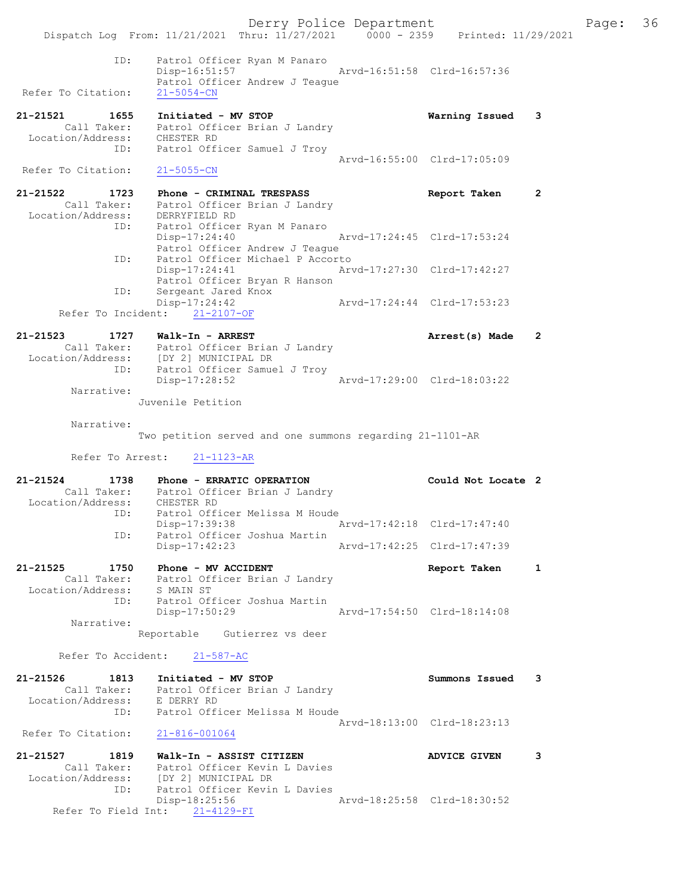ID: Patrol Officer Ryan M Panaro
Disp-16:51:57 Arvd-16:51:58 Clrd-16:57:36
Patrol Officer Andrew J Teague
Refer To Citation: 21-5054-CN

**21-21521 1655 Initiated - MV STOP** **Warning Issued 3**
Call Taker: Patrol Officer Brian J Landry
Location/Address: CHESTER RD
ID: Patrol Officer Samuel J Troy
Arvd-16:55:00 Clrd-17:05:09
Refer To Citation: 21-5055-CN

**21-21522 1723 Phone - CRIMINAL TRESPASS** **Report Taken 2**
Call Taker: Patrol Officer Brian J Landry
Location/Address: DERRYFIELD RD
ID: Patrol Officer Ryan M Panaro
Disp-17:24:40 Arvd-17:24:45 Clrd-17:53:24
Patrol Officer Andrew J Teague
ID: Patrol Officer Michael P Accorto
Disp-17:24:41 Arvd-17:27:30 Clrd-17:42:27
Patrol Officer Bryan R Hanson
ID: Sergeant Jared Knox
Disp-17:24:42 Arvd-17:24:44 Clrd-17:53:23
Refer To Incident: 21-2107-OF

**21-21523 1727 Walk-In - ARREST** **Arrest(s) Made 2**
Call Taker: Patrol Officer Brian J Landry
Location/Address: [DY 2] MUNICIPAL DR
ID: Patrol Officer Samuel J Troy
Disp-17:28:52 Arvd-17:29:00 Clrd-18:03:22
Narrative:
Juvenile Petition

Narrative:
Two petition served and one summons regarding 21-1101-AR

Refer To Arrest: 21-1123-AR

**21-21524 1738 Phone - ERRATIC OPERATION** **Could Not Locate 2**
Call Taker: Patrol Officer Brian J Landry
Location/Address: CHESTER RD
ID: Patrol Officer Melissa M Houde
Disp-17:39:38 Arvd-17:42:18 Clrd-17:47:40
ID: Patrol Officer Joshua Martin
Disp-17:42:23 Arvd-17:42:25 Clrd-17:47:39

**21-21525 1750 Phone - MV ACCIDENT** **Report Taken 1**
Call Taker: Patrol Officer Brian J Landry
Location/Address: S MAIN ST
ID: Patrol Officer Joshua Martin
Disp-17:50:29 Arvd-17:54:50 Clrd-18:14:08
Narrative:
Reportable Gutierrez vs deer

Refer To Accident: 21-587-AC

**21-21526 1813 Initiated - MV STOP** **Summons Issued 3**
Call Taker: Patrol Officer Brian J Landry
Location/Address: E DERRY RD
ID: Patrol Officer Melissa M Houde
Arvd-18:13:00 Clrd-18:23:13
Refer To Citation: 21-816-001064

**21-21527 1819 Walk-In - ASSIST CITIZEN** **ADVICE GIVEN 3**
Call Taker: Patrol Officer Kevin L Davies
Location/Address: [DY 2] MUNICIPAL DR
ID: Patrol Officer Kevin L Davies
Disp-18:25:56 Arvd-18:25:58 Clrd-18:30:52
Refer To Field Int: 21-4129-FI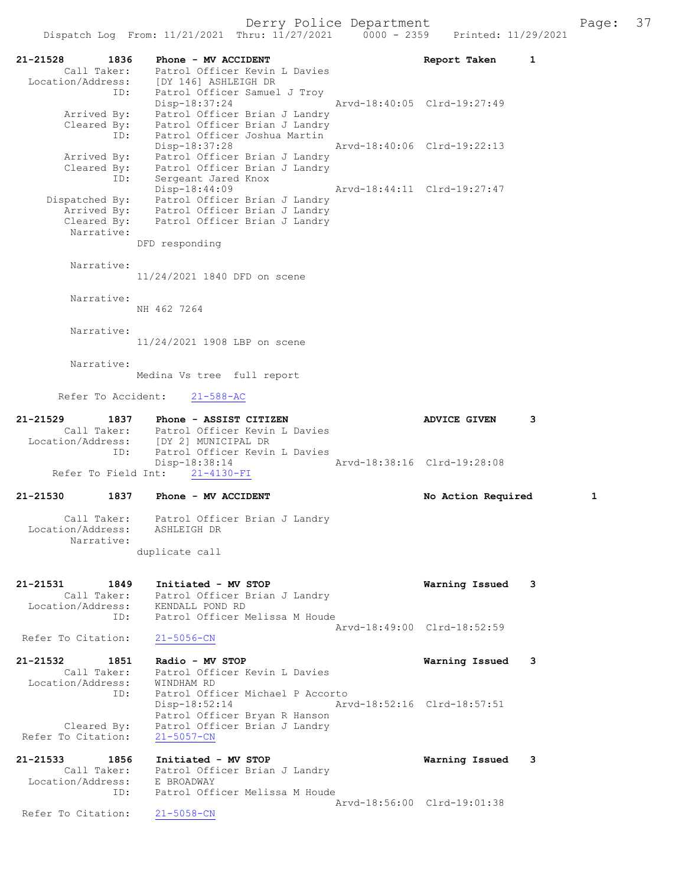```
21-21528        1836    Phone - MV ACCIDENT                          Report Taken      1
        Call Taker:     Patrol Officer Kevin L Davies
  Location/Address:     [DY 146] ASHLEIGH DR
                ID:     Patrol Officer Samuel J Troy
                        Disp-18:37:24                 Arvd-18:40:05  Clrd-19:27:49
        Arrived By:     Patrol Officer Brian J Landry
        Cleared By:     Patrol Officer Brian J Landry
                ID:     Patrol Officer Joshua Martin
                        Disp-18:37:28                 Arvd-18:40:06  Clrd-19:22:13
        Arrived By:     Patrol Officer Brian J Landry
        Cleared By:     Patrol Officer Brian J Landry
                ID:     Sergeant Jared Knox
                        Disp-18:44:09                 Arvd-18:44:11  Clrd-19:27:47
     Dispatched By:     Patrol Officer Brian J Landry
        Arrived By:     Patrol Officer Brian J Landry
        Cleared By:     Patrol Officer Brian J Landry
         Narrative:
                      DFD responding

         Narrative:
                      11/24/2021 1840 DFD on scene

         Narrative:
                      NH 462 7264

         Narrative:
                      11/24/2021 1908 LBP on scene

         Narrative:
                      Medina Vs tree  full report

       Refer To Accident:     21-588-AC

21-21529        1837    Phone - ASSIST CITIZEN                       ADVICE GIVEN      3
        Call Taker:     Patrol Officer Kevin L Davies
  Location/Address:     [DY 2] MUNICIPAL DR
                ID:     Patrol Officer Kevin L Davies
                        Disp-18:38:14                 Arvd-18:38:16  Clrd-19:28:08
      Refer To Field Int:     21-4130-FI

21-21530        1837    Phone - MV ACCIDENT                          No Action Required        1

        Call Taker:     Patrol Officer Brian J Landry
  Location/Address:     ASHLEIGH DR
         Narrative:
                      duplicate call


21-21531        1849    Initiated - MV STOP                          Warning Issued    3
        Call Taker:     Patrol Officer Brian J Landry
  Location/Address:     KENDALL POND RD
                ID:     Patrol Officer Melissa M Houde
                                                      Arvd-18:49:00  Clrd-18:52:59
  Refer To Citation:     21-5056-CN

21-21532        1851    Radio - MV STOP                              Warning Issued    3
        Call Taker:     Patrol Officer Kevin L Davies
  Location/Address:     WINDHAM RD
                ID:     Patrol Officer Michael P Accorto
                        Disp-18:52:14                 Arvd-18:52:16  Clrd-18:57:51
                        Patrol Officer Bryan R Hanson
        Cleared By:     Patrol Officer Brian J Landry
  Refer To Citation:     21-5057-CN

21-21533        1856    Initiated - MV STOP                          Warning Issued    3
        Call Taker:     Patrol Officer Brian J Landry
  Location/Address:     E BROADWAY
                ID:     Patrol Officer Melissa M Houde
                                                      Arvd-18:56:00  Clrd-19:01:38
  Refer To Citation:     21-5058-CN
```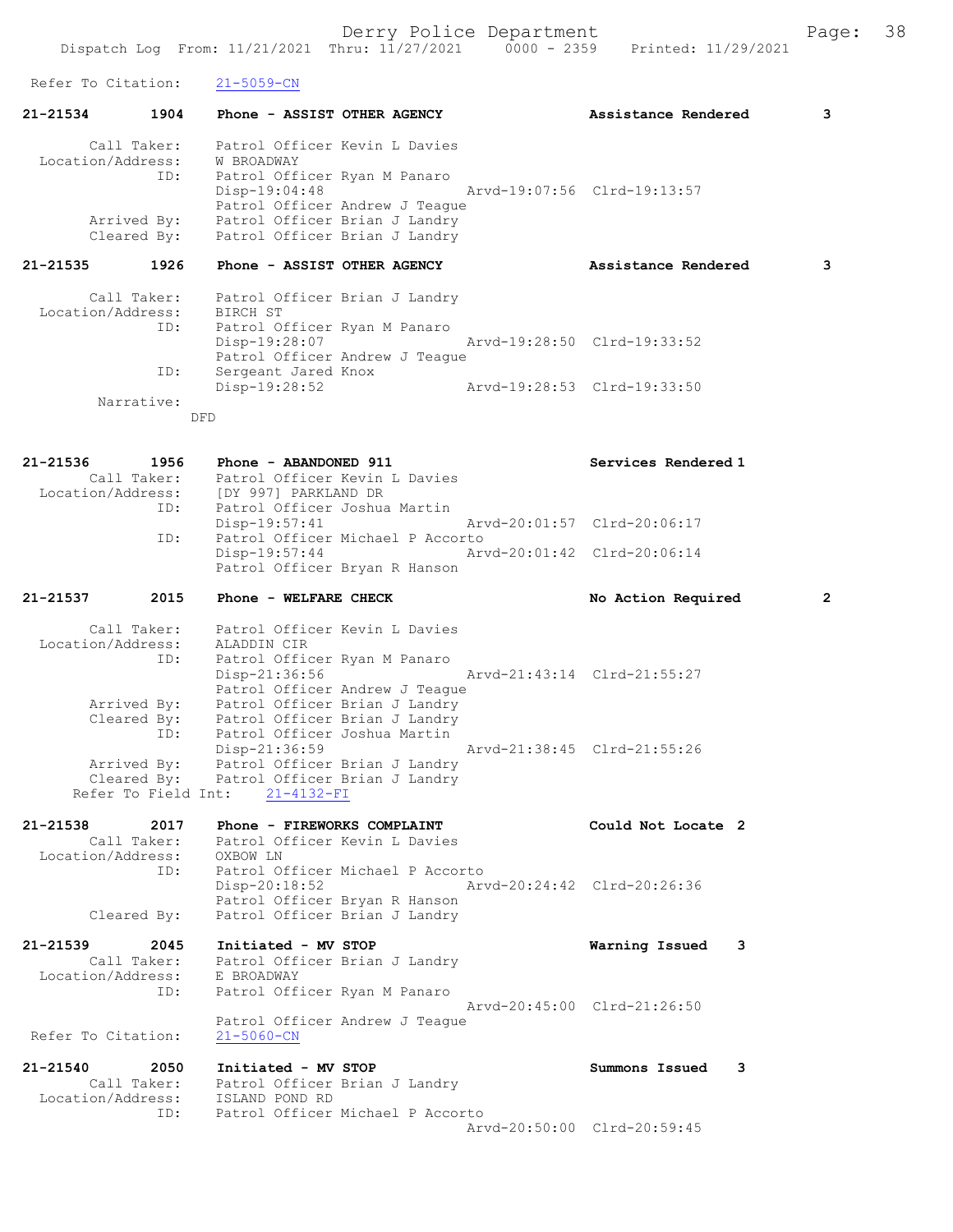```
Refer To Citation:     21-5059-CN

21-21534        1904    Phone - ASSIST OTHER AGENCY              Assistance Rendered         3

        Call Taker:     Patrol Officer Kevin L Davies
   Location/Address:    W BROADWAY
                ID:     Patrol Officer Ryan M Panaro
                        Disp-19:04:48                 Arvd-19:07:56  Clrd-19:13:57
                        Patrol Officer Andrew J Teague
        Arrived By:     Patrol Officer Brian J Landry
        Cleared By:     Patrol Officer Brian J Landry

21-21535        1926    Phone - ASSIST OTHER AGENCY              Assistance Rendered         3

        Call Taker:     Patrol Officer Brian J Landry
   Location/Address:    BIRCH ST
                ID:     Patrol Officer Ryan M Panaro
                        Disp-19:28:07                 Arvd-19:28:50  Clrd-19:33:52
                        Patrol Officer Andrew J Teague
                ID:     Sergeant Jared Knox
                        Disp-19:28:52                 Arvd-19:28:53  Clrd-19:33:50
         Narrative:
                      DFD

21-21536        1956    Phone - ABANDONED 911                    Services Rendered 1
        Call Taker:     Patrol Officer Kevin L Davies
   Location/Address:    [DY 997] PARKLAND DR
                ID:     Patrol Officer Joshua Martin
                        Disp-19:57:41                 Arvd-20:01:57  Clrd-20:06:17
                ID:     Patrol Officer Michael P Accorto
                        Disp-19:57:44                 Arvd-20:01:42  Clrd-20:06:14
                        Patrol Officer Bryan R Hanson

21-21537        2015    Phone - WELFARE CHECK                    No Action Required          2

        Call Taker:     Patrol Officer Kevin L Davies
   Location/Address:    ALADDIN CIR
                ID:     Patrol Officer Ryan M Panaro
                        Disp-21:36:56                 Arvd-21:43:14  Clrd-21:55:27
                        Patrol Officer Andrew J Teague
        Arrived By:     Patrol Officer Brian J Landry
        Cleared By:     Patrol Officer Brian J Landry
                ID:     Patrol Officer Joshua Martin
                        Disp-21:36:59                 Arvd-21:38:45  Clrd-21:55:26
        Arrived By:     Patrol Officer Brian J Landry
        Cleared By:     Patrol Officer Brian J Landry
     Refer To Field Int:    21-4132-FI

21-21538        2017    Phone - FIREWORKS COMPLAINT              Could Not Locate  2
        Call Taker:     Patrol Officer Kevin L Davies
   Location/Address:    OXBOW LN
                ID:     Patrol Officer Michael P Accorto
                        Disp-20:18:52                 Arvd-20:24:42  Clrd-20:26:36
                        Patrol Officer Bryan R Hanson
        Cleared By:     Patrol Officer Brian J Landry

21-21539        2045    Initiated - MV STOP                      Warning Issued    3
        Call Taker:     Patrol Officer Brian J Landry
   Location/Address:    E BROADWAY
                ID:     Patrol Officer Ryan M Panaro
                                                      Arvd-20:45:00  Clrd-21:26:50
                        Patrol Officer Andrew J Teague
 Refer To Citation:     21-5060-CN

21-21540        2050    Initiated - MV STOP                      Summons Issued    3
        Call Taker:     Patrol Officer Brian J Landry
   Location/Address:    ISLAND POND RD
                ID:     Patrol Officer Michael P Accorto
                                                      Arvd-20:50:00  Clrd-20:59:45
```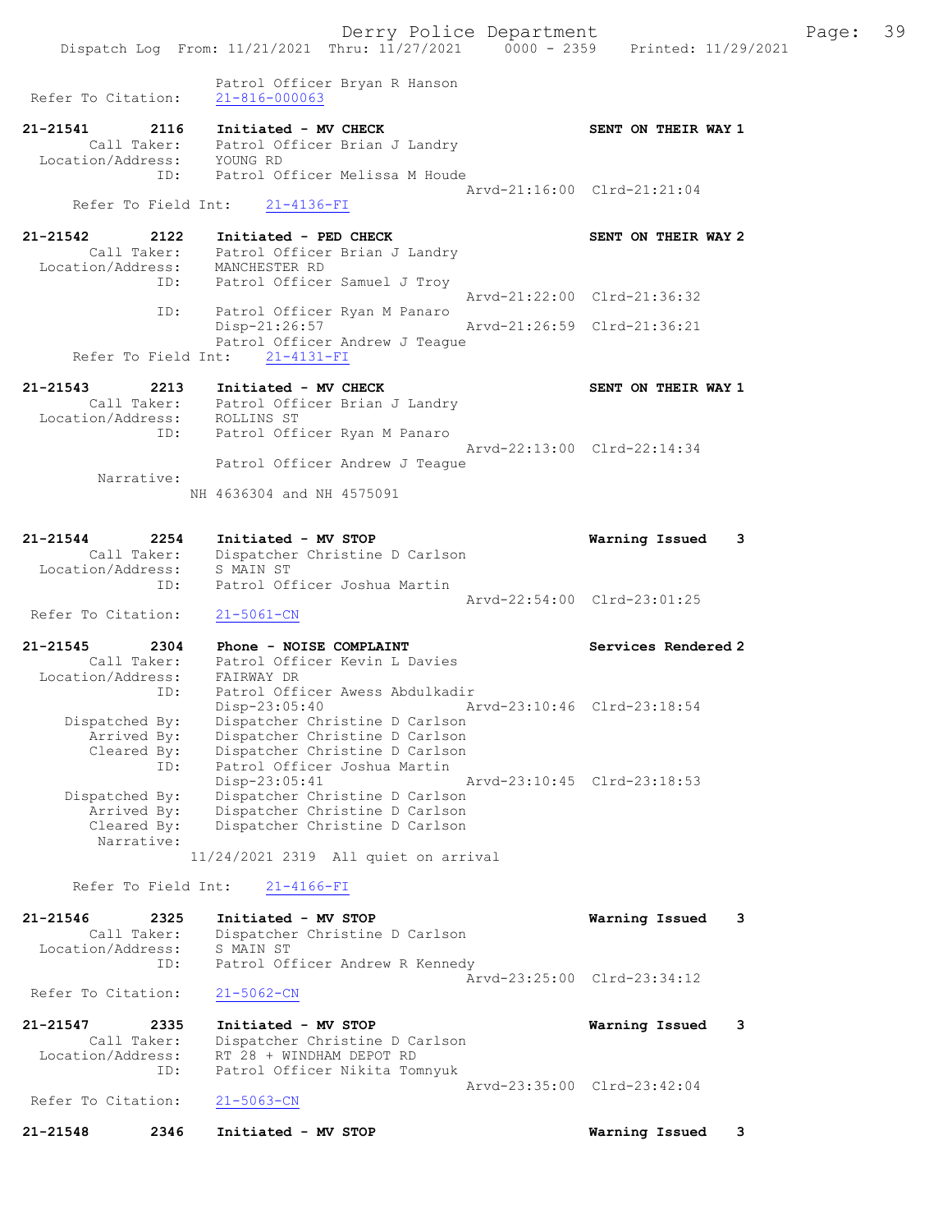```
                Patrol Officer Bryan R Hanson
 Refer To Citation:     21-816-000063

21-21541       2116    Initiated - MV CHECK                          SENT ON THEIR WAY 1
        Call Taker:    Patrol Officer Brian J Landry
  Location/Address:    YOUNG RD
               ID:     Patrol Officer Melissa M Houde
                                                   Arvd-21:16:00  Clrd-21:21:04
      Refer To Field Int:     21-4136-FI

21-21542       2122    Initiated - PED CHECK                         SENT ON THEIR WAY 2
        Call Taker:    Patrol Officer Brian J Landry
  Location/Address:    MANCHESTER RD
               ID:     Patrol Officer Samuel J Troy
                                                   Arvd-21:22:00  Clrd-21:36:32
               ID:     Patrol Officer Ryan M Panaro
                       Disp-21:26:57               Arvd-21:26:59  Clrd-21:36:21
                       Patrol Officer Andrew J Teague
      Refer To Field Int:     21-4131-FI

21-21543       2213    Initiated - MV CHECK                          SENT ON THEIR WAY 1
        Call Taker:    Patrol Officer Brian J Landry
  Location/Address:    ROLLINS ST
               ID:     Patrol Officer Ryan M Panaro
                                                   Arvd-22:13:00  Clrd-22:14:34
                       Patrol Officer Andrew J Teague
         Narrative:
                    NH 4636304 and NH 4575091

21-21544       2254    Initiated - MV STOP                           Warning Issued    3
        Call Taker:    Dispatcher Christine D Carlson
  Location/Address:    S MAIN ST
               ID:     Patrol Officer Joshua Martin
                                                   Arvd-22:54:00  Clrd-23:01:25
 Refer To Citation:     21-5061-CN

21-21545       2304    Phone - NOISE COMPLAINT                       Services Rendered 2
        Call Taker:    Patrol Officer Kevin L Davies
  Location/Address:    FAIRWAY DR
               ID:     Patrol Officer Awess Abdulkadir
                       Disp-23:05:40               Arvd-23:10:46  Clrd-23:18:54
     Dispatched By:    Dispatcher Christine D Carlson
        Arrived By:    Dispatcher Christine D Carlson
        Cleared By:    Dispatcher Christine D Carlson
               ID:     Patrol Officer Joshua Martin
                       Disp-23:05:41               Arvd-23:10:45  Clrd-23:18:53
     Dispatched By:    Dispatcher Christine D Carlson
        Arrived By:    Dispatcher Christine D Carlson
        Cleared By:    Dispatcher Christine D Carlson
         Narrative:
                    11/24/2021 2319  All quiet on arrival

      Refer To Field Int:     21-4166-FI

21-21546       2325    Initiated - MV STOP                           Warning Issued    3
        Call Taker:    Dispatcher Christine D Carlson
  Location/Address:    S MAIN ST
               ID:     Patrol Officer Andrew R Kennedy
                                                   Arvd-23:25:00  Clrd-23:34:12
 Refer To Citation:     21-5062-CN

21-21547       2335    Initiated - MV STOP                           Warning Issued    3
        Call Taker:    Dispatcher Christine D Carlson
  Location/Address:    RT 28 + WINDHAM DEPOT RD
               ID:     Patrol Officer Nikita Tomnyuk
                                                   Arvd-23:35:00  Clrd-23:42:04
 Refer To Citation:     21-5063-CN

21-21548       2346    Initiated - MV STOP                           Warning Issued    3
```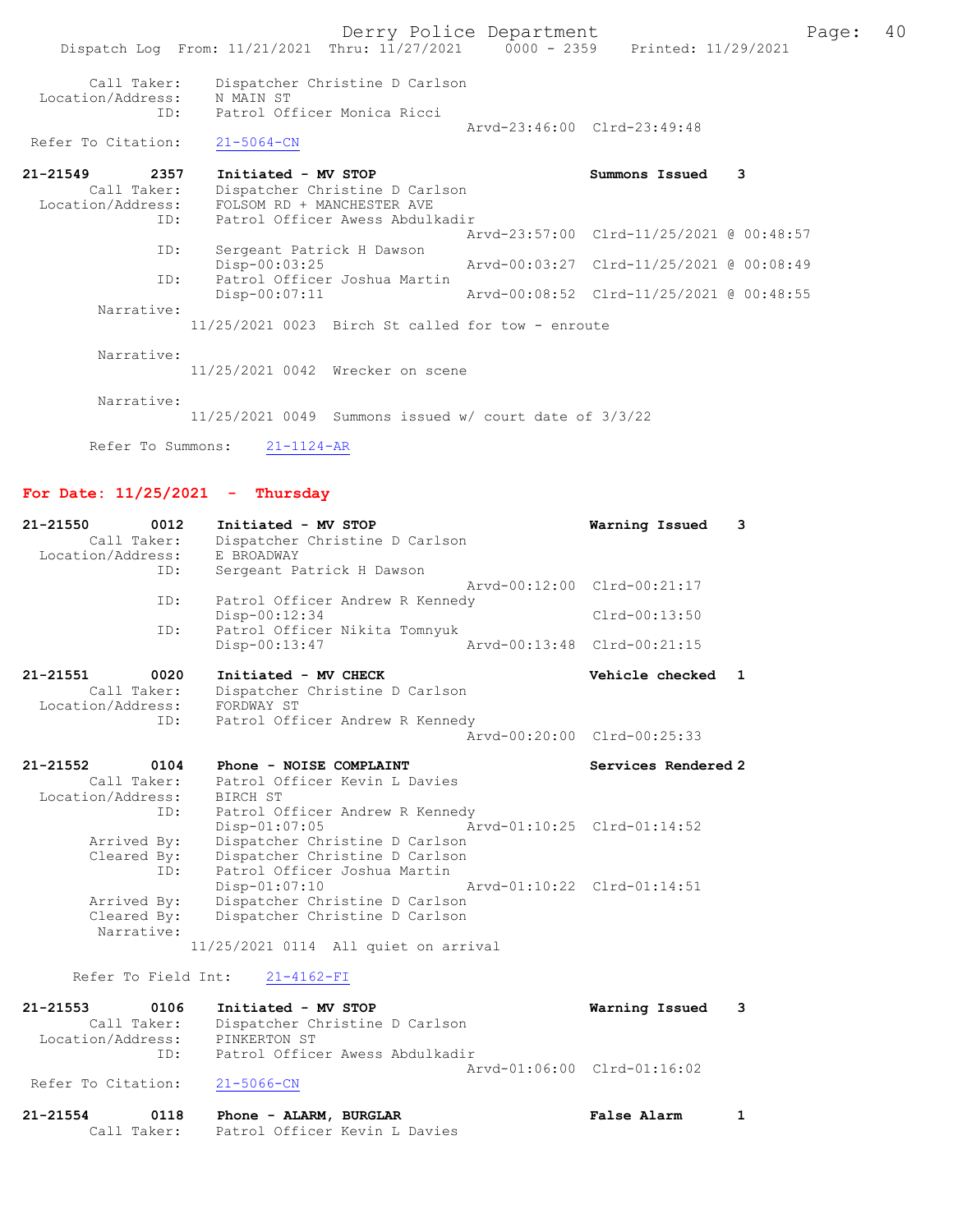Call Taker: Dispatcher Christine D Carlson
Location/Address: N MAIN ST
ID: Patrol Officer Monica Ricci
Arvd-23:46:00 Clrd-23:49:48
Refer To Citation: 21-5064-CN

**21-21549 2357 Initiated - MV STOP — Summons Issued 3**
Call Taker: Dispatcher Christine D Carlson
Location/Address: FOLSOM RD + MANCHESTER AVE
ID: Patrol Officer Awess Abdulkadir
Arvd-23:57:00 Clrd-11/25/2021 @ 00:48:57
ID: Sergeant Patrick H Dawson
Disp-00:03:25 Arvd-00:03:27 Clrd-11/25/2021 @ 00:08:49
ID: Patrol Officer Joshua Martin
Disp-00:07:11 Arvd-00:08:52 Clrd-11/25/2021 @ 00:48:55
Narrative:
11/25/2021 0023 Birch St called for tow - enroute

Narrative:
11/25/2021 0042 Wrecker on scene

Narrative:
11/25/2021 0049 Summons issued w/ court date of 3/3/22

Refer To Summons: 21-1124-AR

## For Date: 11/25/2021 - Thursday

**21-21550 0012 Initiated - MV STOP — Warning Issued 3**
Call Taker: Dispatcher Christine D Carlson
Location/Address: E BROADWAY
ID: Sergeant Patrick H Dawson
Arvd-00:12:00 Clrd-00:21:17
ID: Patrol Officer Andrew R Kennedy
Disp-00:12:34 Clrd-00:13:50
ID: Patrol Officer Nikita Tomnyuk
Disp-00:13:47 Arvd-00:13:48 Clrd-00:21:15

**21-21551 0020 Initiated - MV CHECK — Vehicle checked 1**
Call Taker: Dispatcher Christine D Carlson
Location/Address: FORDWAY ST
ID: Patrol Officer Andrew R Kennedy
Arvd-00:20:00 Clrd-00:25:33

**21-21552 0104 Phone - NOISE COMPLAINT — Services Rendered 2**
Call Taker: Patrol Officer Kevin L Davies
Location/Address: BIRCH ST
ID: Patrol Officer Andrew R Kennedy
Disp-01:07:05 Arvd-01:10:25 Clrd-01:14:52
Arrived By: Dispatcher Christine D Carlson
Cleared By: Dispatcher Christine D Carlson
ID: Patrol Officer Joshua Martin
Disp-01:07:10 Arvd-01:10:22 Clrd-01:14:51
Arrived By: Dispatcher Christine D Carlson
Cleared By: Dispatcher Christine D Carlson
Narrative:
11/25/2021 0114 All quiet on arrival

Refer To Field Int: 21-4162-FI

**21-21553 0106 Initiated - MV STOP — Warning Issued 3**
Call Taker: Dispatcher Christine D Carlson
Location/Address: PINKERTON ST
ID: Patrol Officer Awess Abdulkadir
Arvd-01:06:00 Clrd-01:16:02
Refer To Citation: 21-5066-CN

**21-21554 0118 Phone - ALARM, BURGLAR — False Alarm 1**
Call Taker: Patrol Officer Kevin L Davies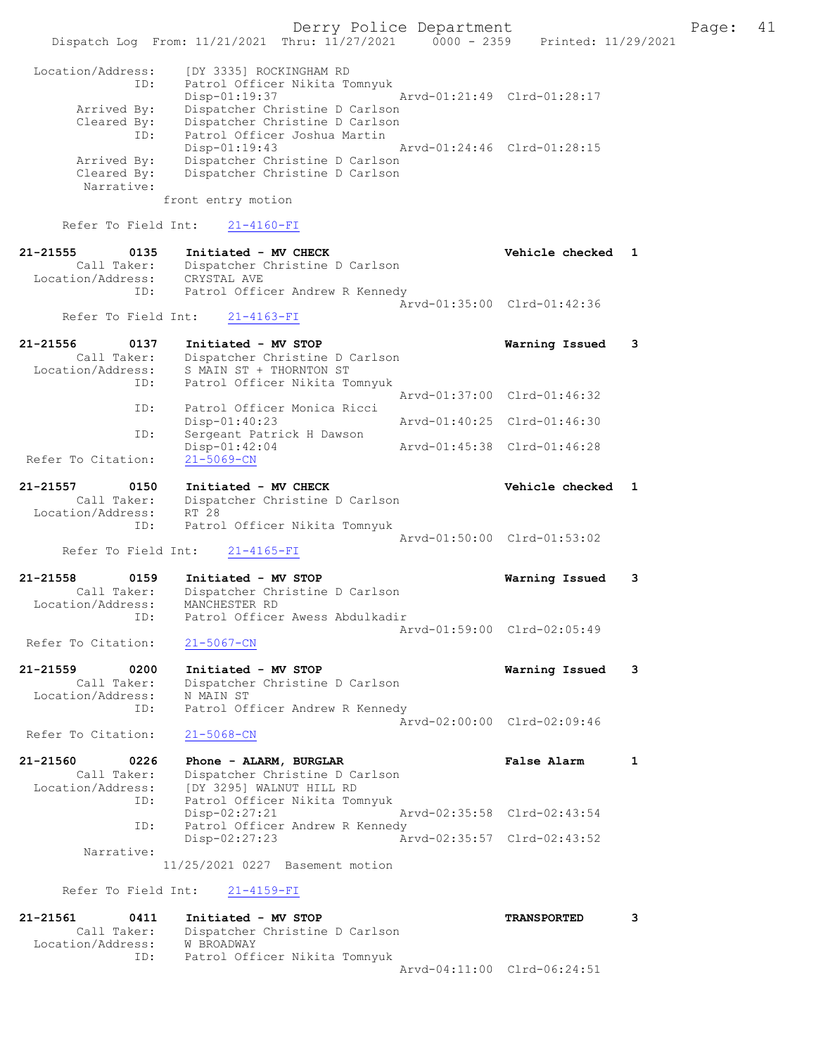```
Location/Address:    [DY 3335] ROCKINGHAM RD
              ID:    Patrol Officer Nikita Tomnyuk
                     Disp-01:19:37                 Arvd-01:21:49  Clrd-01:28:17
      Arrived By:    Dispatcher Christine D Carlson
      Cleared By:    Dispatcher Christine D Carlson
              ID:    Patrol Officer Joshua Martin
                     Disp-01:19:43                 Arvd-01:24:46  Clrd-01:28:15
      Arrived By:    Dispatcher Christine D Carlson
      Cleared By:    Dispatcher Christine D Carlson
       Narrative:
                   front entry motion

     Refer To Field Int:    21-4160-FI

21-21555        0135    Initiated - MV CHECK                        Vehicle checked  1
         Call Taker:    Dispatcher Christine D Carlson
   Location/Address:    CRYSTAL AVE
                 ID:    Patrol Officer Andrew R Kennedy
                                                   Arvd-01:35:00  Clrd-01:42:36
     Refer To Field Int:    21-4163-FI

21-21556        0137    Initiated - MV STOP                         Warning Issued   3
         Call Taker:    Dispatcher Christine D Carlson
   Location/Address:    S MAIN ST + THORNTON ST
                 ID:    Patrol Officer Nikita Tomnyuk
                                                   Arvd-01:37:00  Clrd-01:46:32
                 ID:    Patrol Officer Monica Ricci
                        Disp-01:40:23              Arvd-01:40:25  Clrd-01:46:30
                 ID:    Sergeant Patrick H Dawson
                        Disp-01:42:04              Arvd-01:45:38  Clrd-01:46:28
 Refer To Citation:     21-5069-CN

21-21557        0150    Initiated - MV CHECK                        Vehicle checked  1
         Call Taker:    Dispatcher Christine D Carlson
   Location/Address:    RT 28
                 ID:    Patrol Officer Nikita Tomnyuk
                                                   Arvd-01:50:00  Clrd-01:53:02
     Refer To Field Int:    21-4165-FI

21-21558        0159    Initiated - MV STOP                         Warning Issued   3
         Call Taker:    Dispatcher Christine D Carlson
   Location/Address:    MANCHESTER RD
                 ID:    Patrol Officer Awess Abdulkadir
                                                   Arvd-01:59:00  Clrd-02:05:49
 Refer To Citation:     21-5067-CN

21-21559        0200    Initiated - MV STOP                         Warning Issued   3
         Call Taker:    Dispatcher Christine D Carlson
   Location/Address:    N MAIN ST
                 ID:    Patrol Officer Andrew R Kennedy
                                                   Arvd-02:00:00  Clrd-02:09:46
 Refer To Citation:     21-5068-CN

21-21560        0226    Phone - ALARM, BURGLAR                      False Alarm      1
         Call Taker:    Dispatcher Christine D Carlson
   Location/Address:    [DY 3295] WALNUT HILL RD
                 ID:    Patrol Officer Nikita Tomnyuk
                        Disp-02:27:21              Arvd-02:35:58  Clrd-02:43:54
                 ID:    Patrol Officer Andrew R Kennedy
                        Disp-02:27:23              Arvd-02:35:57  Clrd-02:43:52
          Narrative:
                   11/25/2021 0227  Basement motion

     Refer To Field Int:    21-4159-FI

21-21561        0411    Initiated - MV STOP                         TRANSPORTED      3
         Call Taker:    Dispatcher Christine D Carlson
   Location/Address:    W BROADWAY
                 ID:    Patrol Officer Nikita Tomnyuk
                                                   Arvd-04:11:00  Clrd-06:24:51
```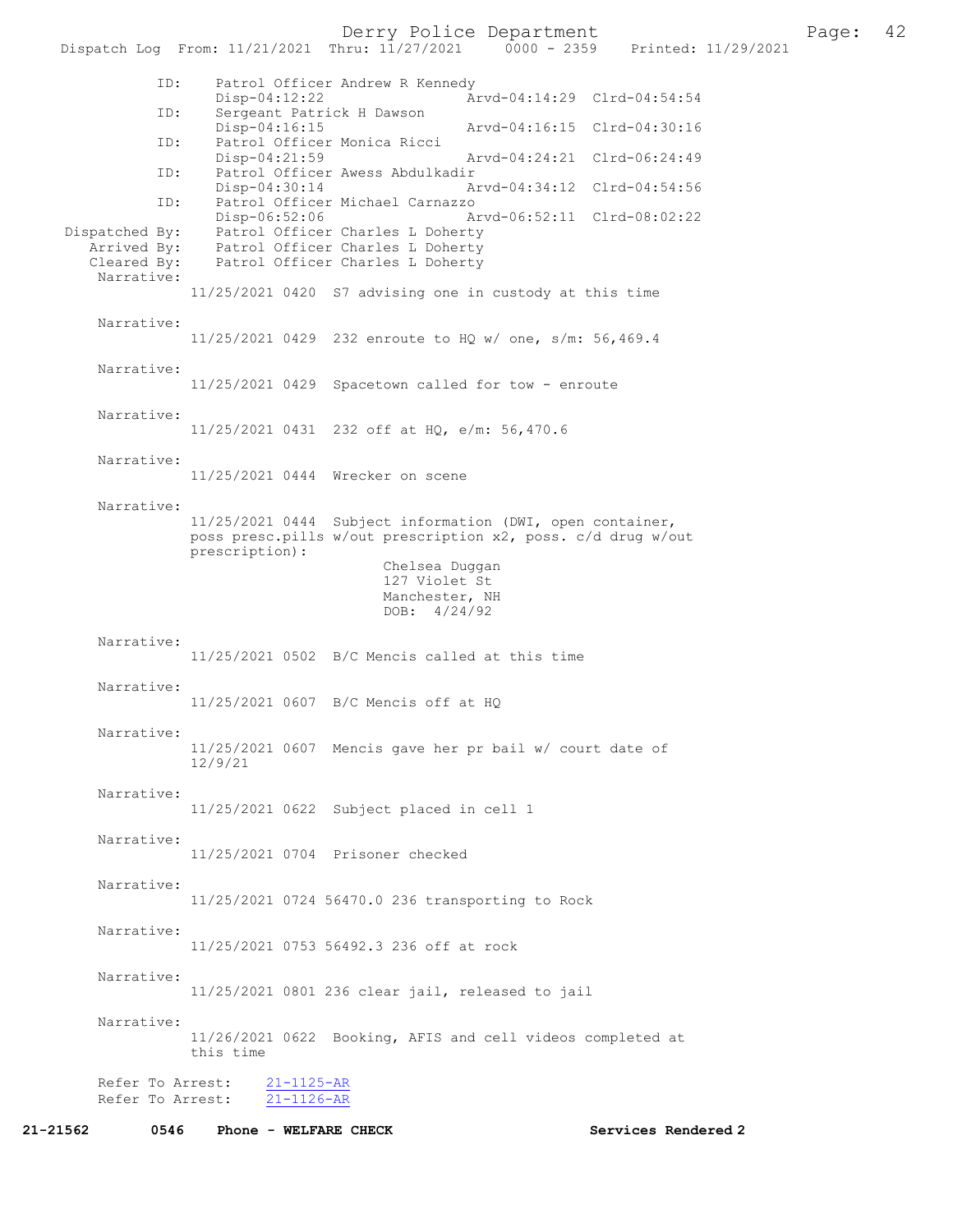| ID: | Patrol Officer Andrew R Kennedy | | |
|---|---|---|---|
| | Disp-04:12:22 | Arvd-04:14:29 | Clrd-04:54:54 |
| ID: | Sergeant Patrick H Dawson | | |
| | Disp-04:16:15 | Arvd-04:16:15 | Clrd-04:30:16 |
| ID: | Patrol Officer Monica Ricci | | |
| | Disp-04:21:59 | Arvd-04:24:21 | Clrd-06:24:49 |
| ID: | Patrol Officer Awess Abdulkadir | | |
| | Disp-04:30:14 | Arvd-04:34:12 | Clrd-04:54:56 |
| ID: | Patrol Officer Michael Carnazzo | | |
| | Disp-06:52:06 | Arvd-06:52:11 | Clrd-08:02:22 |

Dispatched By: Patrol Officer Charles L Doherty
Arrived By: Patrol Officer Charles L Doherty
Cleared By: Patrol Officer Charles L Doherty

Narrative:
11/25/2021 0420 S7 advising one in custody at this time

Narrative:
11/25/2021 0429 232 enroute to HQ w/ one, s/m: 56,469.4

Narrative:
11/25/2021 0429 Spacetown called for tow - enroute

Narrative:
11/25/2021 0431 232 off at HQ, e/m: 56,470.6

Narrative:
11/25/2021 0444 Wrecker on scene

Narrative:
11/25/2021 0444 Subject information (DWI, open container, poss presc.pills w/out prescription x2, poss. c/d drug w/out prescription):

Chelsea Duggan
127 Violet St
Manchester, NH
DOB: 4/24/92

Narrative:
11/25/2021 0502 B/C Mencis called at this time

Narrative:
11/25/2021 0607 B/C Mencis off at HQ

Narrative:
11/25/2021 0607 Mencis gave her pr bail w/ court date of 12/9/21

Narrative:
11/25/2021 0622 Subject placed in cell 1

Narrative:
11/25/2021 0704 Prisoner checked

Narrative:
11/25/2021 0724 56470.0 236 transporting to Rock

Narrative:
11/25/2021 0753 56492.3 236 off at rock

Narrative:
11/25/2021 0801 236 clear jail, released to jail

Narrative:
11/26/2021 0622 Booking, AFIS and cell videos completed at this time

Refer To Arrest: 21-1125-AR
Refer To Arrest: 21-1126-AR

**21-21562 0546 Phone - WELFARE CHECK Services Rendered 2**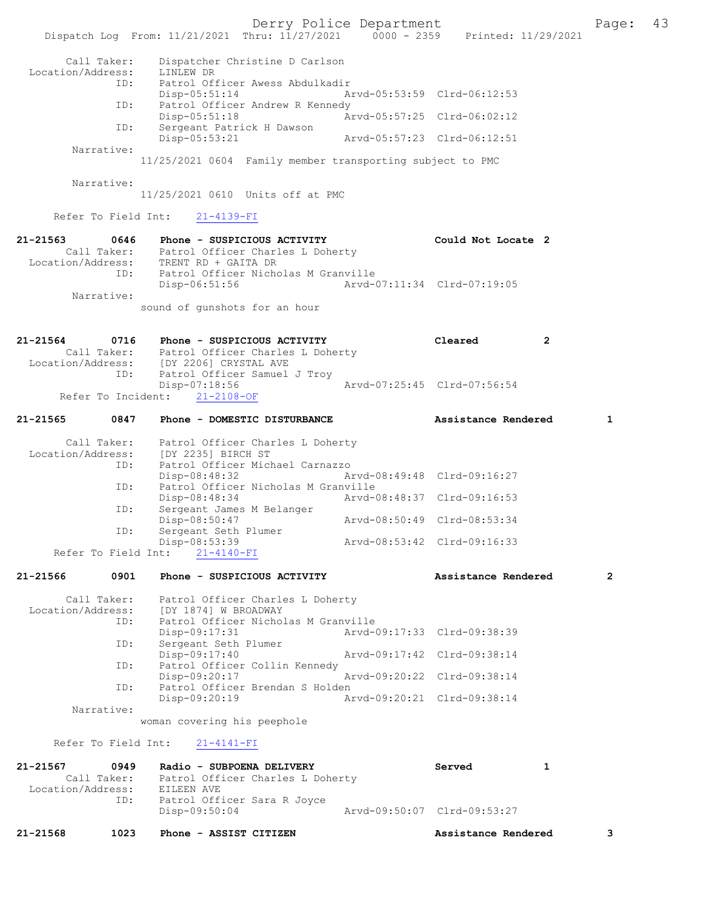Call Taker: Dispatcher Christine D Carlson
Location/Address: LINLEW DR
ID: Patrol Officer Awess Abdulkadir
Disp-05:51:14 Arvd-05:53:59 Clrd-06:12:53
ID: Patrol Officer Andrew R Kennedy
Disp-05:51:18 Arvd-05:57:25 Clrd-06:02:12
ID: Sergeant Patrick H Dawson
Disp-05:53:21 Arvd-05:57:23 Clrd-06:12:51
Narrative:
11/25/2021 0604 Family member transporting subject to PMC

Narrative:
11/25/2021 0610 Units off at PMC

Refer To Field Int: 21-4139-FI

**21-21563 0646 Phone - SUSPICIOUS ACTIVITY Could Not Locate 2**
Call Taker: Patrol Officer Charles L Doherty
Location/Address: TRENT RD + GAITA DR
ID: Patrol Officer Nicholas M Granville
Disp-06:51:56 Arvd-07:11:34 Clrd-07:19:05
Narrative:
sound of gunshots for an hour

**21-21564 0716 Phone - SUSPICIOUS ACTIVITY Cleared 2**
Call Taker: Patrol Officer Charles L Doherty
Location/Address: [DY 2206] CRYSTAL AVE
ID: Patrol Officer Samuel J Troy
Disp-07:18:56 Arvd-07:25:45 Clrd-07:56:54
Refer To Incident: 21-2108-OF

**21-21565 0847 Phone - DOMESTIC DISTURBANCE Assistance Rendered 1**
Call Taker: Patrol Officer Charles L Doherty
Location/Address: [DY 2235] BIRCH ST
ID: Patrol Officer Michael Carnazzo
Disp-08:48:32 Arvd-08:49:48 Clrd-09:16:27
ID: Patrol Officer Nicholas M Granville
Disp-08:48:34 Arvd-08:48:37 Clrd-09:16:53
ID: Sergeant James M Belanger
Disp-08:50:47 Arvd-08:50:49 Clrd-08:53:34
ID: Sergeant Seth Plumer
Disp-08:53:39 Arvd-08:53:42 Clrd-09:16:33
Refer To Field Int: 21-4140-FI

**21-21566 0901 Phone - SUSPICIOUS ACTIVITY Assistance Rendered 2**
Call Taker: Patrol Officer Charles L Doherty
Location/Address: [DY 1874] W BROADWAY
ID: Patrol Officer Nicholas M Granville
Disp-09:17:31 Arvd-09:17:33 Clrd-09:38:39
ID: Sergeant Seth Plumer
Disp-09:17:40 Arvd-09:17:42 Clrd-09:38:14
ID: Patrol Officer Collin Kennedy
Disp-09:20:17 Arvd-09:20:22 Clrd-09:38:14
ID: Patrol Officer Brendan S Holden
Disp-09:20:19 Arvd-09:20:21 Clrd-09:38:14
Narrative:
woman covering his peephole

Refer To Field Int: 21-4141-FI

**21-21567 0949 Radio - SUBPOENA DELIVERY Served 1**
Call Taker: Patrol Officer Charles L Doherty
Location/Address: EILEEN AVE
ID: Patrol Officer Sara R Joyce
Disp-09:50:04 Arvd-09:50:07 Clrd-09:53:27

**21-21568 1023 Phone - ASSIST CITIZEN Assistance Rendered 3**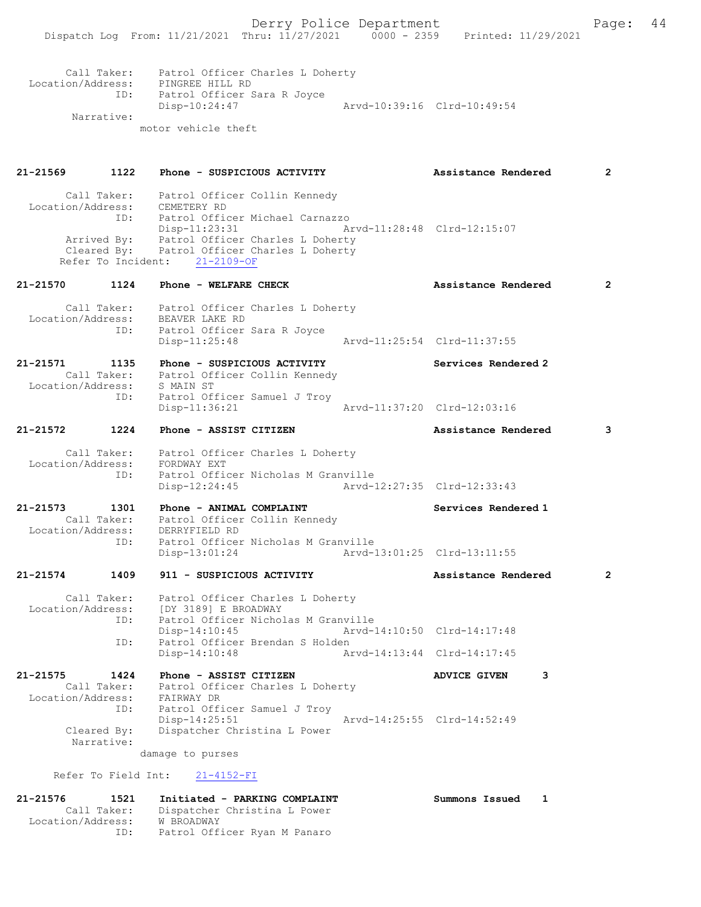```
    Call Taker:    Patrol Officer Charles L Doherty
 Location/Address:    PINGREE HILL RD
             ID:    Patrol Officer Sara R Joyce
                    Disp-10:24:47                Arvd-10:39:16  Clrd-10:49:54
      Narrative:
                  motor vehicle theft


21-21569       1122    Phone - SUSPICIOUS ACTIVITY                 Assistance Rendered        2

    Call Taker:    Patrol Officer Collin Kennedy
 Location/Address:    CEMETERY RD
             ID:    Patrol Officer Michael Carnazzo
                    Disp-11:23:31                Arvd-11:28:48  Clrd-12:15:07
     Arrived By:    Patrol Officer Charles L Doherty
     Cleared By:    Patrol Officer Charles L Doherty
   Refer To Incident:    21-2109-OF

21-21570       1124    Phone - WELFARE CHECK                       Assistance Rendered        2

    Call Taker:    Patrol Officer Charles L Doherty
 Location/Address:    BEAVER LAKE RD
             ID:    Patrol Officer Sara R Joyce
                    Disp-11:25:48                Arvd-11:25:54  Clrd-11:37:55

21-21571       1135    Phone - SUSPICIOUS ACTIVITY                 Services Rendered 2
    Call Taker:    Patrol Officer Collin Kennedy
 Location/Address:    S MAIN ST
             ID:    Patrol Officer Samuel J Troy
                    Disp-11:36:21                Arvd-11:37:20  Clrd-12:03:16

21-21572       1224    Phone - ASSIST CITIZEN                      Assistance Rendered        3

    Call Taker:    Patrol Officer Charles L Doherty
 Location/Address:    FORDWAY EXT
             ID:    Patrol Officer Nicholas M Granville
                    Disp-12:24:45                Arvd-12:27:35  Clrd-12:33:43

21-21573       1301    Phone - ANIMAL COMPLAINT                    Services Rendered 1
    Call Taker:    Patrol Officer Collin Kennedy
 Location/Address:    DERRYFIELD RD
             ID:    Patrol Officer Nicholas M Granville
                    Disp-13:01:24                Arvd-13:01:25  Clrd-13:11:55

21-21574       1409    911 - SUSPICIOUS ACTIVITY                   Assistance Rendered        2

    Call Taker:    Patrol Officer Charles L Doherty
 Location/Address:    [DY 3189] E BROADWAY
             ID:    Patrol Officer Nicholas M Granville
                    Disp-14:10:45                Arvd-14:10:50  Clrd-14:17:48
             ID:    Patrol Officer Brendan S Holden
                    Disp-14:10:48                Arvd-14:13:44  Clrd-14:17:45

21-21575       1424    Phone - ASSIST CITIZEN                      ADVICE GIVEN      3
    Call Taker:    Patrol Officer Charles L Doherty
 Location/Address:    FAIRWAY DR
             ID:    Patrol Officer Samuel J Troy
                    Disp-14:25:51                Arvd-14:25:55  Clrd-14:52:49
     Cleared By:    Dispatcher Christina L Power
      Narrative:
                  damage to purses

   Refer To Field Int:    21-4152-FI

21-21576       1521    Initiated - PARKING COMPLAINT               Summons Issued    1
    Call Taker:    Dispatcher Christina L Power
 Location/Address:    W BROADWAY
             ID:    Patrol Officer Ryan M Panaro
```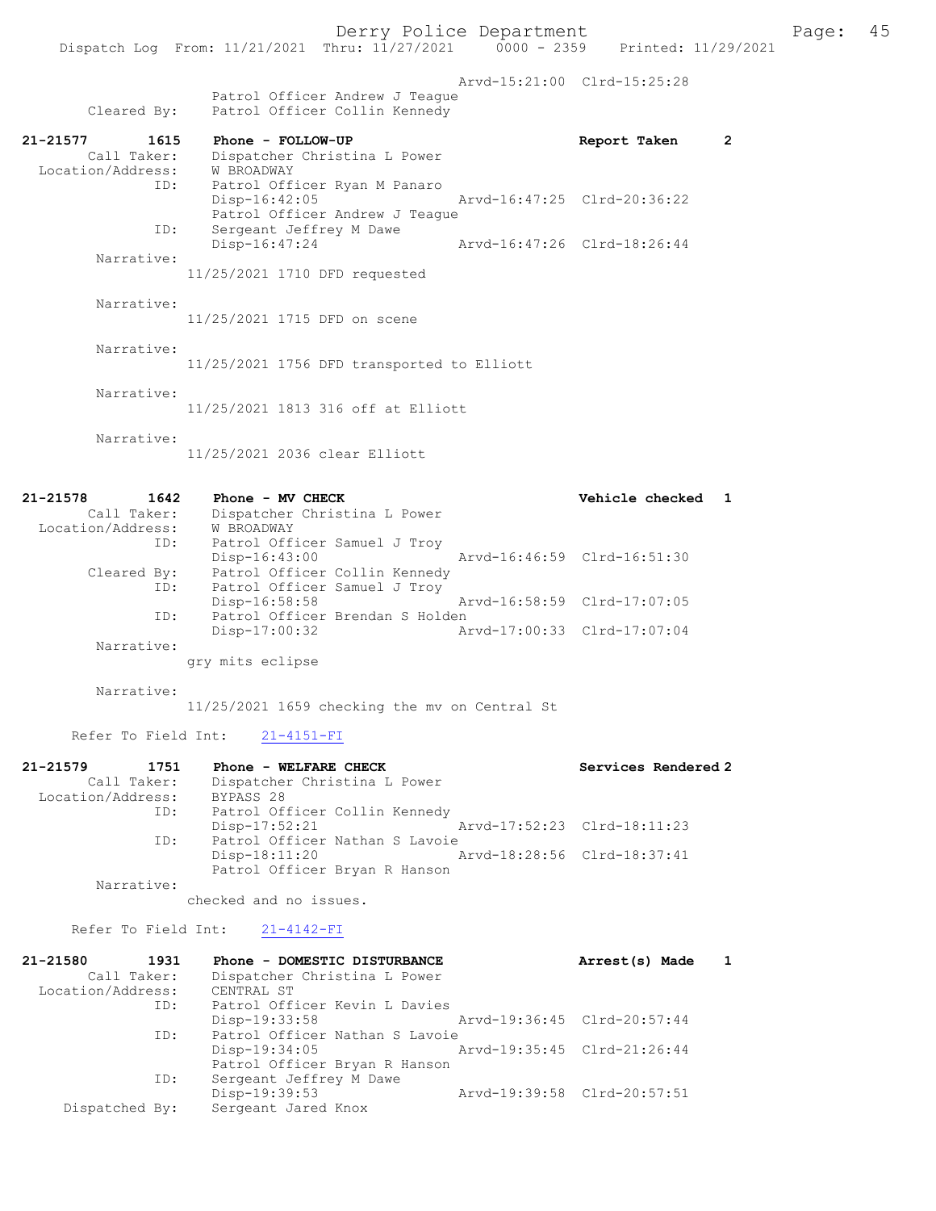```
                                   Arvd-15:21:00  Clrd-15:25:28
                 Patrol Officer Andrew J Teague
     Cleared By: Patrol Officer Collin Kennedy

21-21577        1615   Phone - FOLLOW-UP                          Report Taken       2
     Call Taker:       Dispatcher Christina L Power
  Location/Address:    W BROADWAY
            ID:        Patrol Officer Ryan M Panaro
                       Disp-16:42:05              Arvd-16:47:25  Clrd-20:36:22
                       Patrol Officer Andrew J Teague
            ID:        Sergeant Jeffrey M Dawe
                       Disp-16:47:24              Arvd-16:47:26  Clrd-18:26:44
     Narrative:
               11/25/2021 1710 DFD requested

     Narrative:
               11/25/2021 1715 DFD on scene

     Narrative:
               11/25/2021 1756 DFD transported to Elliott

     Narrative:
               11/25/2021 1813 316 off at Elliott

     Narrative:
               11/25/2021 2036 clear Elliott


21-21578        1642   Phone - MV CHECK                           Vehicle checked    1
     Call Taker:       Dispatcher Christina L Power
  Location/Address:    W BROADWAY
            ID:        Patrol Officer Samuel J Troy
                       Disp-16:43:00              Arvd-16:46:59  Clrd-16:51:30
     Cleared By:       Patrol Officer Collin Kennedy
            ID:        Patrol Officer Samuel J Troy
                       Disp-16:58:58              Arvd-16:58:59  Clrd-17:07:05
            ID:        Patrol Officer Brendan S Holden
                       Disp-17:00:32              Arvd-17:00:33  Clrd-17:07:04
     Narrative:
               gry mits eclipse

     Narrative:
               11/25/2021 1659 checking the mv on Central St

     Refer To Field Int:    21-4151-FI

21-21579        1751   Phone - WELFARE CHECK                      Services Rendered 2
     Call Taker:       Dispatcher Christina L Power
  Location/Address:    BYPASS 28
            ID:        Patrol Officer Collin Kennedy
                       Disp-17:52:21              Arvd-17:52:23  Clrd-18:11:23
            ID:        Patrol Officer Nathan S Lavoie
                       Disp-18:11:20              Arvd-18:28:56  Clrd-18:37:41
                       Patrol Officer Bryan R Hanson
     Narrative:
               checked and no issues.

     Refer To Field Int:    21-4142-FI

21-21580        1931   Phone - DOMESTIC DISTURBANCE               Arrest(s) Made     1
     Call Taker:       Dispatcher Christina L Power
  Location/Address:    CENTRAL ST
            ID:        Patrol Officer Kevin L Davies
                       Disp-19:33:58              Arvd-19:36:45  Clrd-20:57:44
            ID:        Patrol Officer Nathan S Lavoie
                       Disp-19:34:05              Arvd-19:35:45  Clrd-21:26:44
                       Patrol Officer Bryan R Hanson
            ID:        Sergeant Jeffrey M Dawe
                       Disp-19:39:53              Arvd-19:39:58  Clrd-20:57:51
  Dispatched By:       Sergeant Jared Knox
```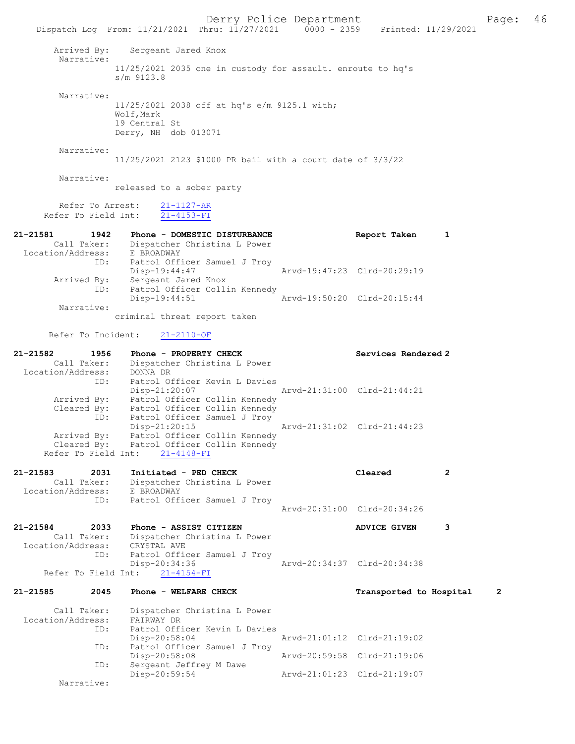Arrived By: Sergeant Jared Knox

Narrative:

11/25/2021 2035 one in custody for assault. enroute to hq's s/m 9123.8

Narrative:

11/25/2021 2038 off at hq's e/m 9125.1 with;
Wolf,Mark
19 Central St
Derry, NH dob 013071

Narrative:

11/25/2021 2123 $1000 PR bail with a court date of 3/3/22

Narrative:

released to a sober party

Refer To Arrest: 21-1127-AR
Refer To Field Int: 21-4153-FI

**21-21581 1942 Phone - DOMESTIC DISTURBANCE Report Taken 1**

Call Taker: Dispatcher Christina L Power
Location/Address: E BROADWAY
ID: Patrol Officer Samuel J Troy
Disp-19:44:47 Arvd-19:47:23 Clrd-20:29:19
Arrived By: Sergeant Jared Knox
ID: Patrol Officer Collin Kennedy
Disp-19:44:51 Arvd-19:50:20 Clrd-20:15:44

Narrative:

criminal threat report taken

Refer To Incident: 21-2110-OF

**21-21582 1956 Phone - PROPERTY CHECK Services Rendered 2**

Call Taker: Dispatcher Christina L Power
Location/Address: DONNA DR
ID: Patrol Officer Kevin L Davies
Disp-21:20:07 Arvd-21:31:00 Clrd-21:44:21
Arrived By: Patrol Officer Collin Kennedy
Cleared By: Patrol Officer Collin Kennedy
ID: Patrol Officer Samuel J Troy
Disp-21:20:15 Arvd-21:31:02 Clrd-21:44:23
Arrived By: Patrol Officer Collin Kennedy
Cleared By: Patrol Officer Collin Kennedy
Refer To Field Int: 21-4148-FI

**21-21583 2031 Initiated - PED CHECK Cleared 2**

Call Taker: Dispatcher Christina L Power
Location/Address: E BROADWAY
ID: Patrol Officer Samuel J Troy
Arvd-20:31:00 Clrd-20:34:26

**21-21584 2033 Phone - ASSIST CITIZEN ADVICE GIVEN 3**

Call Taker: Dispatcher Christina L Power
Location/Address: CRYSTAL AVE
ID: Patrol Officer Samuel J Troy
Disp-20:34:36 Arvd-20:34:37 Clrd-20:34:38
Refer To Field Int: 21-4154-FI

**21-21585 2045 Phone - WELFARE CHECK Transported to Hospital 2**

Call Taker: Dispatcher Christina L Power
Location/Address: FAIRWAY DR
ID: Patrol Officer Kevin L Davies
Disp-20:58:04 Arvd-21:01:12 Clrd-21:19:02
ID: Patrol Officer Samuel J Troy
Disp-20:58:08 Arvd-20:59:58 Clrd-21:19:06
ID: Sergeant Jeffrey M Dawe
Disp-20:59:54 Arvd-21:01:23 Clrd-21:19:07

Narrative: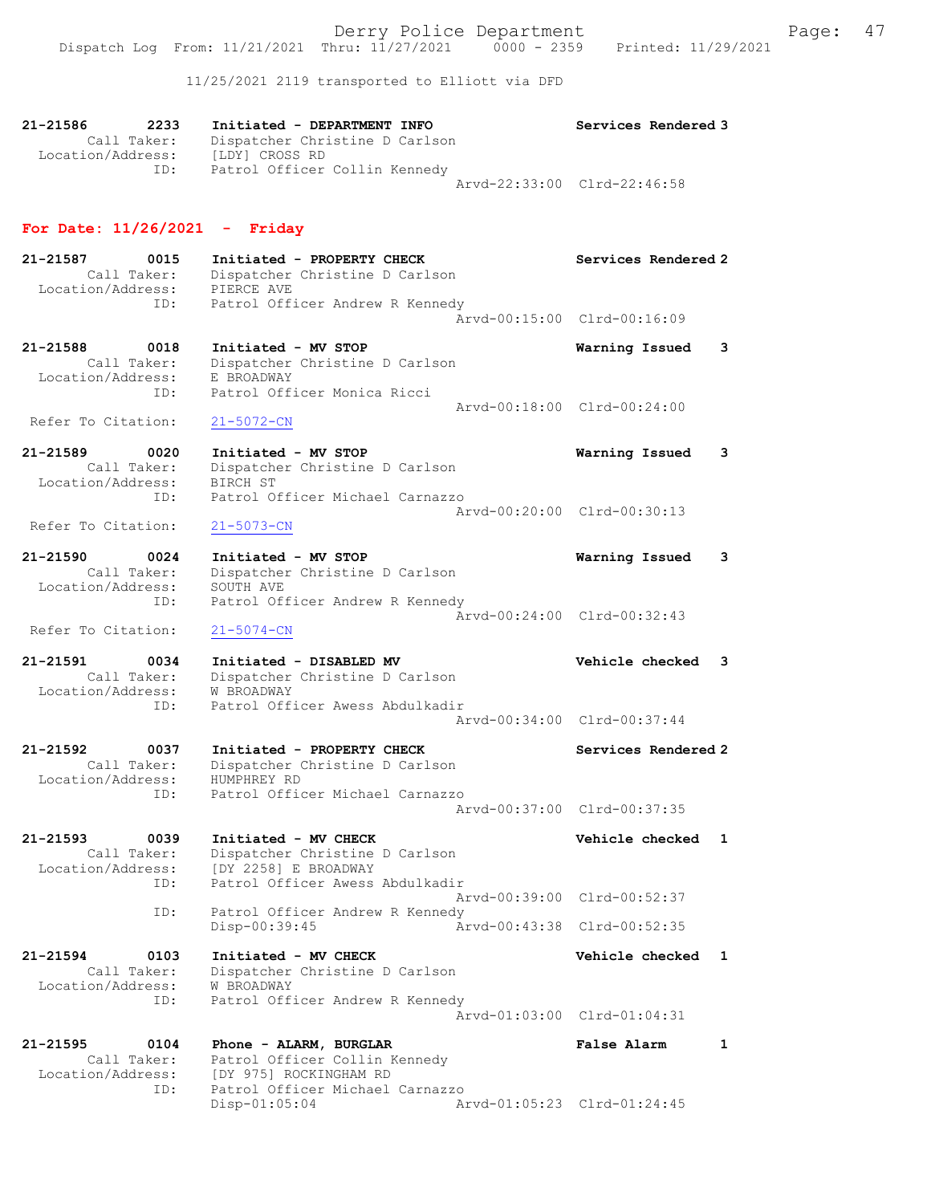11/25/2021 2119 transported to Elliott via DFD

```
21-21586        2233    Initiated - DEPARTMENT INFO                 Services Rendered 3
        Call Taker:     Dispatcher Christine D Carlson
  Location/Address:     [LDY] CROSS RD
                ID:     Patrol Officer Collin Kennedy
                                                  Arvd-22:33:00  Clrd-22:46:58
```

## For Date: 11/26/2021 - Friday

```
21-21587        0015    Initiated - PROPERTY CHECK                  Services Rendered 2
        Call Taker:     Dispatcher Christine D Carlson
  Location/Address:     PIERCE AVE
                ID:     Patrol Officer Andrew R Kennedy
                                                  Arvd-00:15:00  Clrd-00:16:09

21-21588        0018    Initiated - MV STOP                         Warning Issued    3
        Call Taker:     Dispatcher Christine D Carlson
  Location/Address:     E BROADWAY
                ID:     Patrol Officer Monica Ricci
                                                  Arvd-00:18:00  Clrd-00:24:00
  Refer To Citation:    21-5072-CN

21-21589        0020    Initiated - MV STOP                         Warning Issued    3
        Call Taker:     Dispatcher Christine D Carlson
  Location/Address:     BIRCH ST
                ID:     Patrol Officer Michael Carnazzo
                                                  Arvd-00:20:00  Clrd-00:30:13
  Refer To Citation:    21-5073-CN

21-21590        0024    Initiated - MV STOP                         Warning Issued    3
        Call Taker:     Dispatcher Christine D Carlson
  Location/Address:     SOUTH AVE
                ID:     Patrol Officer Andrew R Kennedy
                                                  Arvd-00:24:00  Clrd-00:32:43
  Refer To Citation:    21-5074-CN

21-21591        0034    Initiated - DISABLED MV                     Vehicle checked   3
        Call Taker:     Dispatcher Christine D Carlson
  Location/Address:     W BROADWAY
                ID:     Patrol Officer Awess Abdulkadir
                                                  Arvd-00:34:00  Clrd-00:37:44

21-21592        0037    Initiated - PROPERTY CHECK                  Services Rendered 2
        Call Taker:     Dispatcher Christine D Carlson
  Location/Address:     HUMPHREY RD
                ID:     Patrol Officer Michael Carnazzo
                                                  Arvd-00:37:00  Clrd-00:37:35

21-21593        0039    Initiated - MV CHECK                        Vehicle checked   1
        Call Taker:     Dispatcher Christine D Carlson
  Location/Address:     [DY 2258] E BROADWAY
                ID:     Patrol Officer Awess Abdulkadir
                                                  Arvd-00:39:00  Clrd-00:52:37
                ID:     Patrol Officer Andrew R Kennedy
                        Disp-00:39:45             Arvd-00:43:38  Clrd-00:52:35

21-21594        0103    Initiated - MV CHECK                        Vehicle checked   1
        Call Taker:     Dispatcher Christine D Carlson
  Location/Address:     W BROADWAY
                ID:     Patrol Officer Andrew R Kennedy
                                                  Arvd-01:03:00  Clrd-01:04:31

21-21595        0104    Phone - ALARM, BURGLAR                      False Alarm       1
        Call Taker:     Patrol Officer Collin Kennedy
  Location/Address:     [DY 975] ROCKINGHAM RD
                ID:     Patrol Officer Michael Carnazzo
                        Disp-01:05:04             Arvd-01:05:23  Clrd-01:24:45
```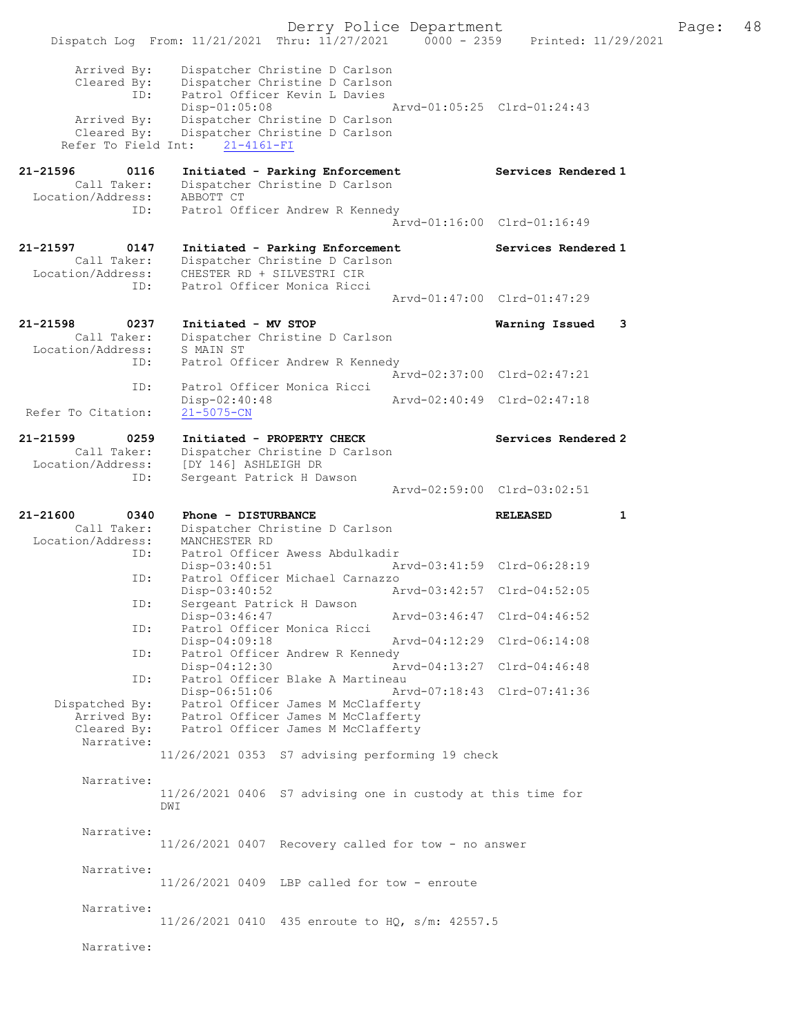```
        Arrived By:    Dispatcher Christine D Carlson
        Cleared By:    Dispatcher Christine D Carlson
               ID:     Patrol Officer Kevin L Davies
                       Disp-01:05:08              Arvd-01:05:25  Clrd-01:24:43
        Arrived By:    Dispatcher Christine D Carlson
        Cleared By:    Dispatcher Christine D Carlson
     Refer To Field Int:    21-4161-FI

21-21596        0116   Initiated - Parking Enforcement          Services Rendered 1
        Call Taker:    Dispatcher Christine D Carlson
  Location/Address:    ABBOTT CT
               ID:     Patrol Officer Andrew R Kennedy
                                                  Arvd-01:16:00  Clrd-01:16:49

21-21597        0147   Initiated - Parking Enforcement          Services Rendered 1
        Call Taker:    Dispatcher Christine D Carlson
  Location/Address:    CHESTER RD + SILVESTRI CIR
               ID:     Patrol Officer Monica Ricci
                                                  Arvd-01:47:00  Clrd-01:47:29

21-21598        0237   Initiated - MV STOP                      Warning Issued    3
        Call Taker:    Dispatcher Christine D Carlson
  Location/Address:    S MAIN ST
               ID:     Patrol Officer Andrew R Kennedy
                                                  Arvd-02:37:00  Clrd-02:47:21
               ID:     Patrol Officer Monica Ricci
                       Disp-02:40:48              Arvd-02:40:49  Clrd-02:47:18
 Refer To Citation:    21-5075-CN

21-21599        0259   Initiated - PROPERTY CHECK               Services Rendered 2
        Call Taker:    Dispatcher Christine D Carlson
  Location/Address:    [DY 146] ASHLEIGH DR
               ID:     Sergeant Patrick H Dawson
                                                  Arvd-02:59:00  Clrd-03:02:51

21-21600        0340   Phone - DISTURBANCE                      RELEASED          1
        Call Taker:    Dispatcher Christine D Carlson
  Location/Address:    MANCHESTER RD
               ID:     Patrol Officer Awess Abdulkadir
                       Disp-03:40:51              Arvd-03:41:59  Clrd-06:28:19
               ID:     Patrol Officer Michael Carnazzo
                       Disp-03:40:52              Arvd-03:42:57  Clrd-04:52:05
               ID:     Sergeant Patrick H Dawson
                       Disp-03:46:47              Arvd-03:46:47  Clrd-04:46:52
               ID:     Patrol Officer Monica Ricci
                       Disp-04:09:18              Arvd-04:12:29  Clrd-06:14:08
               ID:     Patrol Officer Andrew R Kennedy
                       Disp-04:12:30              Arvd-04:13:27  Clrd-04:46:48
               ID:     Patrol Officer Blake A Martineau
                       Disp-06:51:06              Arvd-07:18:43  Clrd-07:41:36
     Dispatched By:    Patrol Officer James M McClafferty
        Arrived By:    Patrol Officer James M McClafferty
        Cleared By:    Patrol Officer James M McClafferty
         Narrative:
                   11/26/2021 0353  S7 advising performing 19 check

         Narrative:
                   11/26/2021 0406  S7 advising one in custody at this time for
                   DWI

         Narrative:
                   11/26/2021 0407  Recovery called for tow - no answer

         Narrative:
                   11/26/2021 0409  LBP called for tow - enroute

         Narrative:
                   11/26/2021 0410  435 enroute to HQ, s/m: 42557.5

         Narrative:
```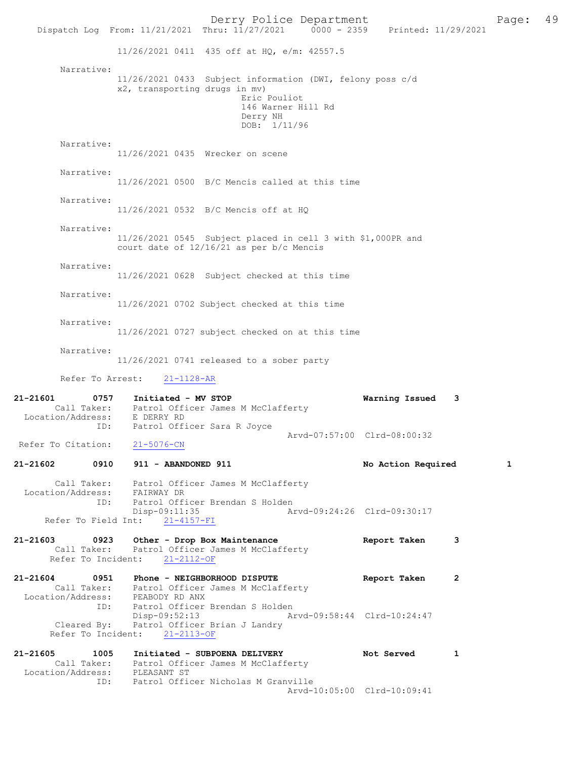11/26/2021 0411 435 off at HQ, e/m: 42557.5

Narrative:
11/26/2021 0433 Subject information (DWI, felony poss c/d x2, transporting drugs in mv)
Eric Pouliot
146 Warner Hill Rd
Derry NH
DOB: 1/11/96

Narrative:
11/26/2021 0435 Wrecker on scene

Narrative:
11/26/2021 0500 B/C Mencis called at this time

Narrative:
11/26/2021 0532 B/C Mencis off at HQ

Narrative:
11/26/2021 0545 Subject placed in cell 3 with $1,000PR and court date of 12/16/21 as per b/c Mencis

Narrative:
11/26/2021 0628 Subject checked at this time

Narrative:
11/26/2021 0702 Subject checked at this time

Narrative:
11/26/2021 0727 subject checked on at this time

Narrative:
11/26/2021 0741 released to a sober party

Refer To Arrest: 21-1128-AR

**21-21601 0757 Initiated - MV STOP — Warning Issued 3**
Call Taker: Patrol Officer James M McClafferty
Location/Address: E DERRY RD
ID: Patrol Officer Sara R Joyce
Arvd-07:57:00 Clrd-08:00:32
Refer To Citation: 21-5076-CN

**21-21602 0910 911 - ABANDONED 911 — No Action Required 1**
Call Taker: Patrol Officer James M McClafferty
Location/Address: FAIRWAY DR
ID: Patrol Officer Brendan S Holden
Disp-09:11:35 Arvd-09:24:26 Clrd-09:30:17
Refer To Field Int: 21-4157-FI

**21-21603 0923 Other - Drop Box Maintenance — Report Taken 3**
Call Taker: Patrol Officer James M McClafferty
Refer To Incident: 21-2112-OF

**21-21604 0951 Phone - NEIGHBORHOOD DISPUTE — Report Taken 2**
Call Taker: Patrol Officer James M McClafferty
Location/Address: PEABODY RD ANX
ID: Patrol Officer Brendan S Holden
Disp-09:52:13 Arvd-09:58:44 Clrd-10:24:47
Cleared By: Patrol Officer Brian J Landry
Refer To Incident: 21-2113-OF

**21-21605 1005 Initiated - SUBPOENA DELIVERY — Not Served 1**
Call Taker: Patrol Officer James M McClafferty
Location/Address: PLEASANT ST
ID: Patrol Officer Nicholas M Granville
Arvd-10:05:00 Clrd-10:09:41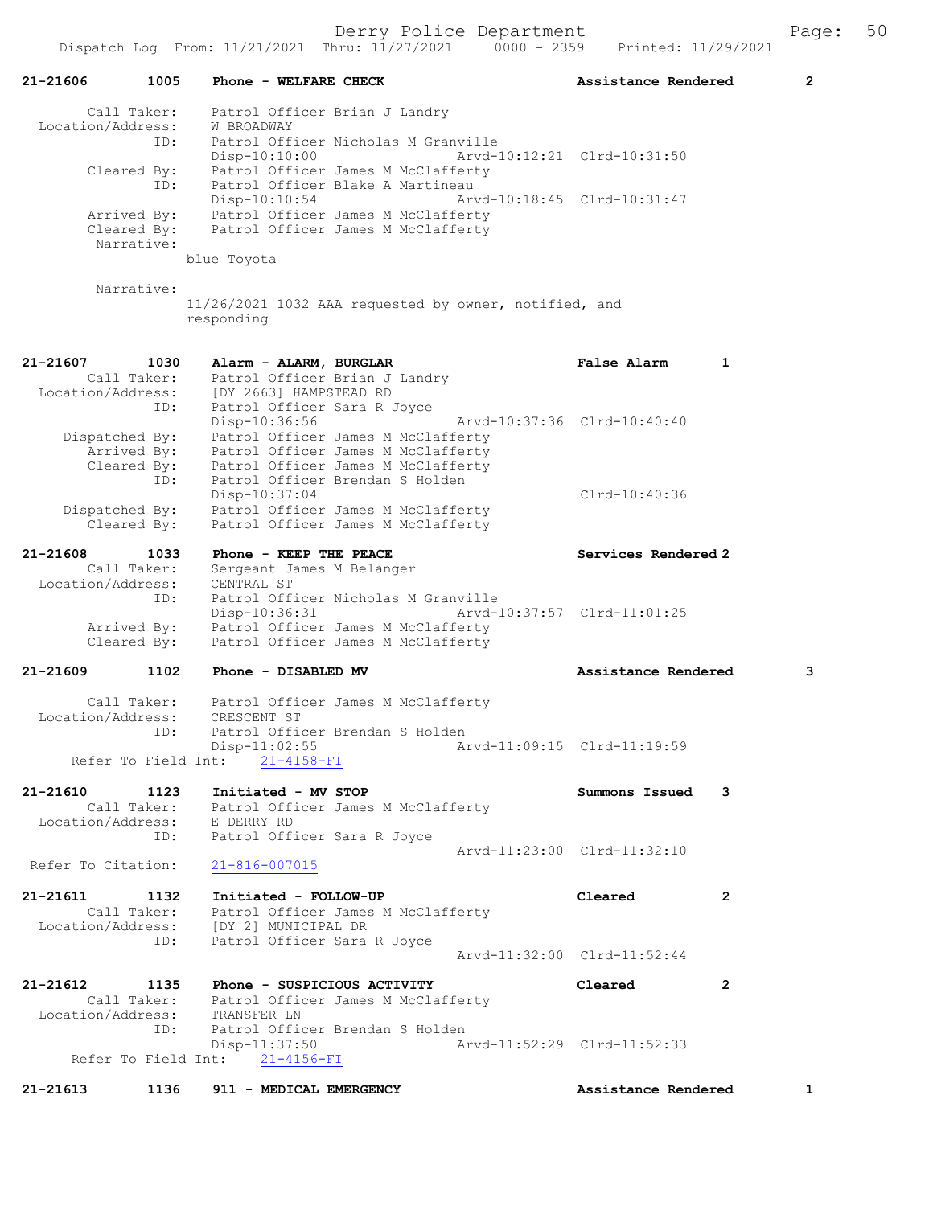**21-21606 1005 Phone - WELFARE CHECK — Assistance Rendered 2**

```
        Call Taker:    Patrol Officer Brian J Landry
  Location/Address:    W BROADWAY
               ID:    Patrol Officer Nicholas M Granville
                      Disp-10:10:00              Arvd-10:12:21  Clrd-10:31:50
        Cleared By:    Patrol Officer James M McClafferty
               ID:    Patrol Officer Blake A Martineau
                      Disp-10:10:54              Arvd-10:18:45  Clrd-10:31:47
        Arrived By:    Patrol Officer James M McClafferty
        Cleared By:    Patrol Officer James M McClafferty
         Narrative:
                    blue Toyota

         Narrative:
                    11/26/2021 1032 AAA requested by owner, notified, and
                    responding
```

**21-21607 1030 Alarm - ALARM, BURGLAR — False Alarm 1**

```
        Call Taker:    Patrol Officer Brian J Landry
  Location/Address:    [DY 2663] HAMPSTEAD RD
               ID:    Patrol Officer Sara R Joyce
                      Disp-10:36:56              Arvd-10:37:36  Clrd-10:40:40
     Dispatched By:    Patrol Officer James M McClafferty
        Arrived By:    Patrol Officer James M McClafferty
        Cleared By:    Patrol Officer James M McClafferty
               ID:    Patrol Officer Brendan S Holden
                      Disp-10:37:04                             Clrd-10:40:36
     Dispatched By:    Patrol Officer James M McClafferty
        Cleared By:    Patrol Officer James M McClafferty
```

**21-21608 1033 Phone - KEEP THE PEACE — Services Rendered 2**

```
        Call Taker:    Sergeant James M Belanger
  Location/Address:    CENTRAL ST
               ID:    Patrol Officer Nicholas M Granville
                      Disp-10:36:31              Arvd-10:37:57  Clrd-11:01:25
        Arrived By:    Patrol Officer James M McClafferty
        Cleared By:    Patrol Officer James M McClafferty
```

**21-21609 1102 Phone - DISABLED MV — Assistance Rendered 3**

```
        Call Taker:    Patrol Officer James M McClafferty
  Location/Address:    CRESCENT ST
               ID:    Patrol Officer Brendan S Holden
                      Disp-11:02:55              Arvd-11:09:15  Clrd-11:19:59
   Refer To Field Int:    21-4158-FI
```

**21-21610 1123 Initiated - MV STOP — Summons Issued 3**

```
        Call Taker:    Patrol Officer James M McClafferty
  Location/Address:    E DERRY RD
               ID:    Patrol Officer Sara R Joyce
                                                 Arvd-11:23:00  Clrd-11:32:10
 Refer To Citation:    21-816-007015
```

**21-21611 1132 Initiated - FOLLOW-UP — Cleared 2**

```
        Call Taker:    Patrol Officer James M McClafferty
  Location/Address:    [DY 2] MUNICIPAL DR
               ID:    Patrol Officer Sara R Joyce
                                                 Arvd-11:32:00  Clrd-11:52:44
```

**21-21612 1135 Phone - SUSPICIOUS ACTIVITY — Cleared 2**

```
        Call Taker:    Patrol Officer James M McClafferty
  Location/Address:    TRANSFER LN
               ID:    Patrol Officer Brendan S Holden
                      Disp-11:37:50              Arvd-11:52:29  Clrd-11:52:33
   Refer To Field Int:    21-4156-FI
```

**21-21613 1136 911 - MEDICAL EMERGENCY — Assistance Rendered 1**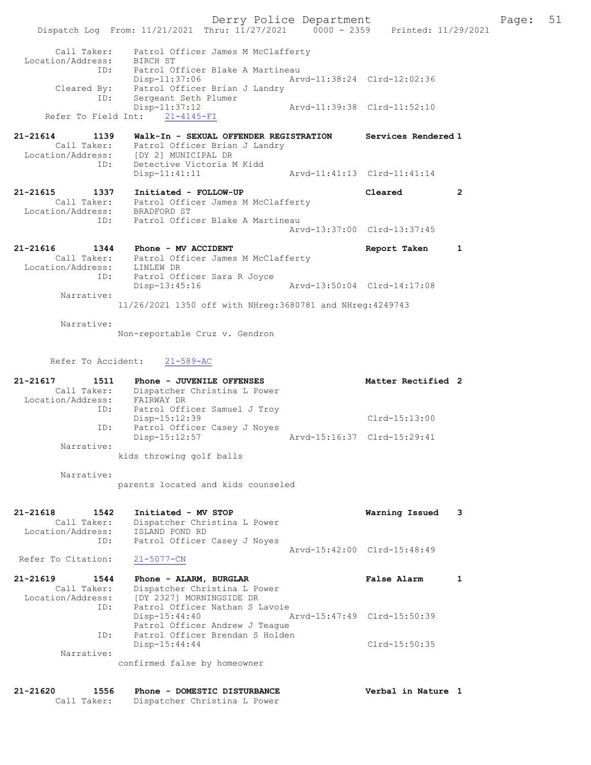```
        Call Taker:    Patrol Officer James M McClafferty
  Location/Address:    BIRCH ST
                ID:    Patrol Officer Blake A Martineau
                       Disp-11:37:06               Arvd-11:38:24  Clrd-12:02:36
        Cleared By:    Patrol Officer Brian J Landry
                ID:    Sergeant Seth Plumer
                       Disp-11:37:12               Arvd-11:39:38  Clrd-11:52:10
     Refer To Field Int:    21-4145-FI

21-21614        1139   Walk-In - SEXUAL OFFENDER REGISTRATION      Services Rendered 1
        Call Taker:    Patrol Officer Brian J Landry
  Location/Address:    [DY 2] MUNICIPAL DR
                ID:    Detective Victoria M Kidd
                       Disp-11:41:11               Arvd-11:41:13  Clrd-11:41:14

21-21615        1337   Initiated - FOLLOW-UP                       Cleared          2
        Call Taker:    Patrol Officer James M McClafferty
  Location/Address:    BRADFORD ST
                ID:    Patrol Officer Blake A Martineau
                                                   Arvd-13:37:00  Clrd-13:37:45

21-21616        1344   Phone - MV ACCIDENT                         Report Taken     1
        Call Taker:    Patrol Officer James M McClafferty
  Location/Address:    LINLEW DR
                ID:    Patrol Officer Sara R Joyce
                       Disp-13:45:16               Arvd-13:50:04  Clrd-14:17:08
         Narrative:
                     11/26/2021 1350 off with NHreg:3680781 and NHreg:4249743

         Narrative:
                     Non-reportable Cruz v. Gendron


       Refer To Accident:    21-589-AC

21-21617        1511   Phone - JUVENILE OFFENSES                   Matter Rectified 2
        Call Taker:    Dispatcher Christina L Power
  Location/Address:    FAIRWAY DR
                ID:    Patrol Officer Samuel J Troy
                       Disp-15:12:39                              Clrd-15:13:00
                ID:    Patrol Officer Casey J Noyes
                       Disp-15:12:57               Arvd-15:16:37  Clrd-15:29:41
         Narrative:
                     kids throwing golf balls

         Narrative:
                     parents located and kids counseled


21-21618        1542   Initiated - MV STOP                         Warning Issued   3
        Call Taker:    Dispatcher Christina L Power
  Location/Address:    ISLAND POND RD
                ID:    Patrol Officer Casey J Noyes
                                                   Arvd-15:42:00  Clrd-15:48:49
  Refer To Citation:    21-5077-CN

21-21619        1544   Phone - ALARM, BURGLAR                      False Alarm      1
        Call Taker:    Dispatcher Christina L Power
  Location/Address:    [DY 2327] MORNINGSIDE DR
                ID:    Patrol Officer Nathan S Lavoie
                       Disp-15:44:40               Arvd-15:47:49  Clrd-15:50:39
                       Patrol Officer Andrew J Teague
                ID:    Patrol Officer Brendan S Holden
                       Disp-15:44:44                              Clrd-15:50:35
         Narrative:
                     confirmed false by homeowner


21-21620        1556   Phone - DOMESTIC DISTURBANCE                Verbal in Nature 1
        Call Taker:    Dispatcher Christina L Power
```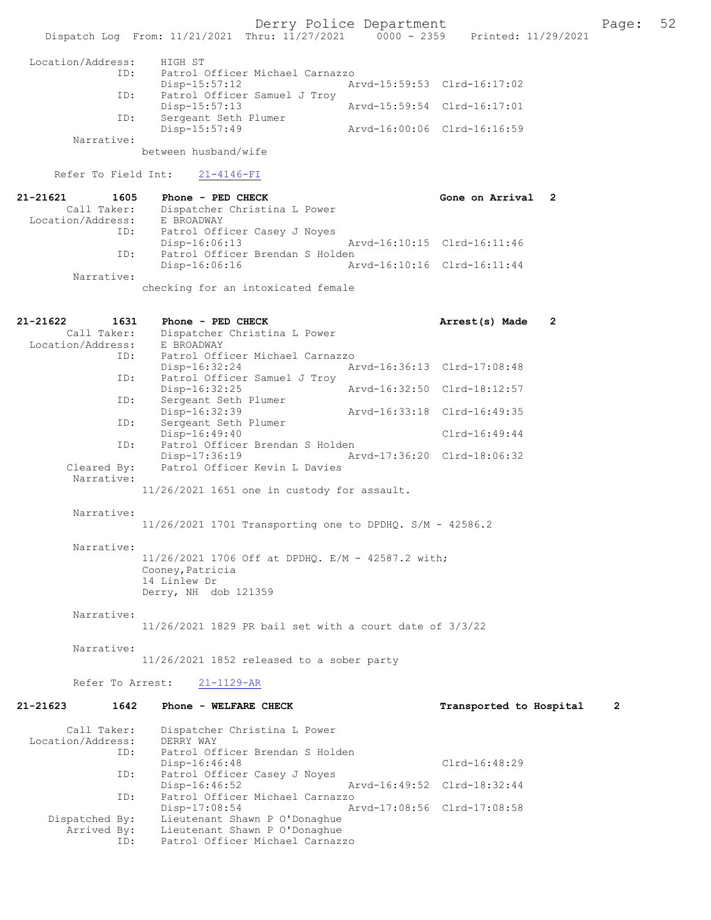Location/Address: HIGH ST
ID: Patrol Officer Michael Carnazzo
Disp-15:57:12 Arvd-15:59:53 Clrd-16:17:02
ID: Patrol Officer Samuel J Troy
Disp-15:57:13 Arvd-15:59:54 Clrd-16:17:01
ID: Sergeant Seth Plumer
Disp-15:57:49 Arvd-16:00:06 Clrd-16:16:59
Narrative:
between husband/wife

Refer To Field Int: 21-4146-FI

**21-21621 1605 Phone - PED CHECK** Gone on Arrival 2
Call Taker: Dispatcher Christina L Power
Location/Address: E BROADWAY
ID: Patrol Officer Casey J Noyes
Disp-16:06:13 Arvd-16:10:15 Clrd-16:11:46
ID: Patrol Officer Brendan S Holden
Disp-16:06:16 Arvd-16:10:16 Clrd-16:11:44
Narrative:
checking for an intoxicated female

**21-21622 1631 Phone - PED CHECK** Arrest(s) Made 2
Call Taker: Dispatcher Christina L Power
Location/Address: E BROADWAY
ID: Patrol Officer Michael Carnazzo
Disp-16:32:24 Arvd-16:36:13 Clrd-17:08:48
ID: Patrol Officer Samuel J Troy
Disp-16:32:25 Arvd-16:32:50 Clrd-18:12:57
ID: Sergeant Seth Plumer
Disp-16:32:39 Arvd-16:33:18 Clrd-16:49:35
ID: Sergeant Seth Plumer
Disp-16:49:40 Clrd-16:49:44
ID: Patrol Officer Brendan S Holden
Disp-17:36:19 Arvd-17:36:20 Clrd-18:06:32
Cleared By: Patrol Officer Kevin L Davies
Narrative:
11/26/2021 1651 one in custody for assault.

Narrative:
11/26/2021 1701 Transporting one to DPDHQ. S/M - 42586.2

Narrative:
11/26/2021 1706 Off at DPDHQ. E/M - 42587.2 with;
Cooney,Patricia
14 Linlew Dr
Derry, NH dob 121359

Narrative:
11/26/2021 1829 PR bail set with a court date of 3/3/22

Narrative:
11/26/2021 1852 released to a sober party

Refer To Arrest: 21-1129-AR

**21-21623 1642 Phone - WELFARE CHECK** Transported to Hospital 2

Call Taker: Dispatcher Christina L Power
Location/Address: DERRY WAY
ID: Patrol Officer Brendan S Holden
Disp-16:46:48 Clrd-16:48:29
ID: Patrol Officer Casey J Noyes
Disp-16:46:52 Arvd-16:49:52 Clrd-18:32:44
ID: Patrol Officer Michael Carnazzo
Disp-17:08:54 Arvd-17:08:56 Clrd-17:08:58
Dispatched By: Lieutenant Shawn P O'Donaghue
Arrived By: Lieutenant Shawn P O'Donaghue
ID: Patrol Officer Michael Carnazzo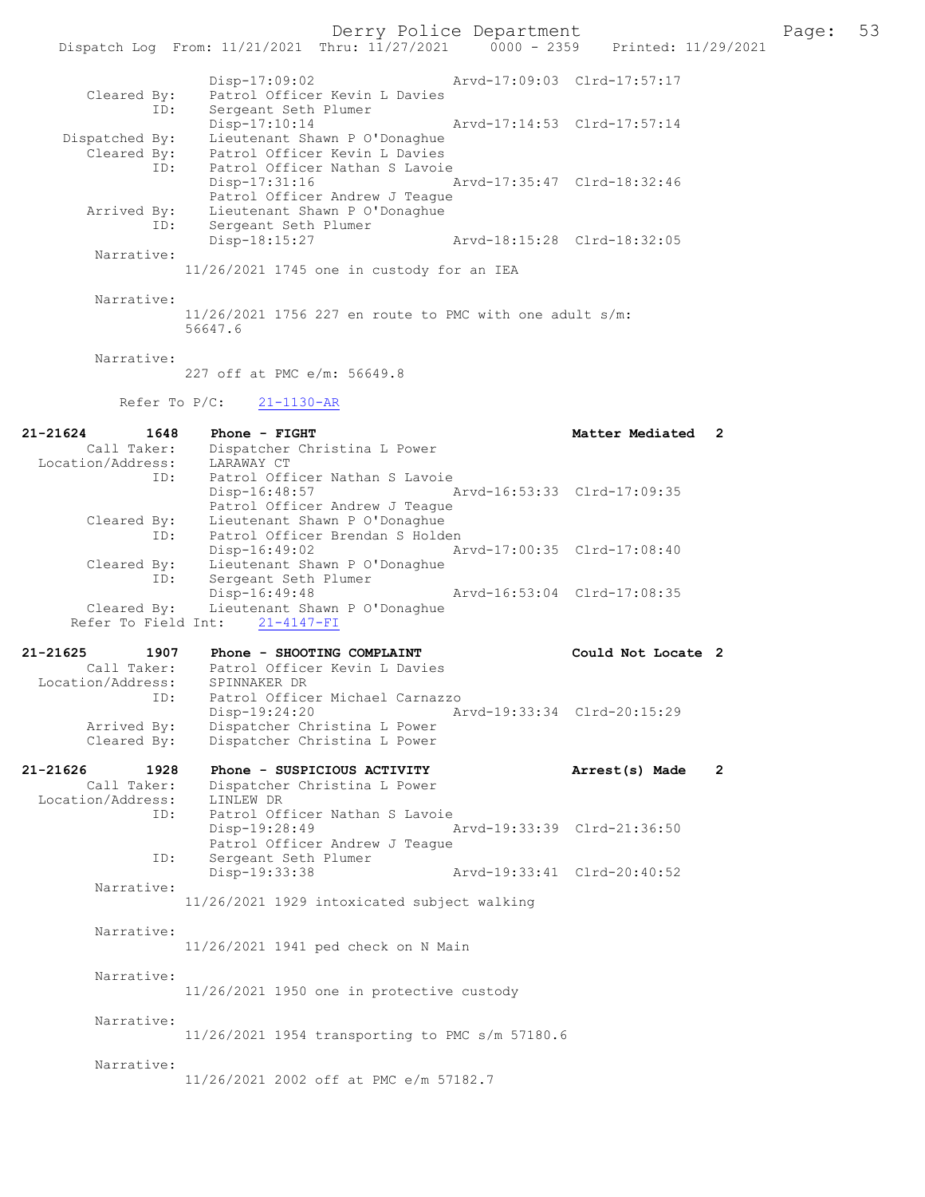Disp-17:09:02 Arvd-17:09:03 Clrd-17:57:17
Cleared By: Patrol Officer Kevin L Davies
ID: Sergeant Seth Plumer
Disp-17:10:14 Arvd-17:14:53 Clrd-17:57:14
Dispatched By: Lieutenant Shawn P O'Donaghue
Cleared By: Patrol Officer Kevin L Davies
ID: Patrol Officer Nathan S Lavoie
Disp-17:31:16 Arvd-17:35:47 Clrd-18:32:46
Patrol Officer Andrew J Teague
Arrived By: Lieutenant Shawn P O'Donaghue
ID: Sergeant Seth Plumer
Disp-18:15:27 Arvd-18:15:28 Clrd-18:32:05
Narrative:
11/26/2021 1745 one in custody for an IEA

Narrative:
11/26/2021 1756 227 en route to PMC with one adult s/m: 56647.6

Narrative:
227 off at PMC e/m: 56649.8

Refer To P/C: 21-1130-AR

**21-21624 1648 Phone - FIGHT Matter Mediated 2**
Call Taker: Dispatcher Christina L Power
Location/Address: LARAWAY CT
ID: Patrol Officer Nathan S Lavoie
Disp-16:48:57 Arvd-16:53:33 Clrd-17:09:35
Patrol Officer Andrew J Teague
Cleared By: Lieutenant Shawn P O'Donaghue
ID: Patrol Officer Brendan S Holden
Disp-16:49:02 Arvd-17:00:35 Clrd-17:08:40
Cleared By: Lieutenant Shawn P O'Donaghue
ID: Sergeant Seth Plumer
Disp-16:49:48 Arvd-16:53:04 Clrd-17:08:35
Cleared By: Lieutenant Shawn P O'Donaghue
Refer To Field Int: 21-4147-FI

**21-21625 1907 Phone - SHOOTING COMPLAINT Could Not Locate 2**
Call Taker: Patrol Officer Kevin L Davies
Location/Address: SPINNAKER DR
ID: Patrol Officer Michael Carnazzo
Disp-19:24:20 Arvd-19:33:34 Clrd-20:15:29
Arrived By: Dispatcher Christina L Power
Cleared By: Dispatcher Christina L Power

**21-21626 1928 Phone - SUSPICIOUS ACTIVITY Arrest(s) Made 2**
Call Taker: Dispatcher Christina L Power
Location/Address: LINLEW DR
ID: Patrol Officer Nathan S Lavoie
Disp-19:28:49 Arvd-19:33:39 Clrd-21:36:50
Patrol Officer Andrew J Teague
ID: Sergeant Seth Plumer
Disp-19:33:38 Arvd-19:33:41 Clrd-20:40:52
Narrative:
11/26/2021 1929 intoxicated subject walking

Narrative:
11/26/2021 1941 ped check on N Main

Narrative:
11/26/2021 1950 one in protective custody

Narrative:
11/26/2021 1954 transporting to PMC s/m 57180.6

Narrative:
11/26/2021 2002 off at PMC e/m 57182.7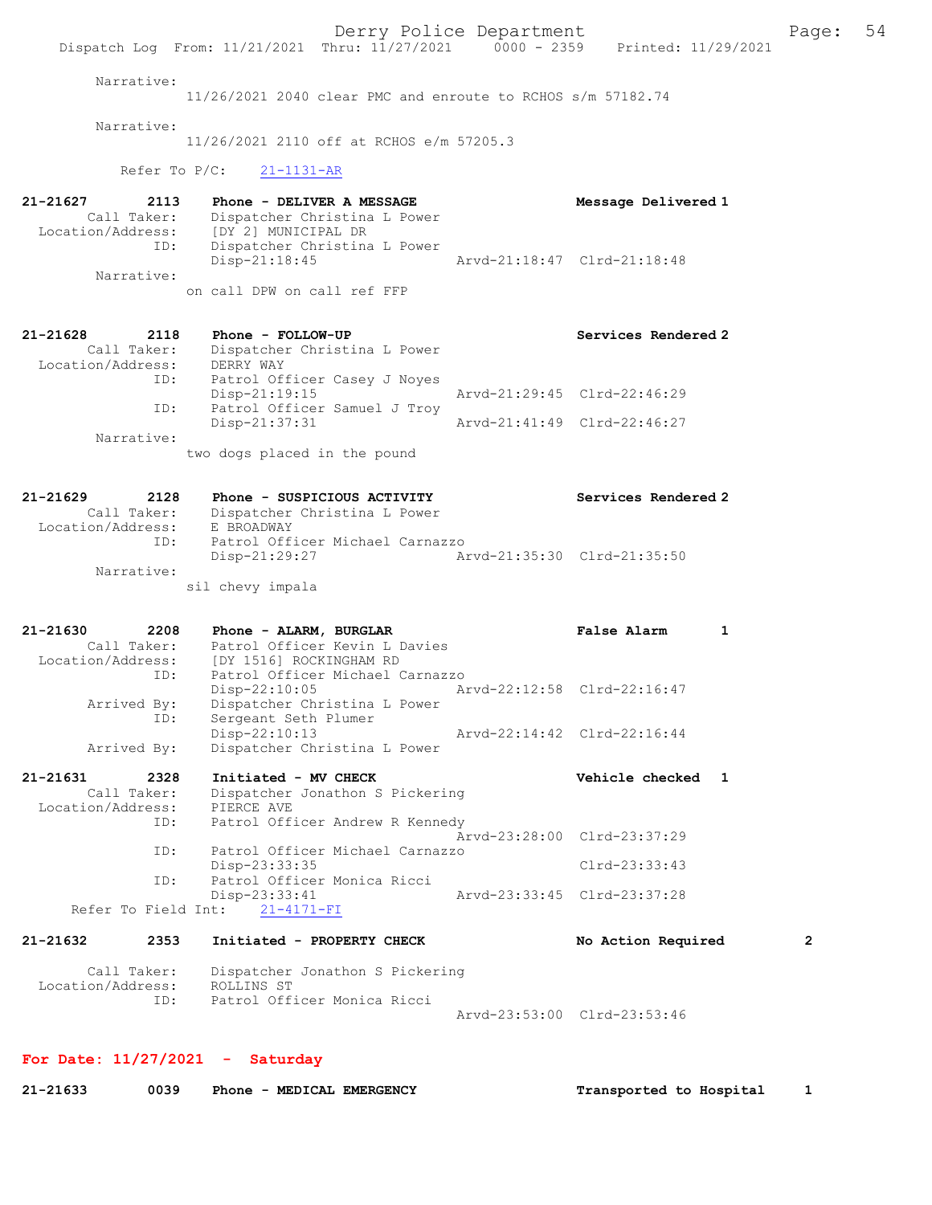Narrative:
11/26/2021 2040 clear PMC and enroute to RCHOS s/m 57182.74

Narrative:
11/26/2021 2110 off at RCHOS e/m 57205.3

Refer To P/C: 21-1131-AR

**21-21627 2113 Phone - DELIVER A MESSAGE — Message Delivered 1**

Call Taker: Dispatcher Christina L Power
Location/Address: [DY 2] MUNICIPAL DR
ID: Dispatcher Christina L Power
Disp-21:18:45 Arvd-21:18:47 Clrd-21:18:48
Narrative:
on call DPW on call ref FFP

**21-21628 2118 Phone - FOLLOW-UP — Services Rendered 2**

Call Taker: Dispatcher Christina L Power
Location/Address: DERRY WAY
ID: Patrol Officer Casey J Noyes
Disp-21:19:15 Arvd-21:29:45 Clrd-22:46:29
ID: Patrol Officer Samuel J Troy
Disp-21:37:31 Arvd-21:41:49 Clrd-22:46:27
Narrative:
two dogs placed in the pound

**21-21629 2128 Phone - SUSPICIOUS ACTIVITY — Services Rendered 2**

Call Taker: Dispatcher Christina L Power
Location/Address: E BROADWAY
ID: Patrol Officer Michael Carnazzo
Disp-21:29:27 Arvd-21:35:30 Clrd-21:35:50
Narrative:
sil chevy impala

**21-21630 2208 Phone - ALARM, BURGLAR — False Alarm 1**

Call Taker: Patrol Officer Kevin L Davies
Location/Address: [DY 1516] ROCKINGHAM RD
ID: Patrol Officer Michael Carnazzo
Disp-22:10:05 Arvd-22:12:58 Clrd-22:16:47
Arrived By: Dispatcher Christina L Power
ID: Sergeant Seth Plumer
Disp-22:10:13 Arvd-22:14:42 Clrd-22:16:44
Arrived By: Dispatcher Christina L Power

**21-21631 2328 Initiated - MV CHECK — Vehicle checked 1**

Call Taker: Dispatcher Jonathon S Pickering
Location/Address: PIERCE AVE
ID: Patrol Officer Andrew R Kennedy
Arvd-23:28:00 Clrd-23:37:29
ID: Patrol Officer Michael Carnazzo
Disp-23:33:35 Clrd-23:33:43
ID: Patrol Officer Monica Ricci
Disp-23:33:41 Arvd-23:33:45 Clrd-23:37:28
Refer To Field Int: 21-4171-FI

**21-21632 2353 Initiated - PROPERTY CHECK — No Action Required 2**

Call Taker: Dispatcher Jonathon S Pickering
Location/Address: ROLLINS ST
ID: Patrol Officer Monica Ricci
Arvd-23:53:00 Clrd-23:53:46

## For Date: 11/27/2021 - Saturday

**21-21633 0039 Phone - MEDICAL EMERGENCY — Transported to Hospital 1**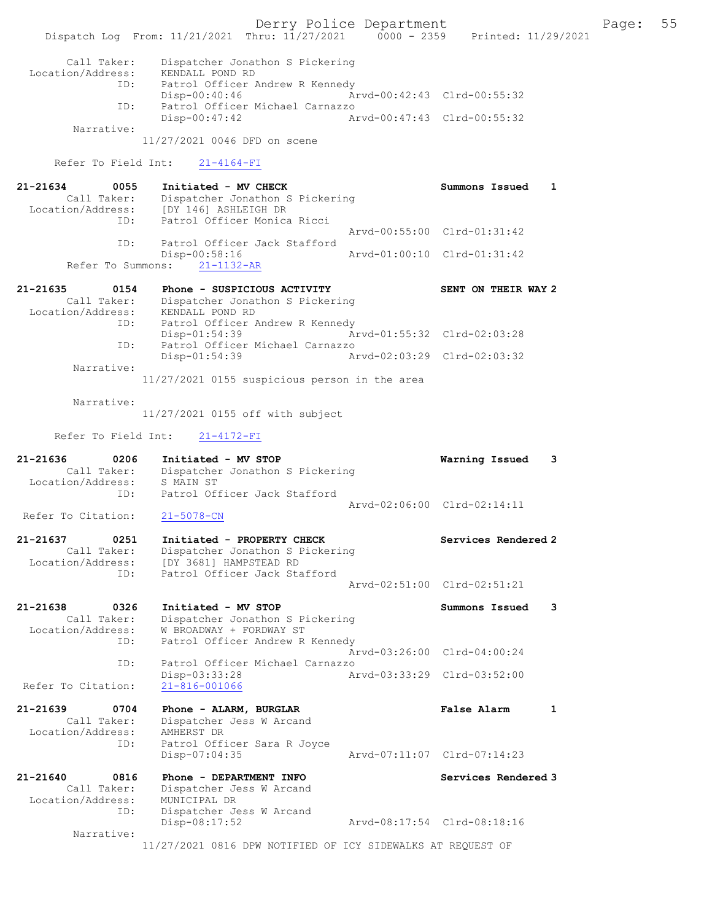```
        Call Taker:    Dispatcher Jonathon S Pickering
  Location/Address:    KENDALL POND RD
                ID:    Patrol Officer Andrew R Kennedy
                       Disp-00:40:46                 Arvd-00:42:43  Clrd-00:55:32
                ID:    Patrol Officer Michael Carnazzo
                       Disp-00:47:42                 Arvd-00:47:43  Clrd-00:55:32
         Narrative:
                    11/27/2021 0046 DFD on scene

      Refer To Field Int:    21-4164-FI

21-21634        0055    Initiated - MV CHECK                            Summons Issued    1
        Call Taker:    Dispatcher Jonathon S Pickering
  Location/Address:    [DY 146] ASHLEIGH DR
                ID:    Patrol Officer Monica Ricci
                                                     Arvd-00:55:00  Clrd-01:31:42
                ID:    Patrol Officer Jack Stafford
                       Disp-00:58:16                 Arvd-01:00:10  Clrd-01:31:42
        Refer To Summons:    21-1132-AR

21-21635        0154    Phone - SUSPICIOUS ACTIVITY                     SENT ON THEIR WAY 2
        Call Taker:    Dispatcher Jonathon S Pickering
  Location/Address:    KENDALL POND RD
                ID:    Patrol Officer Andrew R Kennedy
                       Disp-01:54:39                 Arvd-01:55:32  Clrd-02:03:28
                ID:    Patrol Officer Michael Carnazzo
                       Disp-01:54:39                 Arvd-02:03:29  Clrd-02:03:32
         Narrative:
                    11/27/2021 0155 suspicious person in the area

         Narrative:
                    11/27/2021 0155 off with subject

      Refer To Field Int:    21-4172-FI

21-21636        0206    Initiated - MV STOP                             Warning Issued    3
        Call Taker:    Dispatcher Jonathon S Pickering
  Location/Address:    S MAIN ST
                ID:    Patrol Officer Jack Stafford
                                                     Arvd-02:06:00  Clrd-02:14:11
  Refer To Citation:    21-5078-CN

21-21637        0251    Initiated - PROPERTY CHECK                      Services Rendered 2
        Call Taker:    Dispatcher Jonathon S Pickering
  Location/Address:    [DY 3681] HAMPSTEAD RD
                ID:    Patrol Officer Jack Stafford
                                                     Arvd-02:51:00  Clrd-02:51:21

21-21638        0326    Initiated - MV STOP                             Summons Issued    3
        Call Taker:    Dispatcher Jonathon S Pickering
  Location/Address:    W BROADWAY + FORDWAY ST
                ID:    Patrol Officer Andrew R Kennedy
                                                     Arvd-03:26:00  Clrd-04:00:24
                ID:    Patrol Officer Michael Carnazzo
                       Disp-03:33:28                 Arvd-03:33:29  Clrd-03:52:00
  Refer To Citation:    21-816-001066

21-21639        0704    Phone - ALARM, BURGLAR                          False Alarm       1
        Call Taker:    Dispatcher Jess W Arcand
  Location/Address:    AMHERST DR
                ID:    Patrol Officer Sara R Joyce
                       Disp-07:04:35                 Arvd-07:11:07  Clrd-07:14:23

21-21640        0816    Phone - DEPARTMENT INFO                         Services Rendered 3
        Call Taker:    Dispatcher Jess W Arcand
  Location/Address:    MUNICIPAL DR
                ID:    Dispatcher Jess W Arcand
                       Disp-08:17:52                 Arvd-08:17:54  Clrd-08:18:16
         Narrative:
                    11/27/2021 0816 DPW NOTIFIED OF ICY SIDEWALKS AT REQUEST OF
```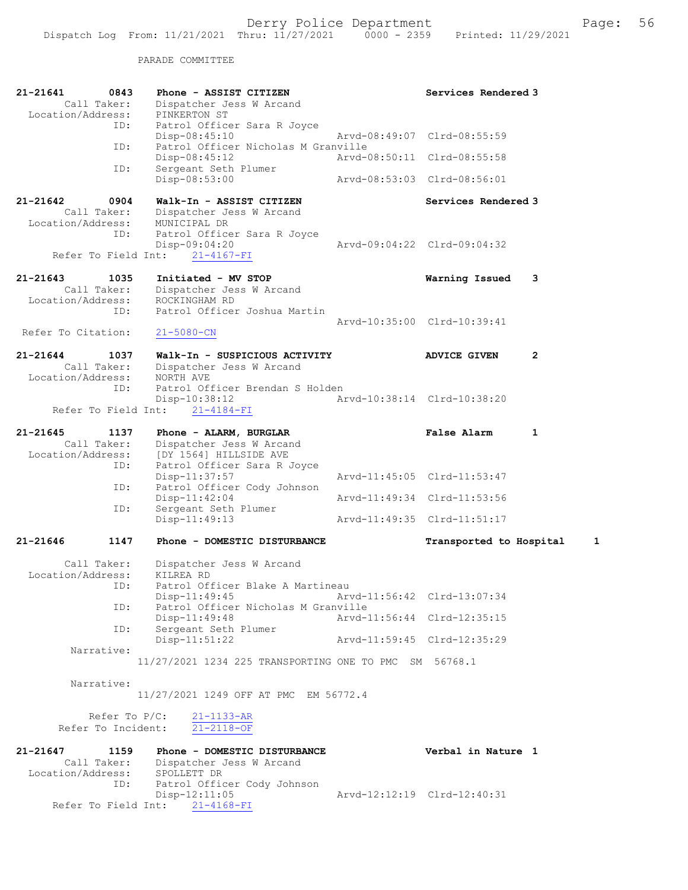PARADE COMMITTEE

```
21-21641        0843    Phone - ASSIST CITIZEN                      Services Rendered 3
        Call Taker:     Dispatcher Jess W Arcand
   Location/Address:    PINKERTON ST
                ID:     Patrol Officer Sara R Joyce
                        Disp-08:45:10               Arvd-08:49:07  Clrd-08:55:59
                ID:     Patrol Officer Nicholas M Granville
                        Disp-08:45:12               Arvd-08:50:11  Clrd-08:55:58
                ID:     Sergeant Seth Plumer
                        Disp-08:53:00               Arvd-08:53:03  Clrd-08:56:01

21-21642        0904    Walk-In - ASSIST CITIZEN                    Services Rendered 3
        Call Taker:     Dispatcher Jess W Arcand
   Location/Address:    MUNICIPAL DR
                ID:     Patrol Officer Sara R Joyce
                        Disp-09:04:20               Arvd-09:04:22  Clrd-09:04:32
     Refer To Field Int:    21-4167-FI

21-21643        1035    Initiated - MV STOP                         Warning Issued    3
        Call Taker:     Dispatcher Jess W Arcand
   Location/Address:    ROCKINGHAM RD
                ID:     Patrol Officer Joshua Martin
                                                    Arvd-10:35:00  Clrd-10:39:41
  Refer To Citation:    21-5080-CN

21-21644        1037    Walk-In - SUSPICIOUS ACTIVITY               ADVICE GIVEN      2
        Call Taker:     Dispatcher Jess W Arcand
   Location/Address:    NORTH AVE
                ID:     Patrol Officer Brendan S Holden
                        Disp-10:38:12               Arvd-10:38:14  Clrd-10:38:20
     Refer To Field Int:    21-4184-FI

21-21645        1137    Phone - ALARM, BURGLAR                      False Alarm       1
        Call Taker:     Dispatcher Jess W Arcand
   Location/Address:    [DY 1564] HILLSIDE AVE
                ID:     Patrol Officer Sara R Joyce
                        Disp-11:37:57               Arvd-11:45:05  Clrd-11:53:47
                ID:     Patrol Officer Cody Johnson
                        Disp-11:42:04               Arvd-11:49:34  Clrd-11:53:56
                ID:     Sergeant Seth Plumer
                        Disp-11:49:13               Arvd-11:49:35  Clrd-11:51:17

21-21646        1147    Phone - DOMESTIC DISTURBANCE                Transported to Hospital     1

        Call Taker:     Dispatcher Jess W Arcand
   Location/Address:    KILREA RD
                ID:     Patrol Officer Blake A Martineau
                        Disp-11:49:45               Arvd-11:56:42  Clrd-13:07:34
                ID:     Patrol Officer Nicholas M Granville
                        Disp-11:49:48               Arvd-11:56:44  Clrd-12:35:15
                ID:     Sergeant Seth Plumer
                        Disp-11:51:22               Arvd-11:59:45  Clrd-12:35:29
         Narrative:
                    11/27/2021 1234 225 TRANSPORTING ONE TO PMC  SM  56768.1

         Narrative:
                    11/27/2021 1249 OFF AT PMC  EM 56772.4

           Refer To P/C:    21-1133-AR
        Refer To Incident:    21-2118-OF

21-21647        1159    Phone - DOMESTIC DISTURBANCE                Verbal in Nature 1
        Call Taker:     Dispatcher Jess W Arcand
   Location/Address:    SPOLLETT DR
                ID:     Patrol Officer Cody Johnson
                        Disp-12:11:05               Arvd-12:12:19  Clrd-12:40:31
     Refer To Field Int:    21-4168-FI
```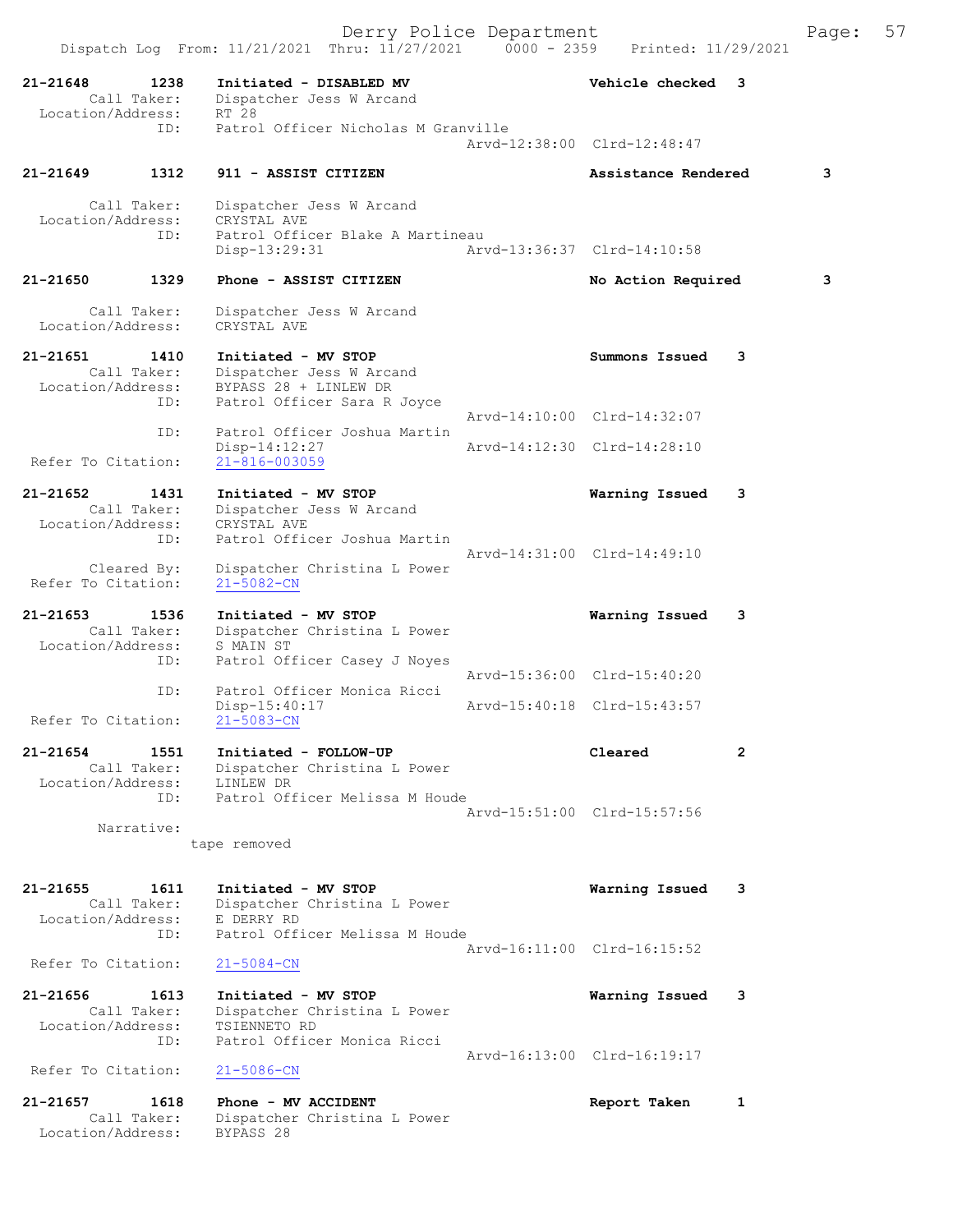```
21-21648        1238    Initiated - DISABLED MV                   Vehicle checked  3
        Call Taker:     Dispatcher Jess W Arcand
  Location/Address:     RT 28
                ID:     Patrol Officer Nicholas M Granville
                                                   Arvd-12:38:00  Clrd-12:48:47

21-21649        1312    911 - ASSIST CITIZEN                      Assistance Rendered        3

        Call Taker:     Dispatcher Jess W Arcand
  Location/Address:     CRYSTAL AVE
                ID:     Patrol Officer Blake A Martineau
                        Disp-13:29:31              Arvd-13:36:37  Clrd-14:10:58

21-21650        1329    Phone - ASSIST CITIZEN                    No Action Required         3

        Call Taker:     Dispatcher Jess W Arcand
  Location/Address:     CRYSTAL AVE

21-21651        1410    Initiated - MV STOP                       Summons Issued   3
        Call Taker:     Dispatcher Jess W Arcand
  Location/Address:     BYPASS 28 + LINLEW DR
                ID:     Patrol Officer Sara R Joyce
                                                   Arvd-14:10:00  Clrd-14:32:07
                ID:     Patrol Officer Joshua Martin
                        Disp-14:12:27              Arvd-14:12:30  Clrd-14:28:10
 Refer To Citation:     21-816-003059

21-21652        1431    Initiated - MV STOP                       Warning Issued   3
        Call Taker:     Dispatcher Jess W Arcand
  Location/Address:     CRYSTAL AVE
                ID:     Patrol Officer Joshua Martin
                                                   Arvd-14:31:00  Clrd-14:49:10
        Cleared By:     Dispatcher Christina L Power
 Refer To Citation:     21-5082-CN

21-21653        1536    Initiated - MV STOP                       Warning Issued   3
        Call Taker:     Dispatcher Christina L Power
  Location/Address:     S MAIN ST
                ID:     Patrol Officer Casey J Noyes
                                                   Arvd-15:36:00  Clrd-15:40:20
                ID:     Patrol Officer Monica Ricci
                        Disp-15:40:17              Arvd-15:40:18  Clrd-15:43:57
 Refer To Citation:     21-5083-CN

21-21654        1551    Initiated - FOLLOW-UP                     Cleared          2
        Call Taker:     Dispatcher Christina L Power
  Location/Address:     LINLEW DR
                ID:     Patrol Officer Melissa M Houde
                                                   Arvd-15:51:00  Clrd-15:57:56
         Narrative:
                      tape removed

21-21655        1611    Initiated - MV STOP                       Warning Issued   3
        Call Taker:     Dispatcher Christina L Power
  Location/Address:     E DERRY RD
                ID:     Patrol Officer Melissa M Houde
                                                   Arvd-16:11:00  Clrd-16:15:52
 Refer To Citation:     21-5084-CN

21-21656        1613    Initiated - MV STOP                       Warning Issued   3
        Call Taker:     Dispatcher Christina L Power
  Location/Address:     TSIENNETO RD
                ID:     Patrol Officer Monica Ricci
                                                   Arvd-16:13:00  Clrd-16:19:17
 Refer To Citation:     21-5086-CN

21-21657        1618    Phone - MV ACCIDENT                       Report Taken     1
        Call Taker:     Dispatcher Christina L Power
  Location/Address:     BYPASS 28
```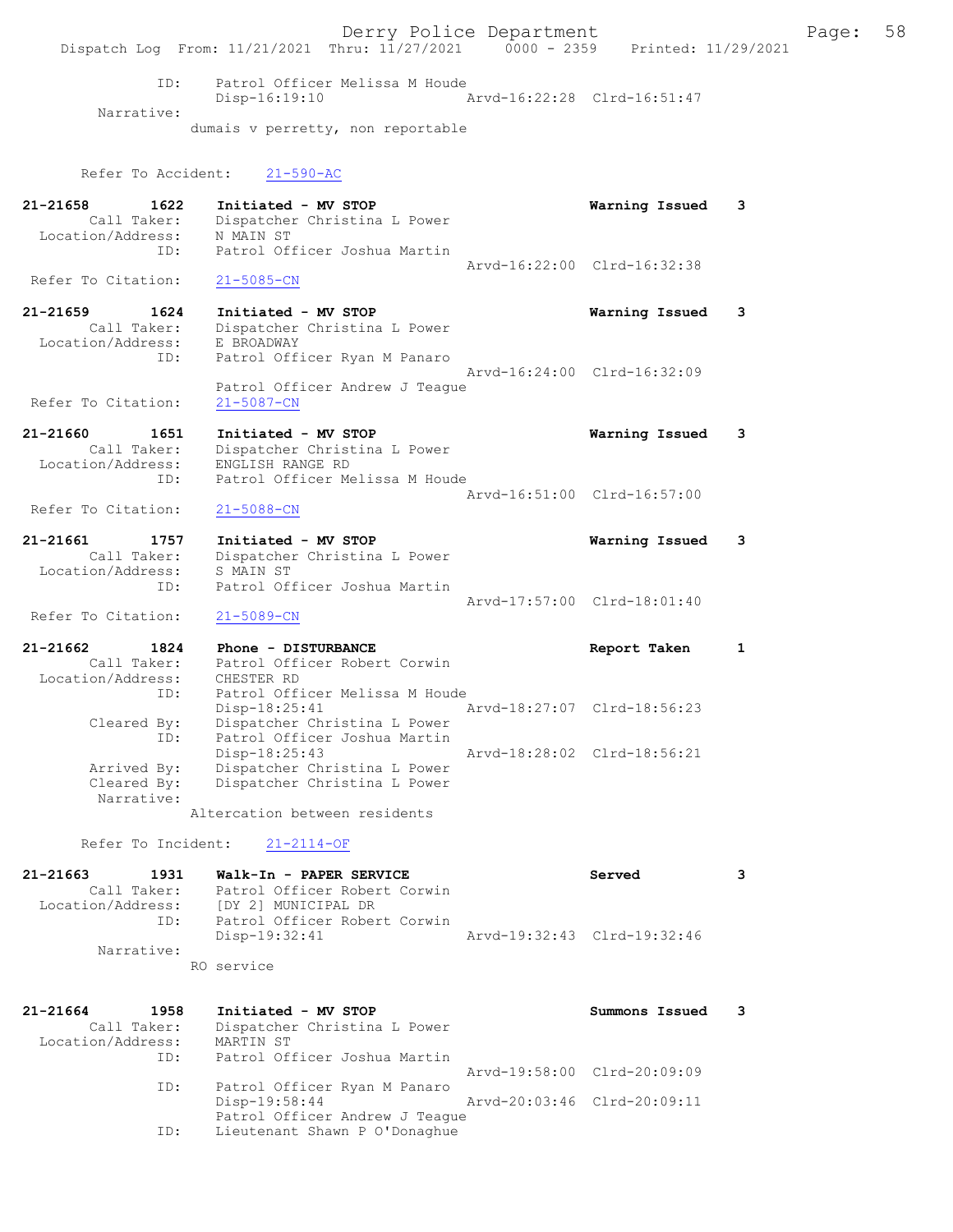```
            ID:      Patrol Officer Melissa M Houde
                     Disp-16:19:10                Arvd-16:22:28  Clrd-16:51:47
        Narrative:
                   dumais v perretty, non reportable

       Refer To Accident:     21-590-AC

21-21658        1622     Initiated - MV STOP                         Warning Issued    3
         Call Taker:     Dispatcher Christina L Power
   Location/Address:     N MAIN ST
                ID:      Patrol Officer Joshua Martin
                                                  Arvd-16:22:00  Clrd-16:32:38
  Refer To Citation:     21-5085-CN

21-21659        1624     Initiated - MV STOP                         Warning Issued    3
         Call Taker:     Dispatcher Christina L Power
   Location/Address:     E BROADWAY
                ID:      Patrol Officer Ryan M Panaro
                                                  Arvd-16:24:00  Clrd-16:32:09
                         Patrol Officer Andrew J Teague
  Refer To Citation:     21-5087-CN

21-21660        1651     Initiated - MV STOP                         Warning Issued    3
         Call Taker:     Dispatcher Christina L Power
   Location/Address:     ENGLISH RANGE RD
                ID:      Patrol Officer Melissa M Houde
                                                  Arvd-16:51:00  Clrd-16:57:00
  Refer To Citation:     21-5088-CN

21-21661        1757     Initiated - MV STOP                         Warning Issued    3
         Call Taker:     Dispatcher Christina L Power
   Location/Address:     S MAIN ST
                ID:      Patrol Officer Joshua Martin
                                                  Arvd-17:57:00  Clrd-18:01:40
  Refer To Citation:     21-5089-CN

21-21662        1824     Phone - DISTURBANCE                         Report Taken      1
         Call Taker:     Patrol Officer Robert Corwin
   Location/Address:     CHESTER RD
                ID:      Patrol Officer Melissa M Houde
                         Disp-18:25:41            Arvd-18:27:07  Clrd-18:56:23
         Cleared By:     Dispatcher Christina L Power
                ID:      Patrol Officer Joshua Martin
                         Disp-18:25:43            Arvd-18:28:02  Clrd-18:56:21
         Arrived By:     Dispatcher Christina L Power
         Cleared By:     Dispatcher Christina L Power
          Narrative:
                   Altercation between residents

       Refer To Incident:     21-2114-OF

21-21663        1931     Walk-In - PAPER SERVICE                     Served            3
         Call Taker:     Patrol Officer Robert Corwin
   Location/Address:     [DY 2] MUNICIPAL DR
                ID:      Patrol Officer Robert Corwin
                         Disp-19:32:41            Arvd-19:32:43  Clrd-19:32:46
          Narrative:
                   RO service

21-21664        1958     Initiated - MV STOP                         Summons Issued    3
         Call Taker:     Dispatcher Christina L Power
   Location/Address:     MARTIN ST
                ID:      Patrol Officer Joshua Martin
                                                  Arvd-19:58:00  Clrd-20:09:09
                ID:      Patrol Officer Ryan M Panaro
                         Disp-19:58:44            Arvd-20:03:46  Clrd-20:09:11
                         Patrol Officer Andrew J Teague
                ID:      Lieutenant Shawn P O'Donaghue
```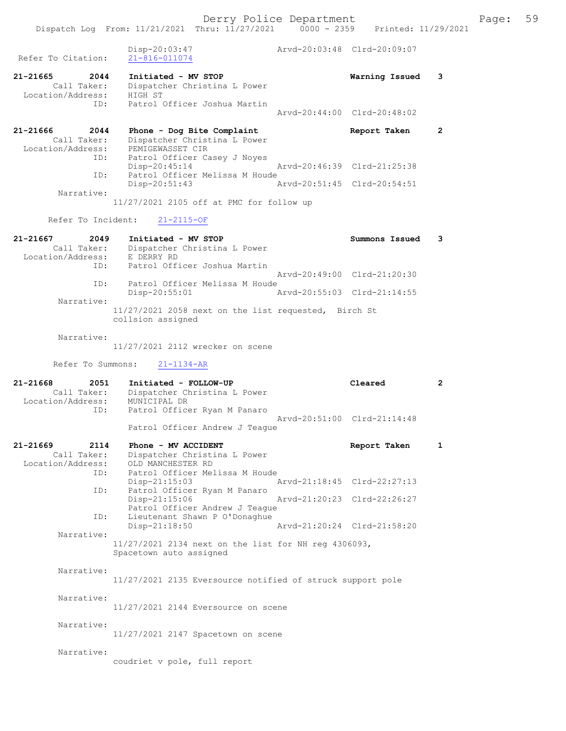```
                Disp-20:03:47                 Arvd-20:03:48  Clrd-20:09:07
 Refer To Citation:   21-816-011074

21-21665        2044   Initiated - MV STOP                    Warning Issued    3
        Call Taker:    Dispatcher Christina L Power
  Location/Address:    HIGH ST
               ID:     Patrol Officer Joshua Martin
                                              Arvd-20:44:00  Clrd-20:48:02

21-21666        2044   Phone - Dog Bite Complaint             Report Taken      2
        Call Taker:    Dispatcher Christina L Power
  Location/Address:    PEMIGEWASSET CIR
               ID:     Patrol Officer Casey J Noyes
                       Disp-20:45:14          Arvd-20:46:39  Clrd-21:25:38
               ID:     Patrol Officer Melissa M Houde
                       Disp-20:51:43          Arvd-20:51:45  Clrd-20:54:51
         Narrative:
                       11/27/2021 2105 off at PMC for follow up

        Refer To Incident:   21-2115-OF

21-21667        2049   Initiated - MV STOP                    Summons Issued    3
        Call Taker:    Dispatcher Christina L Power
  Location/Address:    E DERRY RD
               ID:     Patrol Officer Joshua Martin
                                              Arvd-20:49:00  Clrd-21:20:30
               ID:     Patrol Officer Melissa M Houde
                       Disp-20:55:01          Arvd-20:55:03  Clrd-21:14:55
         Narrative:
                       11/27/2021 2058 next on the list requested,  Birch St
                       collsion assigned

         Narrative:
                       11/27/2021 2112 wrecker on scene

        Refer To Summons:    21-1134-AR

21-21668        2051   Initiated - FOLLOW-UP                  Cleared           2
        Call Taker:    Dispatcher Christina L Power
  Location/Address:    MUNICIPAL DR
               ID:     Patrol Officer Ryan M Panaro
                                              Arvd-20:51:00  Clrd-21:14:48
                       Patrol Officer Andrew J Teague

21-21669        2114   Phone - MV ACCIDENT                    Report Taken      1
        Call Taker:    Dispatcher Christina L Power
  Location/Address:    OLD MANCHESTER RD
               ID:     Patrol Officer Melissa M Houde
                       Disp-21:15:03          Arvd-21:18:45  Clrd-22:27:13
               ID:     Patrol Officer Ryan M Panaro
                       Disp-21:15:06          Arvd-21:20:23  Clrd-22:26:27
                       Patrol Officer Andrew J Teague
               ID:     Lieutenant Shawn P O'Donaghue
                       Disp-21:18:50          Arvd-21:20:24  Clrd-21:58:20
         Narrative:
                       11/27/2021 2134 next on the list for NH reg 4306093,
                       Spacetown auto assigned

         Narrative:
                       11/27/2021 2135 Eversource notified of struck support pole

         Narrative:
                       11/27/2021 2144 Eversource on scene

         Narrative:
                       11/27/2021 2147 Spacetown on scene

         Narrative:
                       coudriet v pole, full report
```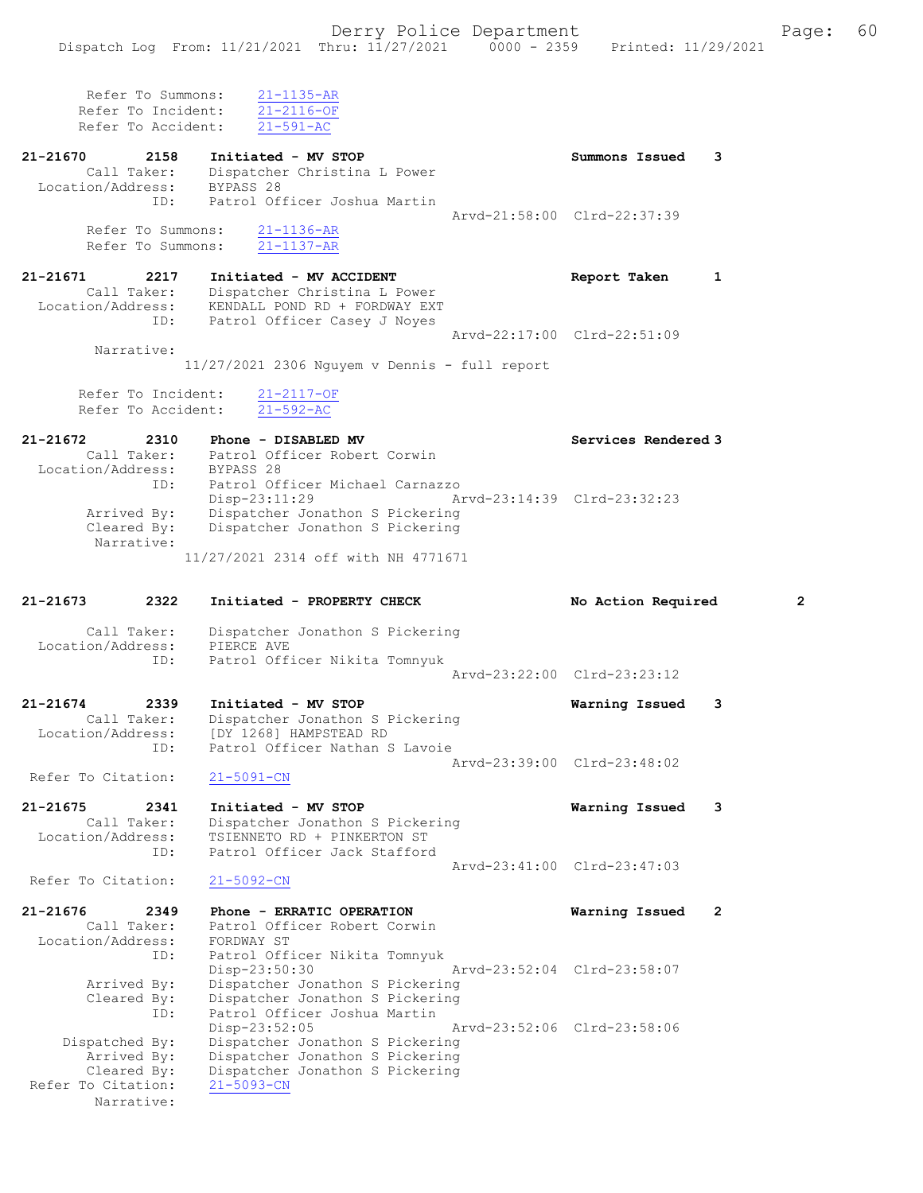Refer To Summons: 21-1135-AR
Refer To Incident: 21-2116-OF
Refer To Accident: 21-591-AC

**21-21670 2158 Initiated - MV STOP** — Summons Issued 3
Call Taker: Dispatcher Christina L Power
Location/Address: BYPASS 28
ID: Patrol Officer Joshua Martin
Arvd-21:58:00 Clrd-22:37:39
Refer To Summons: 21-1136-AR
Refer To Summons: 21-1137-AR

**21-21671 2217 Initiated - MV ACCIDENT** — Report Taken 1
Call Taker: Dispatcher Christina L Power
Location/Address: KENDALL POND RD + FORDWAY EXT
ID: Patrol Officer Casey J Noyes
Arvd-22:17:00 Clrd-22:51:09
Narrative:
11/27/2021 2306 Nguyem v Dennis - full report

Refer To Incident: 21-2117-OF
Refer To Accident: 21-592-AC

**21-21672 2310 Phone - DISABLED MV** — Services Rendered 3
Call Taker: Patrol Officer Robert Corwin
Location/Address: BYPASS 28
ID: Patrol Officer Michael Carnazzo
Disp-23:11:29 Arvd-23:14:39 Clrd-23:32:23
Arrived By: Dispatcher Jonathon S Pickering
Cleared By: Dispatcher Jonathon S Pickering
Narrative:
11/27/2021 2314 off with NH 4771671

**21-21673 2322 Initiated - PROPERTY CHECK** — No Action Required 2
Call Taker: Dispatcher Jonathon S Pickering
Location/Address: PIERCE AVE
ID: Patrol Officer Nikita Tomnyuk
Arvd-23:22:00 Clrd-23:23:12

**21-21674 2339 Initiated - MV STOP** — Warning Issued 3
Call Taker: Dispatcher Jonathon S Pickering
Location/Address: [DY 1268] HAMPSTEAD RD
ID: Patrol Officer Nathan S Lavoie
Arvd-23:39:00 Clrd-23:48:02
Refer To Citation: 21-5091-CN

**21-21675 2341 Initiated - MV STOP** — Warning Issued 3
Call Taker: Dispatcher Jonathon S Pickering
Location/Address: TSIENNETO RD + PINKERTON ST
ID: Patrol Officer Jack Stafford
Arvd-23:41:00 Clrd-23:47:03
Refer To Citation: 21-5092-CN

**21-21676 2349 Phone - ERRATIC OPERATION** — Warning Issued 2
Call Taker: Patrol Officer Robert Corwin
Location/Address: FORDWAY ST
ID: Patrol Officer Nikita Tomnyuk
Disp-23:50:30 Arvd-23:52:04 Clrd-23:58:07
Arrived By: Dispatcher Jonathon S Pickering
Cleared By: Dispatcher Jonathon S Pickering
ID: Patrol Officer Joshua Martin
Disp-23:52:05 Arvd-23:52:06 Clrd-23:58:06
Dispatched By: Dispatcher Jonathon S Pickering
Arrived By: Dispatcher Jonathon S Pickering
Cleared By: Dispatcher Jonathon S Pickering
Refer To Citation: 21-5093-CN
Narrative: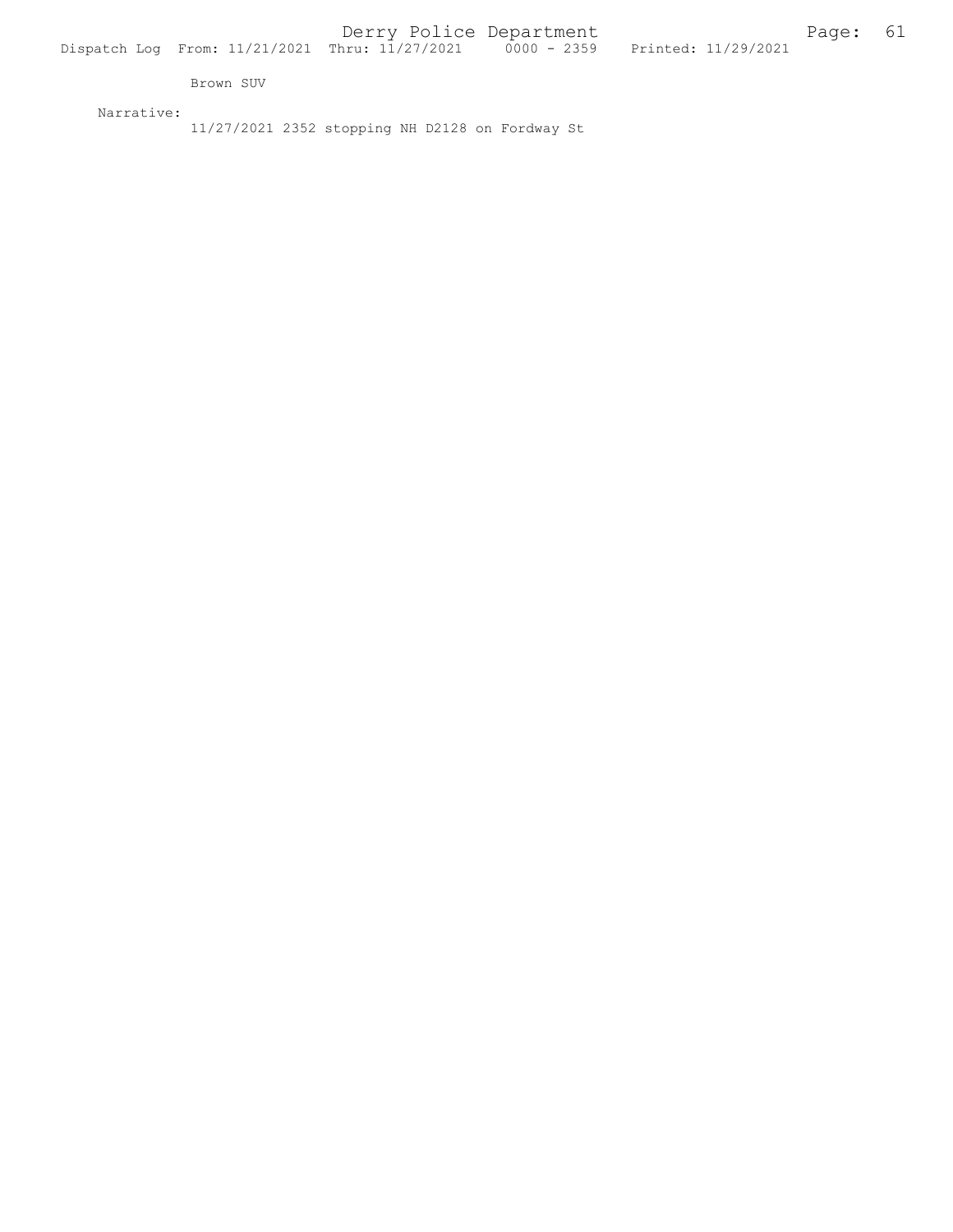Brown SUV

Narrative:

11/27/2021 2352 stopping NH D2128 on Fordway St